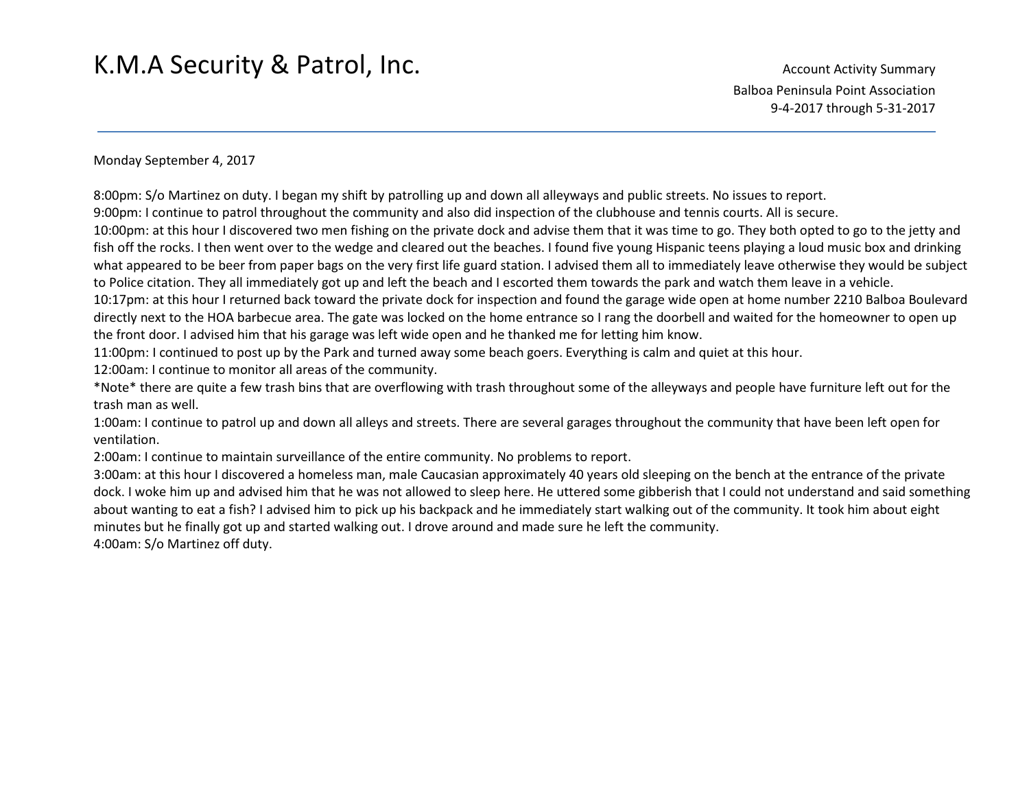# K.M.A Security & Patrol, Inc.

Account Activity Summary
Balboa Peninsula Point Association
9-4-2017 through 5-31-2017

---

Monday September 4, 2017

8:00pm: S/o Martinez on duty. I began my shift by patrolling up and down all alleyways and public streets. No issues to report.
9:00pm: I continue to patrol throughout the community and also did inspection of the clubhouse and tennis courts. All is secure.
10:00pm: at this hour I discovered two men fishing on the private dock and advise them that it was time to go. They both opted to go to the jetty and fish off the rocks. I then went over to the wedge and cleared out the beaches. I found five young Hispanic teens playing a loud music box and drinking what appeared to be beer from paper bags on the very first life guard station. I advised them all to immediately leave otherwise they would be subject to Police citation. They all immediately got up and left the beach and I escorted them towards the park and watch them leave in a vehicle.
10:17pm: at this hour I returned back toward the private dock for inspection and found the garage wide open at home number 2210 Balboa Boulevard directly next to the HOA barbecue area. The gate was locked on the home entrance so I rang the doorbell and waited for the homeowner to open up the front door. I advised him that his garage was left wide open and he thanked me for letting him know.
11:00pm: I continued to post up by the Park and turned away some beach goers. Everything is calm and quiet at this hour.
12:00am: I continue to monitor all areas of the community.
*Note* there are quite a few trash bins that are overflowing with trash throughout some of the alleyways and people have furniture left out for the trash man as well.
1:00am: I continue to patrol up and down all alleys and streets. There are several garages throughout the community that have been left open for ventilation.
2:00am: I continue to maintain surveillance of the entire community. No problems to report.
3:00am: at this hour I discovered a homeless man, male Caucasian approximately 40 years old sleeping on the bench at the entrance of the private dock. I woke him up and advised him that he was not allowed to sleep here. He uttered some gibberish that I could not understand and said something about wanting to eat a fish? I advised him to pick up his backpack and he immediately start walking out of the community. It took him about eight minutes but he finally got up and started walking out. I drove around and made sure he left the community.
4:00am: S/o Martinez off duty.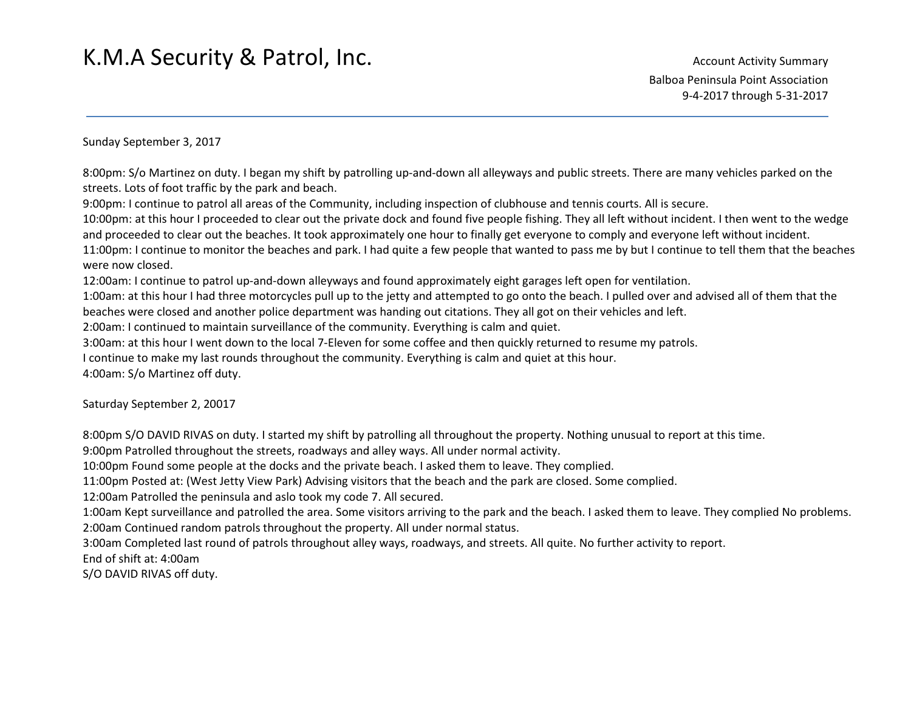# K.M.A Security & Patrol, Inc.

Account Activity Summary
Balboa Peninsula Point Association
9-4-2017 through 5-31-2017

Sunday September 3, 2017

8:00pm: S/o Martinez on duty. I began my shift by patrolling up-and-down all alleyways and public streets. There are many vehicles parked on the streets. Lots of foot traffic by the park and beach.
9:00pm: I continue to patrol all areas of the Community, including inspection of clubhouse and tennis courts. All is secure.
10:00pm: at this hour I proceeded to clear out the private dock and found five people fishing. They all left without incident. I then went to the wedge and proceeded to clear out the beaches. It took approximately one hour to finally get everyone to comply and everyone left without incident.
11:00pm: I continue to monitor the beaches and park. I had quite a few people that wanted to pass me by but I continue to tell them that the beaches were now closed.
12:00am: I continue to patrol up-and-down alleyways and found approximately eight garages left open for ventilation.
1:00am: at this hour I had three motorcycles pull up to the jetty and attempted to go onto the beach. I pulled over and advised all of them that the beaches were closed and another police department was handing out citations. They all got on their vehicles and left.
2:00am: I continued to maintain surveillance of the community. Everything is calm and quiet.
3:00am: at this hour I went down to the local 7-Eleven for some coffee and then quickly returned to resume my patrols.
I continue to make my last rounds throughout the community. Everything is calm and quiet at this hour.
4:00am: S/o Martinez off duty.

Saturday September 2, 20017

8:00pm S/O DAVID RIVAS on duty. I started my shift by patrolling all throughout the property. Nothing unusual to report at this time.
9:00pm Patrolled throughout the streets, roadways and alley ways. All under normal activity.
10:00pm Found some people at the docks and the private beach. I asked them to leave. They complied.
11:00pm Posted at: (West Jetty View Park) Advising visitors that the beach and the park are closed. Some complied.
12:00am Patrolled the peninsula and aslo took my code 7. All secured.
1:00am Kept surveillance and patrolled the area. Some visitors arriving to the park and the beach. I asked them to leave. They complied No problems.
2:00am Continued random patrols throughout the property. All under normal status.
3:00am Completed last round of patrols throughout alley ways, roadways, and streets. All quite. No further activity to report.
End of shift at: 4:00am
S/O DAVID RIVAS off duty.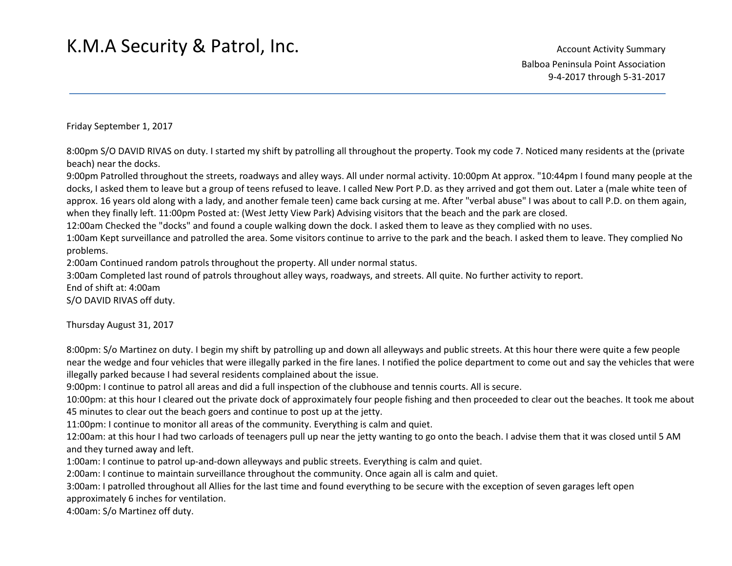# K.M.A Security & Patrol, Inc.

Account Activity Summary
Balboa Peninsula Point Association
9-4-2017 through 5-31-2017

Friday September 1, 2017

8:00pm S/O DAVID RIVAS on duty. I started my shift by patrolling all throughout the property. Took my code 7. Noticed many residents at the (private beach) near the docks.
9:00pm Patrolled throughout the streets, roadways and alley ways. All under normal activity. 10:00pm At approx. "10:44pm I found many people at the docks, I asked them to leave but a group of teens refused to leave. I called New Port P.D. as they arrived and got them out. Later a (male white teen of approx. 16 years old along with a lady, and another female teen) came back cursing at me. After "verbal abuse" I was about to call P.D. on them again, when they finally left. 11:00pm Posted at: (West Jetty View Park) Advising visitors that the beach and the park are closed.
12:00am Checked the "docks" and found a couple walking down the dock. I asked them to leave as they complied with no uses.
1:00am Kept surveillance and patrolled the area. Some visitors continue to arrive to the park and the beach. I asked them to leave. They complied No problems.
2:00am Continued random patrols throughout the property. All under normal status.
3:00am Completed last round of patrols throughout alley ways, roadways, and streets. All quite. No further activity to report.
End of shift at: 4:00am
S/O DAVID RIVAS off duty.

Thursday August 31, 2017

8:00pm: S/o Martinez on duty. I begin my shift by patrolling up and down all alleyways and public streets. At this hour there were quite a few people near the wedge and four vehicles that were illegally parked in the fire lanes. I notified the police department to come out and say the vehicles that were illegally parked because I had several residents complained about the issue.
9:00pm: I continue to patrol all areas and did a full inspection of the clubhouse and tennis courts. All is secure.
10:00pm: at this hour I cleared out the private dock of approximately four people fishing and then proceeded to clear out the beaches. It took me about 45 minutes to clear out the beach goers and continue to post up at the jetty.
11:00pm: I continue to monitor all areas of the community. Everything is calm and quiet.
12:00am: at this hour I had two carloads of teenagers pull up near the jetty wanting to go onto the beach. I advise them that it was closed until 5 AM and they turned away and left.
1:00am: I continue to patrol up-and-down alleyways and public streets. Everything is calm and quiet.
2:00am: I continue to maintain surveillance throughout the community. Once again all is calm and quiet.
3:00am: I patrolled throughout all Allies for the last time and found everything to be secure with the exception of seven garages left open approximately 6 inches for ventilation.
4:00am: S/o Martinez off duty.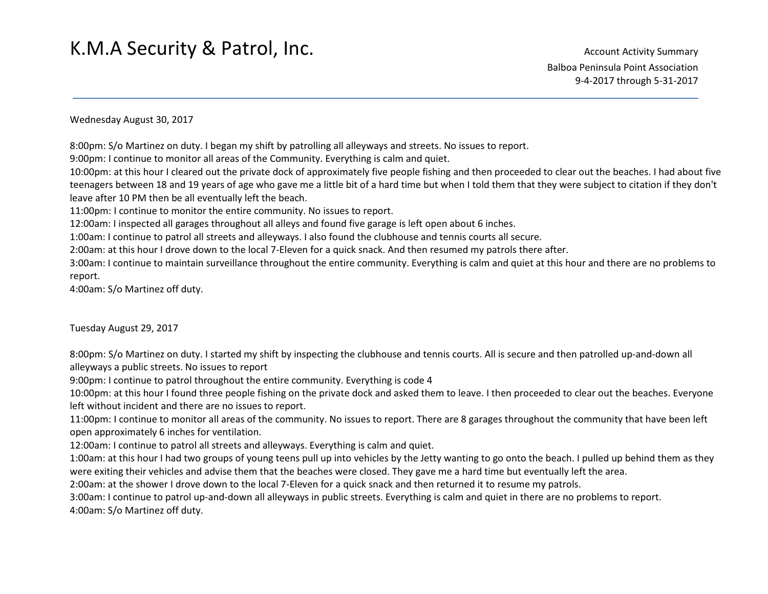# K.M.A Security & Patrol, Inc.

Account Activity Summary
Balboa Peninsula Point Association
9-4-2017 through 5-31-2017

---

Wednesday August 30, 2017

8:00pm: S/o Martinez on duty. I began my shift by patrolling all alleyways and streets. No issues to report.
9:00pm: I continue to monitor all areas of the Community. Everything is calm and quiet.
10:00pm: at this hour I cleared out the private dock of approximately five people fishing and then proceeded to clear out the beaches. I had about five teenagers between 18 and 19 years of age who gave me a little bit of a hard time but when I told them that they were subject to citation if they don't leave after 10 PM then be all eventually left the beach.
11:00pm: I continue to monitor the entire community. No issues to report.
12:00am: I inspected all garages throughout all alleys and found five garage is left open about 6 inches.
1:00am: I continue to patrol all streets and alleyways. I also found the clubhouse and tennis courts all secure.
2:00am: at this hour I drove down to the local 7-Eleven for a quick snack. And then resumed my patrols there after.
3:00am: I continue to maintain surveillance throughout the entire community. Everything is calm and quiet at this hour and there are no problems to report.
4:00am: S/o Martinez off duty.

Tuesday August 29, 2017

8:00pm: S/o Martinez on duty. I started my shift by inspecting the clubhouse and tennis courts. All is secure and then patrolled up-and-down all alleyways a public streets. No issues to report
9:00pm: I continue to patrol throughout the entire community. Everything is code 4
10:00pm: at this hour I found three people fishing on the private dock and asked them to leave. I then proceeded to clear out the beaches. Everyone left without incident and there are no issues to report.
11:00pm: I continue to monitor all areas of the community. No issues to report. There are 8 garages throughout the community that have been left open approximately 6 inches for ventilation.
12:00am: I continue to patrol all streets and alleyways. Everything is calm and quiet.
1:00am: at this hour I had two groups of young teens pull up into vehicles by the Jetty wanting to go onto the beach. I pulled up behind them as they were exiting their vehicles and advise them that the beaches were closed. They gave me a hard time but eventually left the area.
2:00am: at the shower I drove down to the local 7-Eleven for a quick snack and then returned it to resume my patrols.
3:00am: I continue to patrol up-and-down all alleyways in public streets. Everything is calm and quiet in there are no problems to report.
4:00am: S/o Martinez off duty.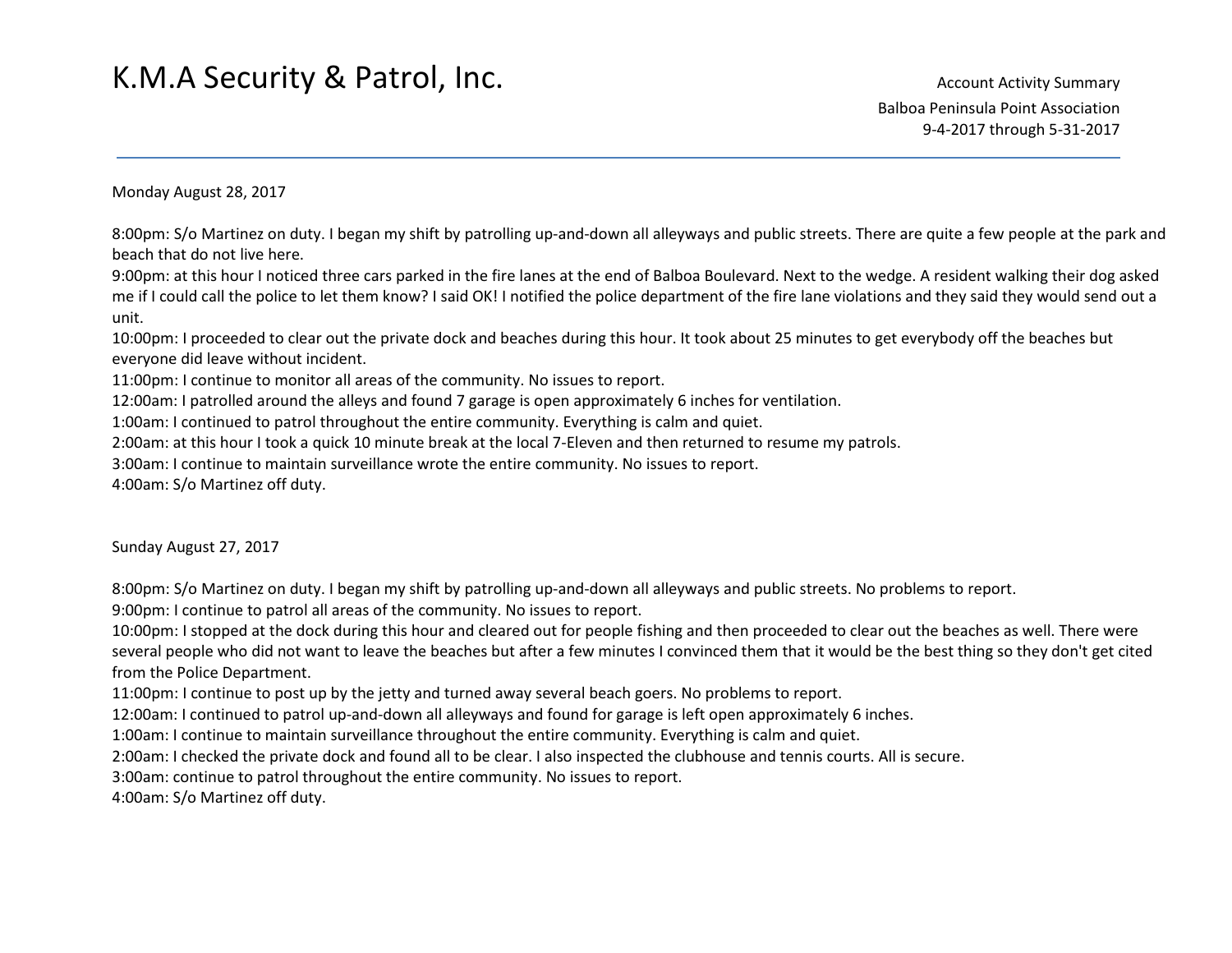# K.M.A Security & Patrol, Inc.

Account Activity Summary
Balboa Peninsula Point Association
9-4-2017 through 5-31-2017

Monday August 28, 2017

8:00pm: S/o Martinez on duty. I began my shift by patrolling up-and-down all alleyways and public streets. There are quite a few people at the park and beach that do not live here.
9:00pm: at this hour I noticed three cars parked in the fire lanes at the end of Balboa Boulevard. Next to the wedge. A resident walking their dog asked me if I could call the police to let them know? I said OK! I notified the police department of the fire lane violations and they said they would send out a unit.
10:00pm: I proceeded to clear out the private dock and beaches during this hour. It took about 25 minutes to get everybody off the beaches but everyone did leave without incident.
11:00pm: I continue to monitor all areas of the community. No issues to report.
12:00am: I patrolled around the alleys and found 7 garage is open approximately 6 inches for ventilation.
1:00am: I continued to patrol throughout the entire community. Everything is calm and quiet.
2:00am: at this hour I took a quick 10 minute break at the local 7-Eleven and then returned to resume my patrols.
3:00am: I continue to maintain surveillance wrote the entire community. No issues to report.
4:00am: S/o Martinez off duty.

Sunday August 27, 2017

8:00pm: S/o Martinez on duty. I began my shift by patrolling up-and-down all alleyways and public streets. No problems to report.
9:00pm: I continue to patrol all areas of the community. No issues to report.
10:00pm: I stopped at the dock during this hour and cleared out for people fishing and then proceeded to clear out the beaches as well. There were several people who did not want to leave the beaches but after a few minutes I convinced them that it would be the best thing so they don't get cited from the Police Department.
11:00pm: I continue to post up by the jetty and turned away several beach goers. No problems to report.
12:00am: I continued to patrol up-and-down all alleyways and found for garage is left open approximately 6 inches.
1:00am: I continue to maintain surveillance throughout the entire community. Everything is calm and quiet.
2:00am: I checked the private dock and found all to be clear. I also inspected the clubhouse and tennis courts. All is secure.
3:00am: continue to patrol throughout the entire community. No issues to report.
4:00am: S/o Martinez off duty.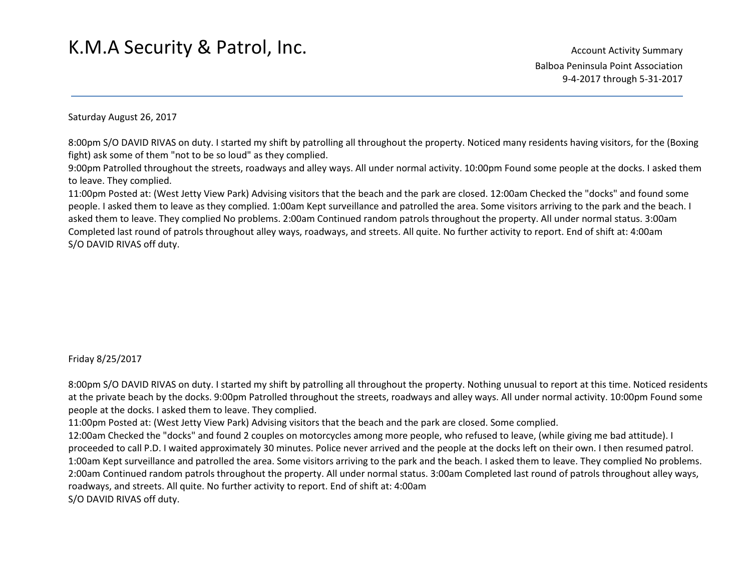# K.M.A Security & Patrol, Inc.

Account Activity Summary
Balboa Peninsula Point Association
9-4-2017 through 5-31-2017

Saturday August 26, 2017

8:00pm S/O DAVID RIVAS on duty. I started my shift by patrolling all throughout the property. Noticed many residents having visitors, for the (Boxing fight) ask some of them "not to be so loud" as they complied.
9:00pm Patrolled throughout the streets, roadways and alley ways. All under normal activity. 10:00pm Found some people at the docks. I asked them to leave. They complied.
11:00pm Posted at: (West Jetty View Park) Advising visitors that the beach and the park are closed. 12:00am Checked the "docks" and found some people. I asked them to leave as they complied. 1:00am Kept surveillance and patrolled the area. Some visitors arriving to the park and the beach. I asked them to leave. They complied No problems. 2:00am Continued random patrols throughout the property. All under normal status. 3:00am Completed last round of patrols throughout alley ways, roadways, and streets. All quite. No further activity to report. End of shift at: 4:00am
S/O DAVID RIVAS off duty.

Friday 8/25/2017

8:00pm S/O DAVID RIVAS on duty. I started my shift by patrolling all throughout the property. Nothing unusual to report at this time. Noticed residents at the private beach by the docks. 9:00pm Patrolled throughout the streets, roadways and alley ways. All under normal activity. 10:00pm Found some people at the docks. I asked them to leave. They complied.
11:00pm Posted at: (West Jetty View Park) Advising visitors that the beach and the park are closed. Some complied.
12:00am Checked the "docks" and found 2 couples on motorcycles among more people, who refused to leave, (while giving me bad attitude). I proceeded to call P.D. I waited approximately 30 minutes. Police never arrived and the people at the docks left on their own. I then resumed patrol.
1:00am Kept surveillance and patrolled the area. Some visitors arriving to the park and the beach. I asked them to leave. They complied No problems.
2:00am Continued random patrols throughout the property. All under normal status. 3:00am Completed last round of patrols throughout alley ways, roadways, and streets. All quite. No further activity to report. End of shift at: 4:00am
S/O DAVID RIVAS off duty.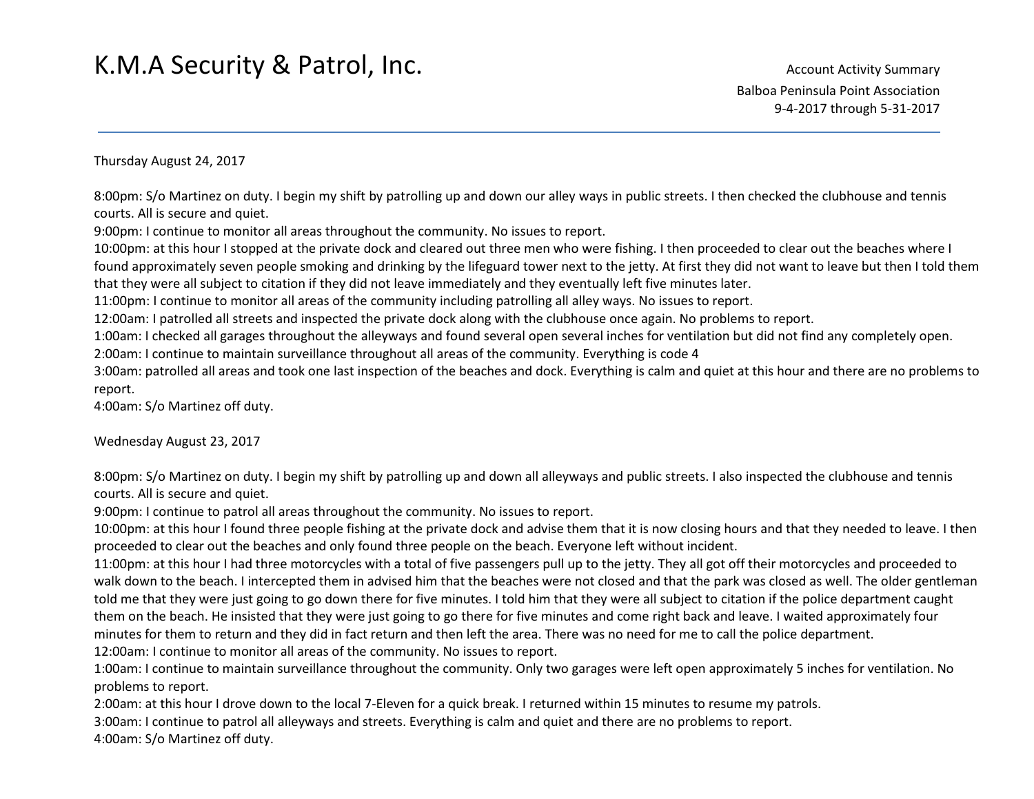# K.M.A Security & Patrol, Inc.

Account Activity Summary
Balboa Peninsula Point Association
9-4-2017 through 5-31-2017

Thursday August 24, 2017

8:00pm: S/o Martinez on duty. I begin my shift by patrolling up and down our alley ways in public streets. I then checked the clubhouse and tennis courts. All is secure and quiet.
9:00pm: I continue to monitor all areas throughout the community. No issues to report.
10:00pm: at this hour I stopped at the private dock and cleared out three men who were fishing. I then proceeded to clear out the beaches where I found approximately seven people smoking and drinking by the lifeguard tower next to the jetty. At first they did not want to leave but then I told them that they were all subject to citation if they did not leave immediately and they eventually left five minutes later.
11:00pm: I continue to monitor all areas of the community including patrolling all alley ways. No issues to report.
12:00am: I patrolled all streets and inspected the private dock along with the clubhouse once again. No problems to report.
1:00am: I checked all garages throughout the alleyways and found several open several inches for ventilation but did not find any completely open.
2:00am: I continue to maintain surveillance throughout all areas of the community. Everything is code 4
3:00am: patrolled all areas and took one last inspection of the beaches and dock. Everything is calm and quiet at this hour and there are no problems to report.
4:00am: S/o Martinez off duty.

Wednesday August 23, 2017

8:00pm: S/o Martinez on duty. I begin my shift by patrolling up and down all alleyways and public streets. I also inspected the clubhouse and tennis courts. All is secure and quiet.
9:00pm: I continue to patrol all areas throughout the community. No issues to report.
10:00pm: at this hour I found three people fishing at the private dock and advise them that it is now closing hours and that they needed to leave. I then proceeded to clear out the beaches and only found three people on the beach. Everyone left without incident.
11:00pm: at this hour I had three motorcycles with a total of five passengers pull up to the jetty. They all got off their motorcycles and proceeded to walk down to the beach. I intercepted them in advised him that the beaches were not closed and that the park was closed as well. The older gentleman told me that they were just going to go down there for five minutes. I told him that they were all subject to citation if the police department caught them on the beach. He insisted that they were just going to go there for five minutes and come right back and leave. I waited approximately four minutes for them to return and they did in fact return and then left the area. There was no need for me to call the police department.
12:00am: I continue to monitor all areas of the community. No issues to report.
1:00am: I continue to maintain surveillance throughout the community. Only two garages were left open approximately 5 inches for ventilation. No problems to report.
2:00am: at this hour I drove down to the local 7-Eleven for a quick break. I returned within 15 minutes to resume my patrols.
3:00am: I continue to patrol all alleyways and streets. Everything is calm and quiet and there are no problems to report.
4:00am: S/o Martinez off duty.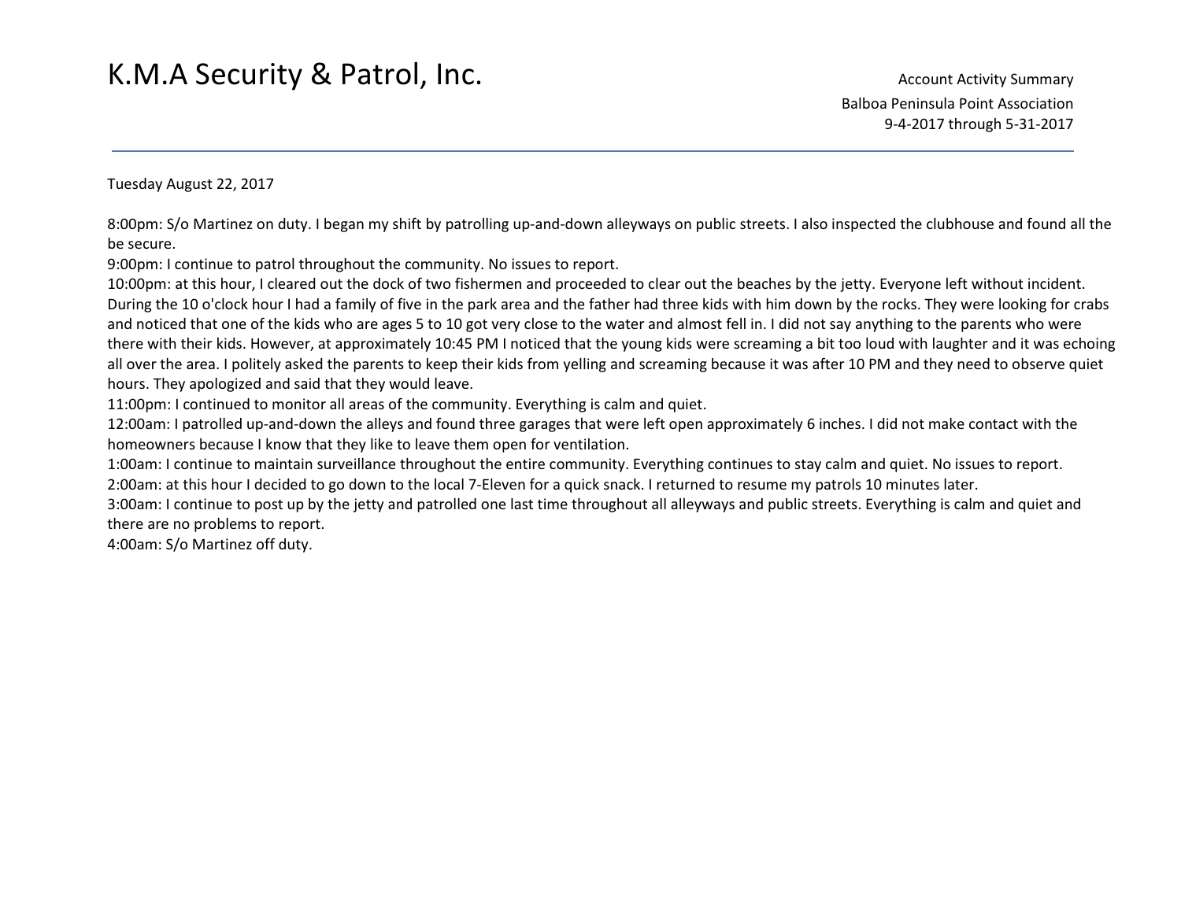Tuesday August 22, 2017

8:00pm: S/o Martinez on duty. I began my shift by patrolling up-and-down alleyways on public streets. I also inspected the clubhouse and found all the be secure.
9:00pm: I continue to patrol throughout the community. No issues to report.
10:00pm: at this hour, I cleared out the dock of two fishermen and proceeded to clear out the beaches by the jetty. Everyone left without incident. During the 10 o'clock hour I had a family of five in the park area and the father had three kids with him down by the rocks. They were looking for crabs and noticed that one of the kids who are ages 5 to 10 got very close to the water and almost fell in. I did not say anything to the parents who were there with their kids. However, at approximately 10:45 PM I noticed that the young kids were screaming a bit too loud with laughter and it was echoing all over the area. I politely asked the parents to keep their kids from yelling and screaming because it was after 10 PM and they need to observe quiet hours. They apologized and said that they would leave.
11:00pm: I continued to monitor all areas of the community. Everything is calm and quiet.
12:00am: I patrolled up-and-down the alleys and found three garages that were left open approximately 6 inches. I did not make contact with the homeowners because I know that they like to leave them open for ventilation.
1:00am: I continue to maintain surveillance throughout the entire community. Everything continues to stay calm and quiet. No issues to report.
2:00am: at this hour I decided to go down to the local 7-Eleven for a quick snack. I returned to resume my patrols 10 minutes later.
3:00am: I continue to post up by the jetty and patrolled one last time throughout all alleyways and public streets. Everything is calm and quiet and there are no problems to report.
4:00am: S/o Martinez off duty.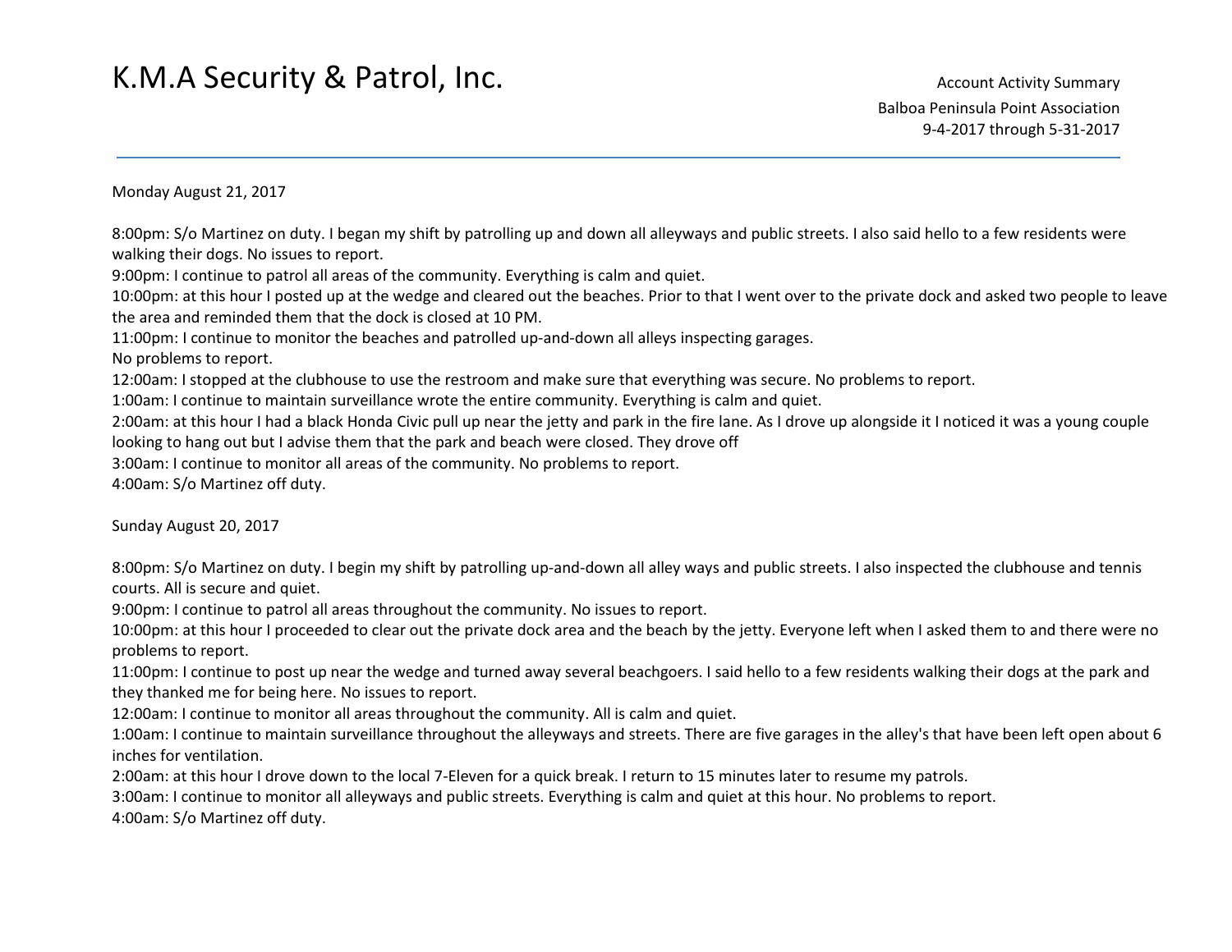# K.M.A Security & Patrol, Inc.

Account Activity Summary
Balboa Peninsula Point Association
9-4-2017 through 5-31-2017

---

Monday August 21, 2017

8:00pm: S/o Martinez on duty. I began my shift by patrolling up and down all alleyways and public streets. I also said hello to a few residents were walking their dogs. No issues to report.
9:00pm: I continue to patrol all areas of the community. Everything is calm and quiet.
10:00pm: at this hour I posted up at the wedge and cleared out the beaches. Prior to that I went over to the private dock and asked two people to leave the area and reminded them that the dock is closed at 10 PM.
11:00pm: I continue to monitor the beaches and patrolled up-and-down all alleys inspecting garages.
No problems to report.
12:00am: I stopped at the clubhouse to use the restroom and make sure that everything was secure. No problems to report.
1:00am: I continue to maintain surveillance wrote the entire community. Everything is calm and quiet.
2:00am: at this hour I had a black Honda Civic pull up near the jetty and park in the fire lane. As I drove up alongside it I noticed it was a young couple looking to hang out but I advise them that the park and beach were closed. They drove off
3:00am: I continue to monitor all areas of the community. No problems to report.
4:00am: S/o Martinez off duty.

Sunday August 20, 2017

8:00pm: S/o Martinez on duty. I begin my shift by patrolling up-and-down all alley ways and public streets. I also inspected the clubhouse and tennis courts. All is secure and quiet.
9:00pm: I continue to patrol all areas throughout the community. No issues to report.
10:00pm: at this hour I proceeded to clear out the private dock area and the beach by the jetty. Everyone left when I asked them to and there were no problems to report.
11:00pm: I continue to post up near the wedge and turned away several beachgoers. I said hello to a few residents walking their dogs at the park and they thanked me for being here. No issues to report.
12:00am: I continue to monitor all areas throughout the community. All is calm and quiet.
1:00am: I continue to maintain surveillance throughout the alleyways and streets. There are five garages in the alley's that have been left open about 6 inches for ventilation.
2:00am: at this hour I drove down to the local 7-Eleven for a quick break. I return to 15 minutes later to resume my patrols.
3:00am: I continue to monitor all alleyways and public streets. Everything is calm and quiet at this hour. No problems to report.
4:00am: S/o Martinez off duty.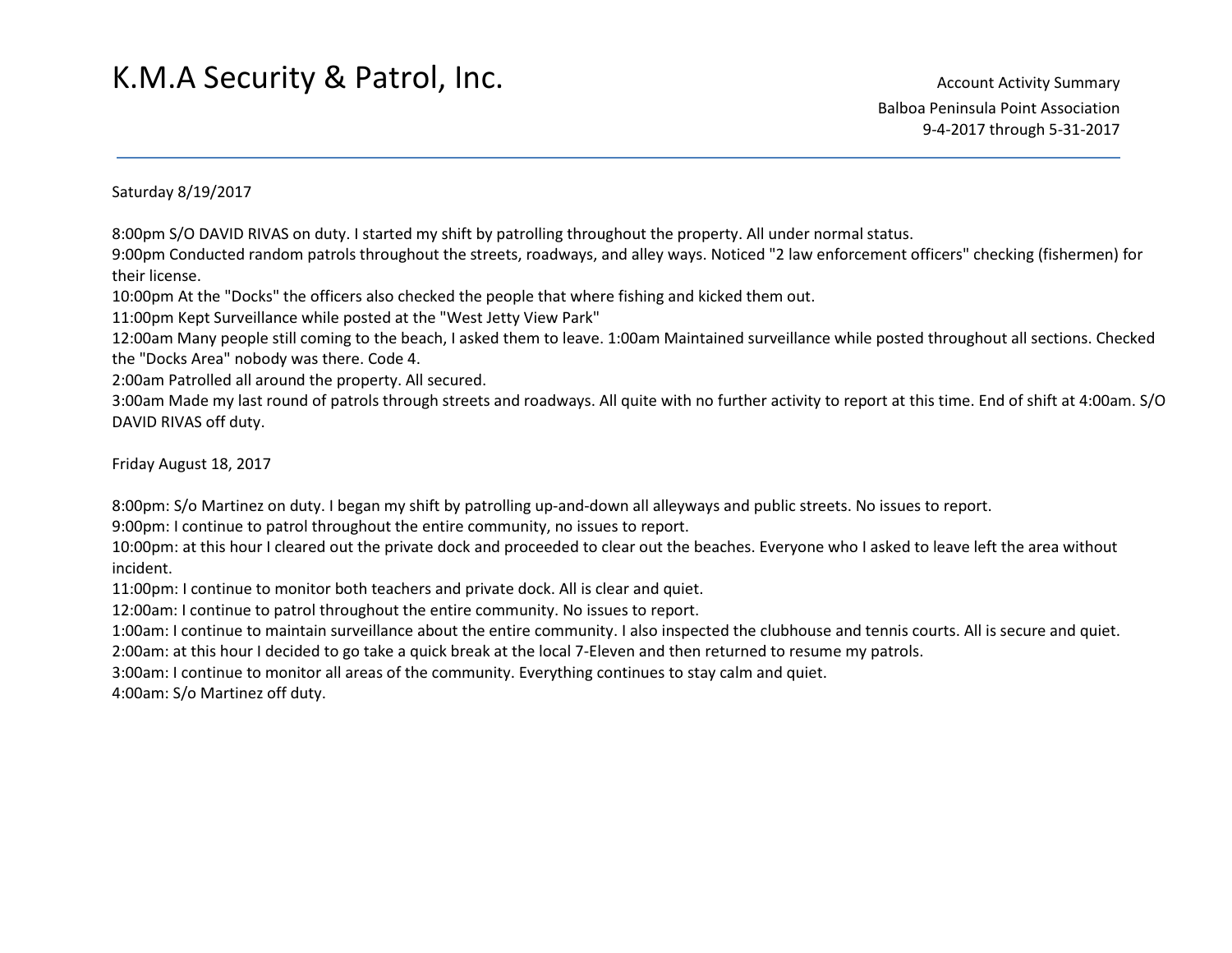Saturday 8/19/2017

8:00pm S/O DAVID RIVAS on duty. I started my shift by patrolling throughout the property. All under normal status.
9:00pm Conducted random patrols throughout the streets, roadways, and alley ways. Noticed "2 law enforcement officers" checking (fishermen) for their license.
10:00pm At the "Docks" the officers also checked the people that where fishing and kicked them out.
11:00pm Kept Surveillance while posted at the "West Jetty View Park"
12:00am Many people still coming to the beach, I asked them to leave. 1:00am Maintained surveillance while posted throughout all sections. Checked the "Docks Area" nobody was there. Code 4.
2:00am Patrolled all around the property. All secured.
3:00am Made my last round of patrols through streets and roadways. All quite with no further activity to report at this time. End of shift at 4:00am. S/O DAVID RIVAS off duty.

Friday August 18, 2017

8:00pm: S/o Martinez on duty. I began my shift by patrolling up-and-down all alleyways and public streets. No issues to report.
9:00pm: I continue to patrol throughout the entire community, no issues to report.
10:00pm: at this hour I cleared out the private dock and proceeded to clear out the beaches. Everyone who I asked to leave left the area without incident.
11:00pm: I continue to monitor both teachers and private dock. All is clear and quiet.
12:00am: I continue to patrol throughout the entire community. No issues to report.
1:00am: I continue to maintain surveillance about the entire community. I also inspected the clubhouse and tennis courts. All is secure and quiet.
2:00am: at this hour I decided to go take a quick break at the local 7-Eleven and then returned to resume my patrols.
3:00am: I continue to monitor all areas of the community. Everything continues to stay calm and quiet.
4:00am: S/o Martinez off duty.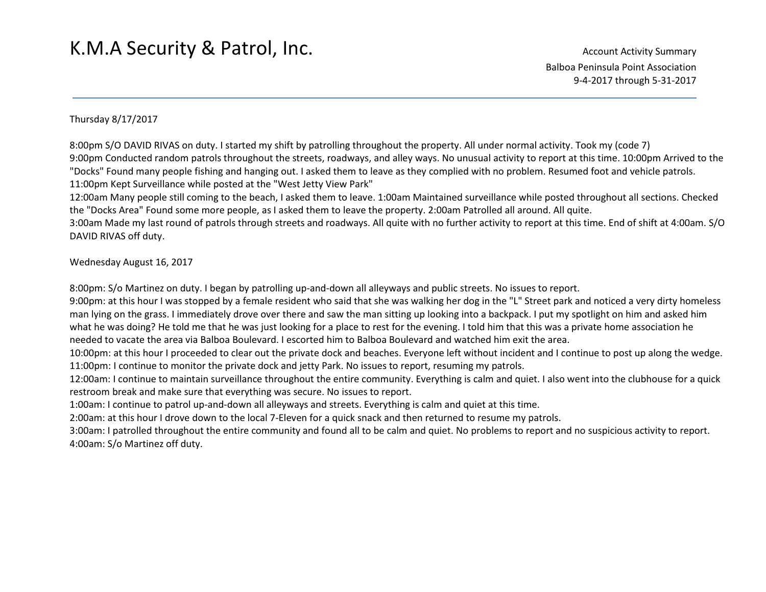# K.M.A Security & Patrol, Inc.

Account Activity Summary
Balboa Peninsula Point Association
9-4-2017 through 5-31-2017

Thursday 8/17/2017

8:00pm S/O DAVID RIVAS on duty. I started my shift by patrolling throughout the property. All under normal activity. Took my (code 7)
9:00pm Conducted random patrols throughout the streets, roadways, and alley ways. No unusual activity to report at this time. 10:00pm Arrived to the "Docks" Found many people fishing and hanging out. I asked them to leave as they complied with no problem. Resumed foot and vehicle patrols.
11:00pm Kept Surveillance while posted at the "West Jetty View Park"
12:00am Many people still coming to the beach, I asked them to leave. 1:00am Maintained surveillance while posted throughout all sections. Checked the "Docks Area" Found some more people, as I asked them to leave the property. 2:00am Patrolled all around. All quite.
3:00am Made my last round of patrols through streets and roadways. All quite with no further activity to report at this time. End of shift at 4:00am. S/O DAVID RIVAS off duty.

Wednesday August 16, 2017

8:00pm: S/o Martinez on duty. I began by patrolling up-and-down all alleyways and public streets. No issues to report.
9:00pm: at this hour I was stopped by a female resident who said that she was walking her dog in the "L" Street park and noticed a very dirty homeless man lying on the grass. I immediately drove over there and saw the man sitting up looking into a backpack. I put my spotlight on him and asked him what he was doing? He told me that he was just looking for a place to rest for the evening. I told him that this was a private home association he needed to vacate the area via Balboa Boulevard. I escorted him to Balboa Boulevard and watched him exit the area.
10:00pm: at this hour I proceeded to clear out the private dock and beaches. Everyone left without incident and I continue to post up along the wedge.
11:00pm: I continue to monitor the private dock and jetty Park. No issues to report, resuming my patrols.
12:00am: I continue to maintain surveillance throughout the entire community. Everything is calm and quiet. I also went into the clubhouse for a quick restroom break and make sure that everything was secure. No issues to report.
1:00am: I continue to patrol up-and-down all alleyways and streets. Everything is calm and quiet at this time.
2:00am: at this hour I drove down to the local 7-Eleven for a quick snack and then returned to resume my patrols.
3:00am: I patrolled throughout the entire community and found all to be calm and quiet. No problems to report and no suspicious activity to report.
4:00am: S/o Martinez off duty.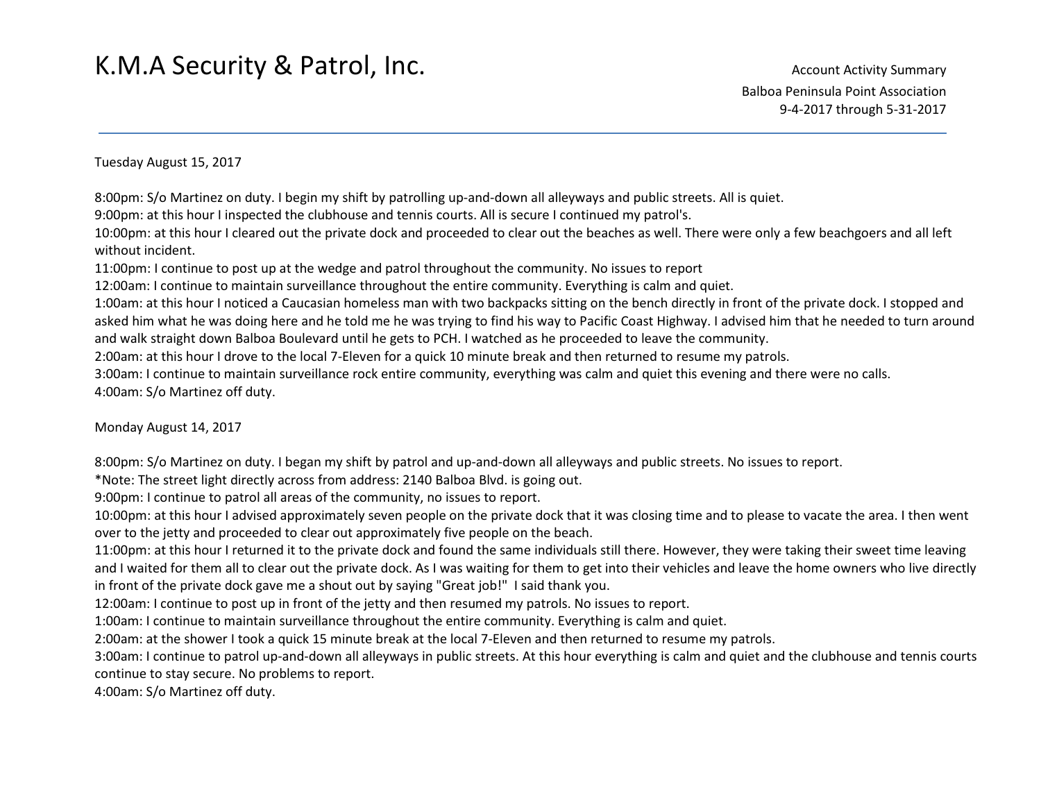# K.M.A Security & Patrol, Inc.

Account Activity Summary
Balboa Peninsula Point Association
9-4-2017 through 5-31-2017

Tuesday August 15, 2017

8:00pm: S/o Martinez on duty. I begin my shift by patrolling up-and-down all alleyways and public streets. All is quiet.
9:00pm: at this hour I inspected the clubhouse and tennis courts. All is secure I continued my patrol's.
10:00pm: at this hour I cleared out the private dock and proceeded to clear out the beaches as well. There were only a few beachgoers and all left without incident.
11:00pm: I continue to post up at the wedge and patrol throughout the community. No issues to report
12:00am: I continue to maintain surveillance throughout the entire community. Everything is calm and quiet.
1:00am: at this hour I noticed a Caucasian homeless man with two backpacks sitting on the bench directly in front of the private dock. I stopped and asked him what he was doing here and he told me he was trying to find his way to Pacific Coast Highway. I advised him that he needed to turn around and walk straight down Balboa Boulevard until he gets to PCH. I watched as he proceeded to leave the community.
2:00am: at this hour I drove to the local 7-Eleven for a quick 10 minute break and then returned to resume my patrols.
3:00am: I continue to maintain surveillance rock entire community, everything was calm and quiet this evening and there were no calls.
4:00am: S/o Martinez off duty.

Monday August 14, 2017

8:00pm: S/o Martinez on duty. I began my shift by patrol and up-and-down all alleyways and public streets. No issues to report.
*Note: The street light directly across from address: 2140 Balboa Blvd. is going out.
9:00pm: I continue to patrol all areas of the community, no issues to report.
10:00pm: at this hour I advised approximately seven people on the private dock that it was closing time and to please to vacate the area. I then went over to the jetty and proceeded to clear out approximately five people on the beach.
11:00pm: at this hour I returned it to the private dock and found the same individuals still there. However, they were taking their sweet time leaving and I waited for them all to clear out the private dock. As I was waiting for them to get into their vehicles and leave the home owners who live directly in front of the private dock gave me a shout out by saying "Great job!" I said thank you.
12:00am: I continue to post up in front of the jetty and then resumed my patrols. No issues to report.
1:00am: I continue to maintain surveillance throughout the entire community. Everything is calm and quiet.
2:00am: at the shower I took a quick 15 minute break at the local 7-Eleven and then returned to resume my patrols.
3:00am: I continue to patrol up-and-down all alleyways in public streets. At this hour everything is calm and quiet and the clubhouse and tennis courts continue to stay secure. No problems to report.
4:00am: S/o Martinez off duty.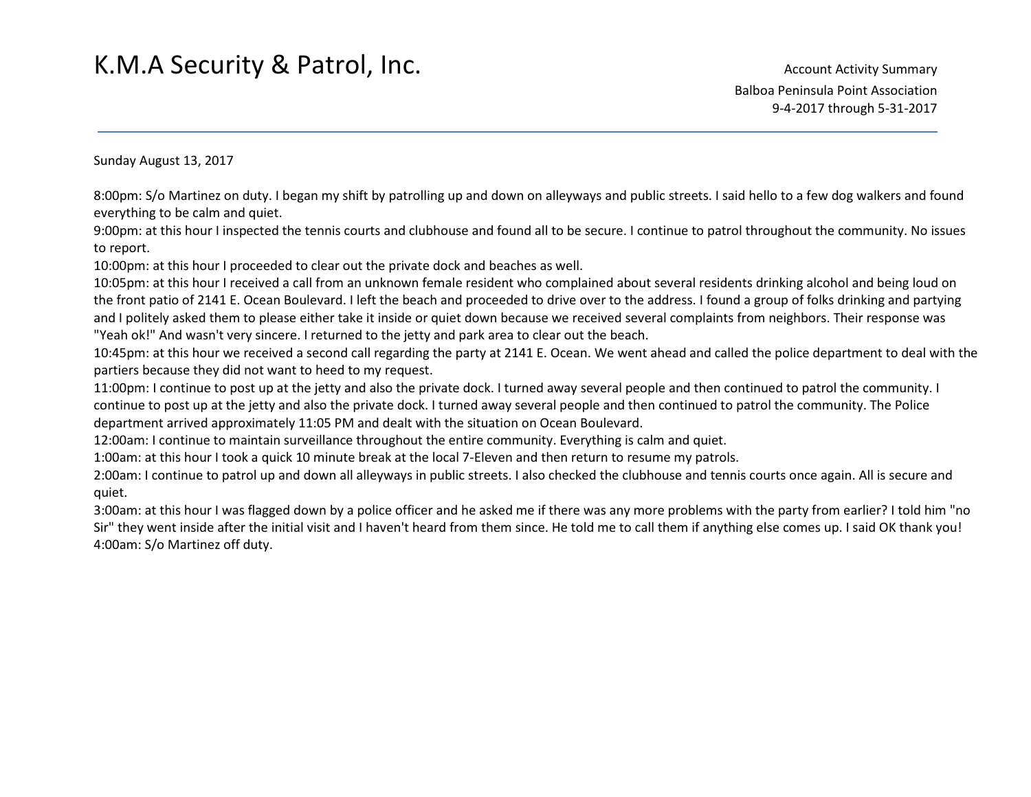Sunday August 13, 2017

8:00pm: S/o Martinez on duty. I began my shift by patrolling up and down on alleyways and public streets. I said hello to a few dog walkers and found everything to be calm and quiet.
9:00pm: at this hour I inspected the tennis courts and clubhouse and found all to be secure. I continue to patrol throughout the community. No issues to report.
10:00pm: at this hour I proceeded to clear out the private dock and beaches as well.
10:05pm: at this hour I received a call from an unknown female resident who complained about several residents drinking alcohol and being loud on the front patio of 2141 E. Ocean Boulevard. I left the beach and proceeded to drive over to the address. I found a group of folks drinking and partying and I politely asked them to please either take it inside or quiet down because we received several complaints from neighbors. Their response was "Yeah ok!" And wasn't very sincere. I returned to the jetty and park area to clear out the beach.
10:45pm: at this hour we received a second call regarding the party at 2141 E. Ocean. We went ahead and called the police department to deal with the partiers because they did not want to heed to my request.
11:00pm: I continue to post up at the jetty and also the private dock. I turned away several people and then continued to patrol the community. I continue to post up at the jetty and also the private dock. I turned away several people and then continued to patrol the community. The Police department arrived approximately 11:05 PM and dealt with the situation on Ocean Boulevard.
12:00am: I continue to maintain surveillance throughout the entire community. Everything is calm and quiet.
1:00am: at this hour I took a quick 10 minute break at the local 7-Eleven and then return to resume my patrols.
2:00am: I continue to patrol up and down all alleyways in public streets. I also checked the clubhouse and tennis courts once again. All is secure and quiet.
3:00am: at this hour I was flagged down by a police officer and he asked me if there was any more problems with the party from earlier? I told him "no Sir" they went inside after the initial visit and I haven't heard from them since. He told me to call them if anything else comes up. I said OK thank you!
4:00am: S/o Martinez off duty.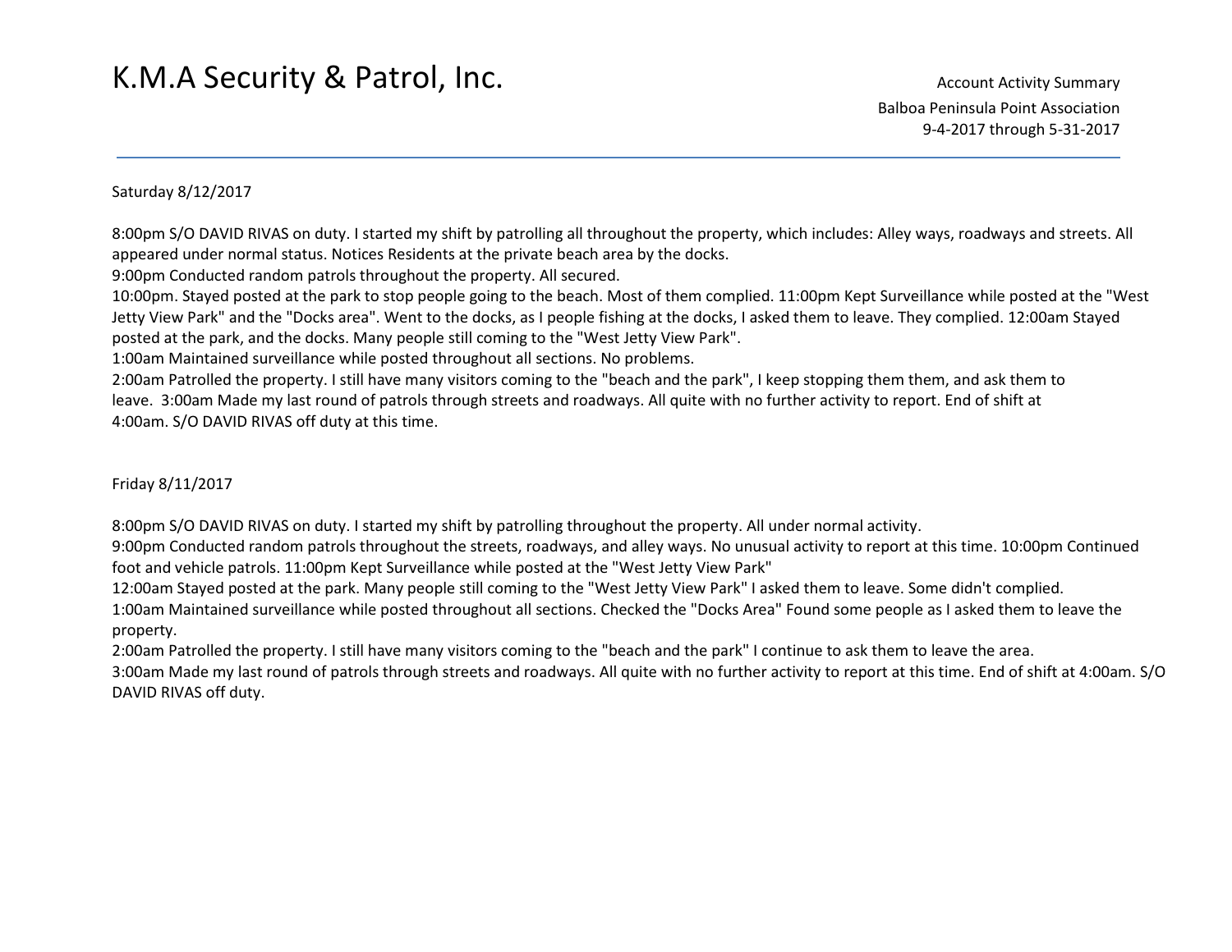Saturday 8/12/2017

8:00pm S/O DAVID RIVAS on duty. I started my shift by patrolling all throughout the property, which includes: Alley ways, roadways and streets. All appeared under normal status. Notices Residents at the private beach area by the docks.
9:00pm Conducted random patrols throughout the property. All secured.
10:00pm. Stayed posted at the park to stop people going to the beach. Most of them complied. 11:00pm Kept Surveillance while posted at the "West Jetty View Park" and the "Docks area". Went to the docks, as I people fishing at the docks, I asked them to leave. They complied. 12:00am Stayed posted at the park, and the docks. Many people still coming to the "West Jetty View Park".
1:00am Maintained surveillance while posted throughout all sections. No problems.
2:00am Patrolled the property. I still have many visitors coming to the "beach and the park", I keep stopping them them, and ask them to leave. 3:00am Made my last round of patrols through streets and roadways. All quite with no further activity to report. End of shift at 4:00am. S/O DAVID RIVAS off duty at this time.

Friday 8/11/2017

8:00pm S/O DAVID RIVAS on duty. I started my shift by patrolling throughout the property. All under normal activity.
9:00pm Conducted random patrols throughout the streets, roadways, and alley ways. No unusual activity to report at this time. 10:00pm Continued foot and vehicle patrols. 11:00pm Kept Surveillance while posted at the "West Jetty View Park"
12:00am Stayed posted at the park. Many people still coming to the "West Jetty View Park" I asked them to leave. Some didn't complied.
1:00am Maintained surveillance while posted throughout all sections. Checked the "Docks Area" Found some people as I asked them to leave the property.
2:00am Patrolled the property. I still have many visitors coming to the "beach and the park" I continue to ask them to leave the area.
3:00am Made my last round of patrols through streets and roadways. All quite with no further activity to report at this time. End of shift at 4:00am. S/O DAVID RIVAS off duty.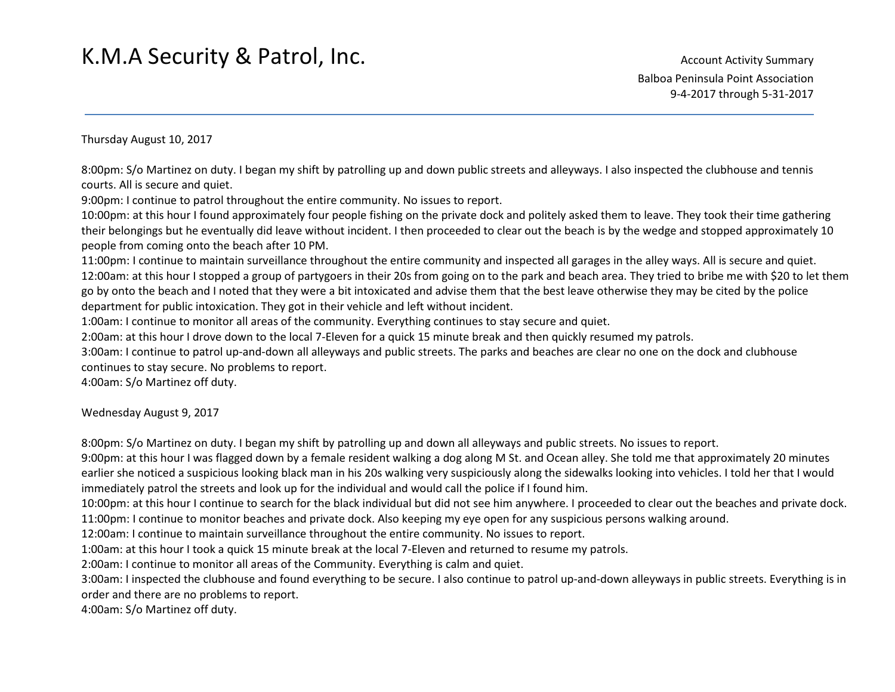# K.M.A Security & Patrol, Inc.

Account Activity Summary
Balboa Peninsula Point Association
9-4-2017 through 5-31-2017

Thursday August 10, 2017

8:00pm: S/o Martinez on duty. I began my shift by patrolling up and down public streets and alleyways. I also inspected the clubhouse and tennis courts. All is secure and quiet.
9:00pm: I continue to patrol throughout the entire community. No issues to report.
10:00pm: at this hour I found approximately four people fishing on the private dock and politely asked them to leave. They took their time gathering their belongings but he eventually did leave without incident. I then proceeded to clear out the beach is by the wedge and stopped approximately 10 people from coming onto the beach after 10 PM.
11:00pm: I continue to maintain surveillance throughout the entire community and inspected all garages in the alley ways. All is secure and quiet.
12:00am: at this hour I stopped a group of partygoers in their 20s from going on to the park and beach area. They tried to bribe me with $20 to let them go by onto the beach and I noted that they were a bit intoxicated and advise them that the best leave otherwise they may be cited by the police department for public intoxication. They got in their vehicle and left without incident.
1:00am: I continue to monitor all areas of the community. Everything continues to stay secure and quiet.
2:00am: at this hour I drove down to the local 7-Eleven for a quick 15 minute break and then quickly resumed my patrols.
3:00am: I continue to patrol up-and-down all alleyways and public streets. The parks and beaches are clear no one on the dock and clubhouse continues to stay secure. No problems to report.
4:00am: S/o Martinez off duty.

Wednesday August 9, 2017

8:00pm: S/o Martinez on duty. I began my shift by patrolling up and down all alleyways and public streets. No issues to report.
9:00pm: at this hour I was flagged down by a female resident walking a dog along M St. and Ocean alley. She told me that approximately 20 minutes earlier she noticed a suspicious looking black man in his 20s walking very suspiciously along the sidewalks looking into vehicles. I told her that I would immediately patrol the streets and look up for the individual and would call the police if I found him.
10:00pm: at this hour I continue to search for the black individual but did not see him anywhere. I proceeded to clear out the beaches and private dock.
11:00pm: I continue to monitor beaches and private dock. Also keeping my eye open for any suspicious persons walking around.
12:00am: I continue to maintain surveillance throughout the entire community. No issues to report.
1:00am: at this hour I took a quick 15 minute break at the local 7-Eleven and returned to resume my patrols.
2:00am: I continue to monitor all areas of the Community. Everything is calm and quiet.
3:00am: I inspected the clubhouse and found everything to be secure. I also continue to patrol up-and-down alleyways in public streets. Everything is in order and there are no problems to report.
4:00am: S/o Martinez off duty.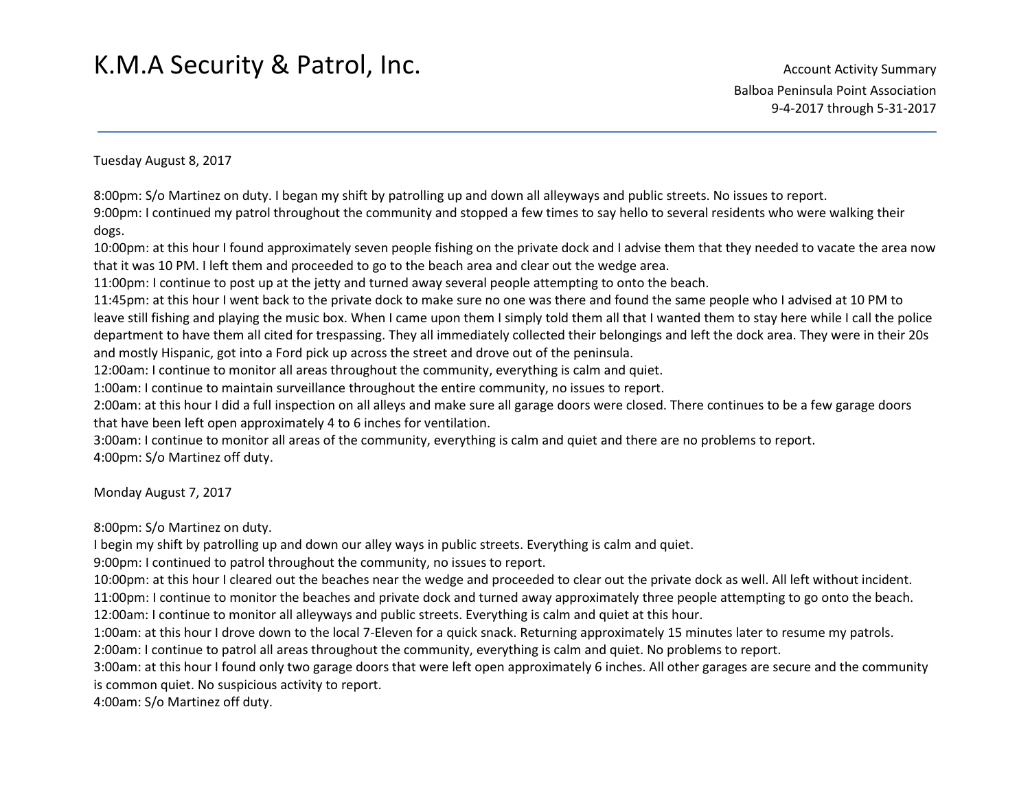Tuesday August 8, 2017

8:00pm: S/o Martinez on duty. I began my shift by patrolling up and down all alleyways and public streets. No issues to report.
9:00pm: I continued my patrol throughout the community and stopped a few times to say hello to several residents who were walking their dogs.
10:00pm: at this hour I found approximately seven people fishing on the private dock and I advise them that they needed to vacate the area now that it was 10 PM. I left them and proceeded to go to the beach area and clear out the wedge area.
11:00pm: I continue to post up at the jetty and turned away several people attempting to onto the beach.
11:45pm: at this hour I went back to the private dock to make sure no one was there and found the same people who I advised at 10 PM to leave still fishing and playing the music box. When I came upon them I simply told them all that I wanted them to stay here while I call the police department to have them all cited for trespassing. They all immediately collected their belongings and left the dock area. They were in their 20s and mostly Hispanic, got into a Ford pick up across the street and drove out of the peninsula.
12:00am: I continue to monitor all areas throughout the community, everything is calm and quiet.
1:00am: I continue to maintain surveillance throughout the entire community, no issues to report.
2:00am: at this hour I did a full inspection on all alleys and make sure all garage doors were closed. There continues to be a few garage doors that have been left open approximately 4 to 6 inches for ventilation.
3:00am: I continue to monitor all areas of the community, everything is calm and quiet and there are no problems to report.
4:00pm: S/o Martinez off duty.

Monday August 7, 2017

8:00pm: S/o Martinez on duty.
I begin my shift by patrolling up and down our alley ways in public streets. Everything is calm and quiet.
9:00pm: I continued to patrol throughout the community, no issues to report.
10:00pm: at this hour I cleared out the beaches near the wedge and proceeded to clear out the private dock as well. All left without incident.
11:00pm: I continue to monitor the beaches and private dock and turned away approximately three people attempting to go onto the beach.
12:00am: I continue to monitor all alleyways and public streets. Everything is calm and quiet at this hour.
1:00am: at this hour I drove down to the local 7-Eleven for a quick snack. Returning approximately 15 minutes later to resume my patrols.
2:00am: I continue to patrol all areas throughout the community, everything is calm and quiet. No problems to report.
3:00am: at this hour I found only two garage doors that were left open approximately 6 inches. All other garages are secure and the community is common quiet. No suspicious activity to report.
4:00am: S/o Martinez off duty.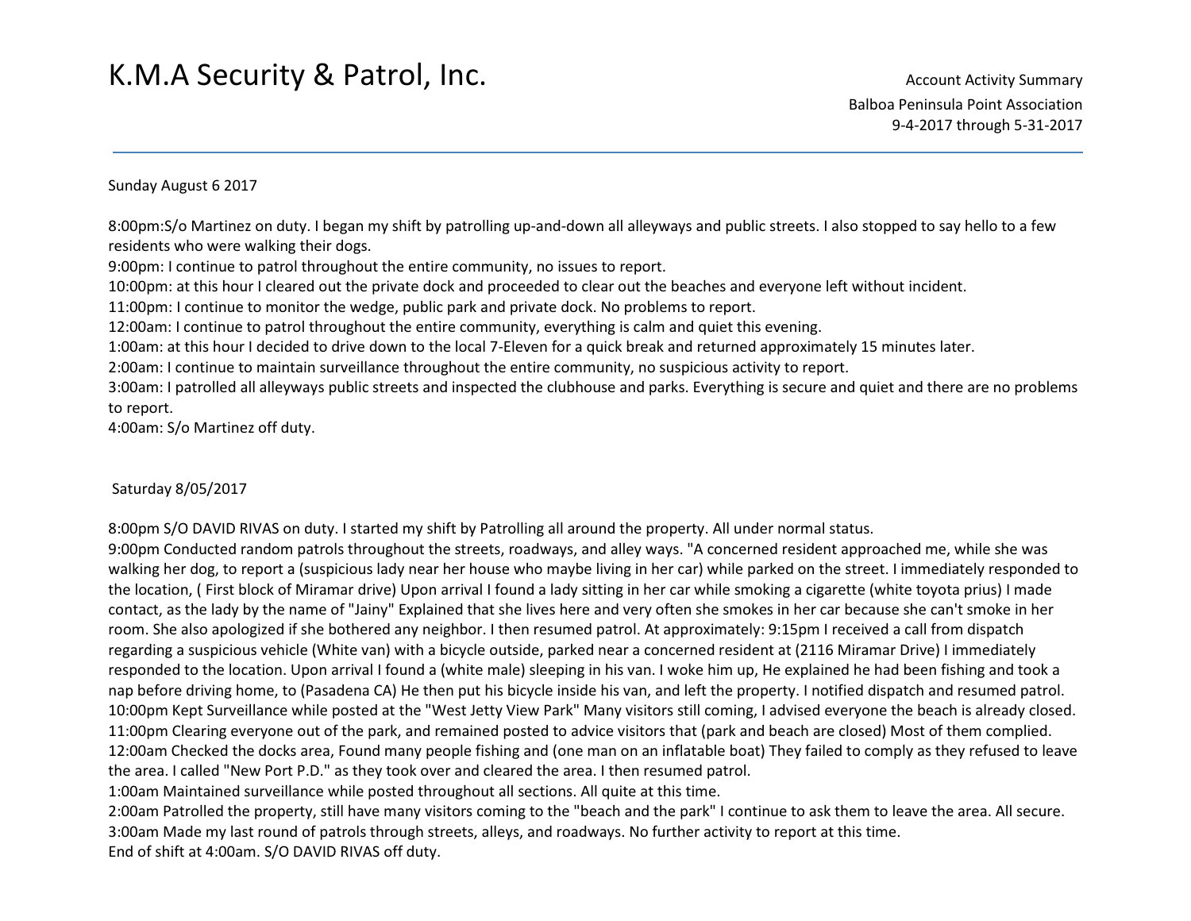# K.M.A Security & Patrol, Inc.

Account Activity Summary
Balboa Peninsula Point Association
9-4-2017 through 5-31-2017

---

Sunday August 6 2017

8:00pm:S/o Martinez on duty. I began my shift by patrolling up-and-down all alleyways and public streets. I also stopped to say hello to a few residents who were walking their dogs.
9:00pm: I continue to patrol throughout the entire community, no issues to report.
10:00pm: at this hour I cleared out the private dock and proceeded to clear out the beaches and everyone left without incident.
11:00pm: I continue to monitor the wedge, public park and private dock. No problems to report.
12:00am: I continue to patrol throughout the entire community, everything is calm and quiet this evening.
1:00am: at this hour I decided to drive down to the local 7-Eleven for a quick break and returned approximately 15 minutes later.
2:00am: I continue to maintain surveillance throughout the entire community, no suspicious activity to report.
3:00am: I patrolled all alleyways public streets and inspected the clubhouse and parks. Everything is secure and quiet and there are no problems to report.
4:00am: S/o Martinez off duty.

Saturday 8/05/2017

8:00pm S/O DAVID RIVAS on duty. I started my shift by Patrolling all around the property. All under normal status.
9:00pm Conducted random patrols throughout the streets, roadways, and alley ways. "A concerned resident approached me, while she was walking her dog, to report a (suspicious lady near her house who maybe living in her car) while parked on the street. I immediately responded to the location, ( First block of Miramar drive) Upon arrival I found a lady sitting in her car while smoking a cigarette (white toyota prius) I made contact, as the lady by the name of "Jainy" Explained that she lives here and very often she smokes in her car because she can't smoke in her room. She also apologized if she bothered any neighbor. I then resumed patrol. At approximately: 9:15pm I received a call from dispatch regarding a suspicious vehicle (White van) with a bicycle outside, parked near a concerned resident at (2116 Miramar Drive) I immediately responded to the location. Upon arrival I found a (white male) sleeping in his van. I woke him up, He explained he had been fishing and took a nap before driving home, to (Pasadena CA) He then put his bicycle inside his van, and left the property. I notified dispatch and resumed patrol.
10:00pm Kept Surveillance while posted at the "West Jetty View Park" Many visitors still coming, I advised everyone the beach is already closed.
11:00pm Clearing everyone out of the park, and remained posted to advice visitors that (park and beach are closed) Most of them complied.
12:00am Checked the docks area, Found many people fishing and (one man on an inflatable boat) They failed to comply as they refused to leave the area. I called "New Port P.D." as they took over and cleared the area. I then resumed patrol.
1:00am Maintained surveillance while posted throughout all sections. All quite at this time.
2:00am Patrolled the property, still have many visitors coming to the "beach and the park" I continue to ask them to leave the area. All secure.
3:00am Made my last round of patrols through streets, alleys, and roadways. No further activity to report at this time.
End of shift at 4:00am. S/O DAVID RIVAS off duty.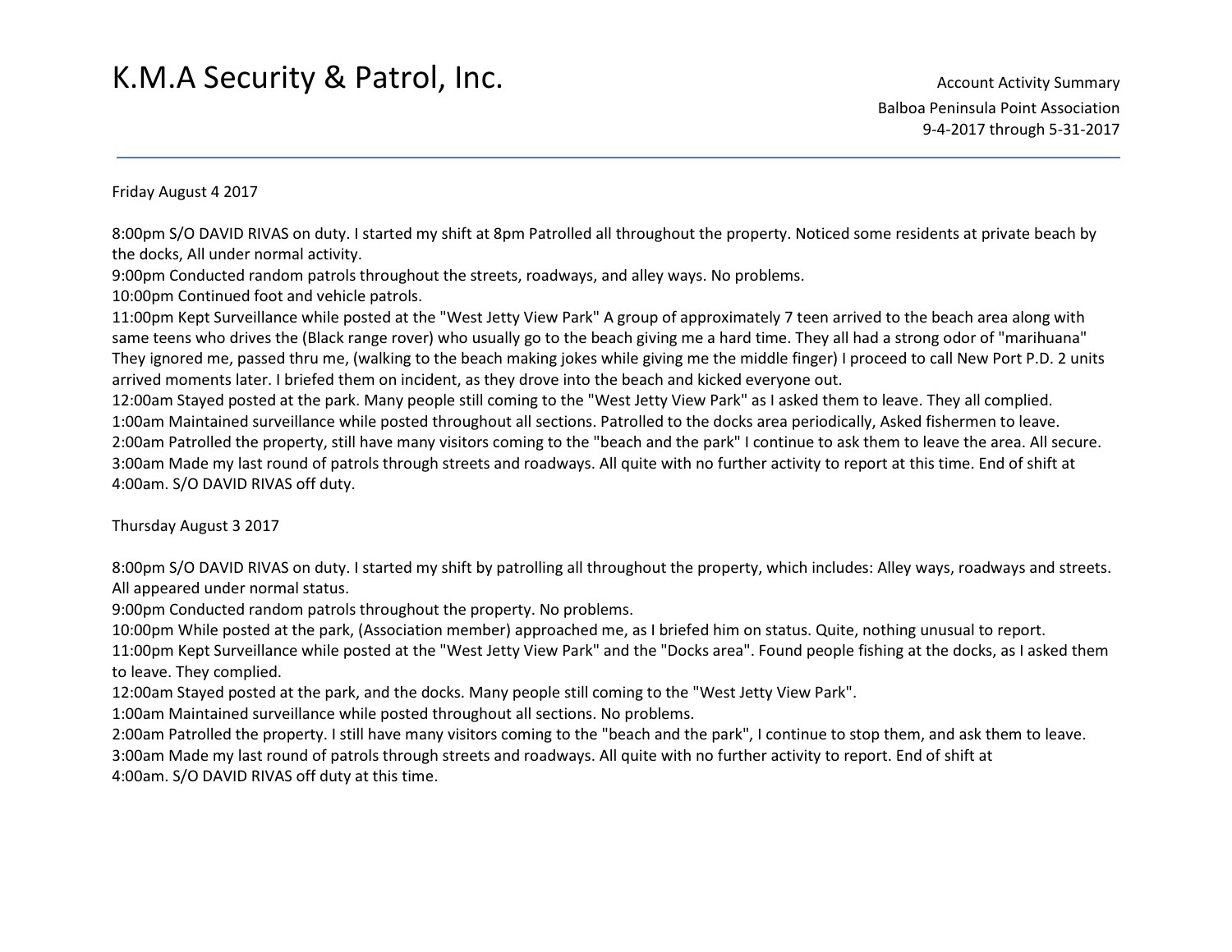# K.M.A Security & Patrol, Inc.

Account Activity Summary
Balboa Peninsula Point Association
9-4-2017 through 5-31-2017

Friday August 4 2017

8:00pm S/O DAVID RIVAS on duty. I started my shift at 8pm Patrolled all throughout the property. Noticed some residents at private beach by the docks, All under normal activity.
9:00pm Conducted random patrols throughout the streets, roadways, and alley ways. No problems.
10:00pm Continued foot and vehicle patrols.
11:00pm Kept Surveillance while posted at the "West Jetty View Park" A group of approximately 7 teen arrived to the beach area along with same teens who drives the (Black range rover) who usually go to the beach giving me a hard time. They all had a strong odor of "marihuana" They ignored me, passed thru me, (walking to the beach making jokes while giving me the middle finger) I proceed to call New Port P.D. 2 units arrived moments later. I briefed them on incident, as they drove into the beach and kicked everyone out.
12:00am Stayed posted at the park. Many people still coming to the "West Jetty View Park" as I asked them to leave. They all complied.
1:00am Maintained surveillance while posted throughout all sections. Patrolled to the docks area periodically, Asked fishermen to leave.
2:00am Patrolled the property, still have many visitors coming to the "beach and the park" I continue to ask them to leave the area. All secure.
3:00am Made my last round of patrols through streets and roadways. All quite with no further activity to report at this time. End of shift at 4:00am. S/O DAVID RIVAS off duty.

Thursday August 3 2017

8:00pm S/O DAVID RIVAS on duty. I started my shift by patrolling all throughout the property, which includes: Alley ways, roadways and streets. All appeared under normal status.
9:00pm Conducted random patrols throughout the property. No problems.
10:00pm While posted at the park, (Association member) approached me, as I briefed him on status. Quite, nothing unusual to report.
11:00pm Kept Surveillance while posted at the "West Jetty View Park" and the "Docks area". Found people fishing at the docks, as I asked them to leave. They complied.
12:00am Stayed posted at the park, and the docks. Many people still coming to the "West Jetty View Park".
1:00am Maintained surveillance while posted throughout all sections. No problems.
2:00am Patrolled the property. I still have many visitors coming to the "beach and the park", I continue to stop them, and ask them to leave.
3:00am Made my last round of patrols through streets and roadways. All quite with no further activity to report. End of shift at 4:00am. S/O DAVID RIVAS off duty at this time.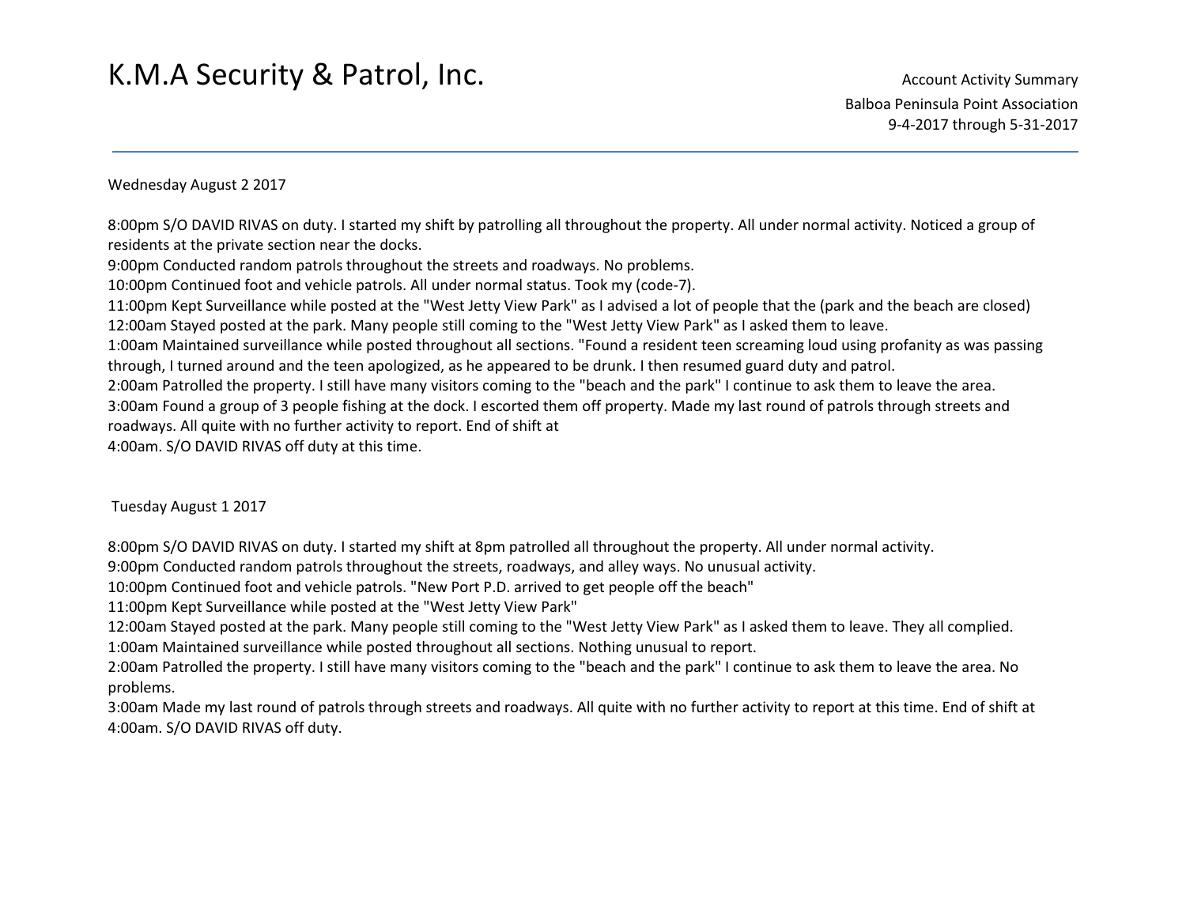# K.M.A Security & Patrol, Inc.

Account Activity Summary
Balboa Peninsula Point Association
9-4-2017 through 5-31-2017

Wednesday August 2 2017

8:00pm S/O DAVID RIVAS on duty. I started my shift by patrolling all throughout the property. All under normal activity. Noticed a group of residents at the private section near the docks.
9:00pm Conducted random patrols throughout the streets and roadways. No problems.
10:00pm Continued foot and vehicle patrols. All under normal status. Took my (code-7).
11:00pm Kept Surveillance while posted at the "West Jetty View Park" as I advised a lot of people that the (park and the beach are closed)
12:00am Stayed posted at the park. Many people still coming to the "West Jetty View Park" as I asked them to leave.
1:00am Maintained surveillance while posted throughout all sections. "Found a resident teen screaming loud using profanity as was passing through, I turned around and the teen apologized, as he appeared to be drunk. I then resumed guard duty and patrol.
2:00am Patrolled the property. I still have many visitors coming to the "beach and the park" I continue to ask them to leave the area.
3:00am Found a group of 3 people fishing at the dock. I escorted them off property. Made my last round of patrols through streets and roadways. All quite with no further activity to report. End of shift at
4:00am. S/O DAVID RIVAS off duty at this time.

Tuesday August 1 2017

8:00pm S/O DAVID RIVAS on duty. I started my shift at 8pm patrolled all throughout the property. All under normal activity.
9:00pm Conducted random patrols throughout the streets, roadways, and alley ways. No unusual activity.
10:00pm Continued foot and vehicle patrols. "New Port P.D. arrived to get people off the beach"
11:00pm Kept Surveillance while posted at the "West Jetty View Park"
12:00am Stayed posted at the park. Many people still coming to the "West Jetty View Park" as I asked them to leave. They all complied.
1:00am Maintained surveillance while posted throughout all sections. Nothing unusual to report.
2:00am Patrolled the property. I still have many visitors coming to the "beach and the park" I continue to ask them to leave the area. No problems.
3:00am Made my last round of patrols through streets and roadways. All quite with no further activity to report at this time. End of shift at
4:00am. S/O DAVID RIVAS off duty.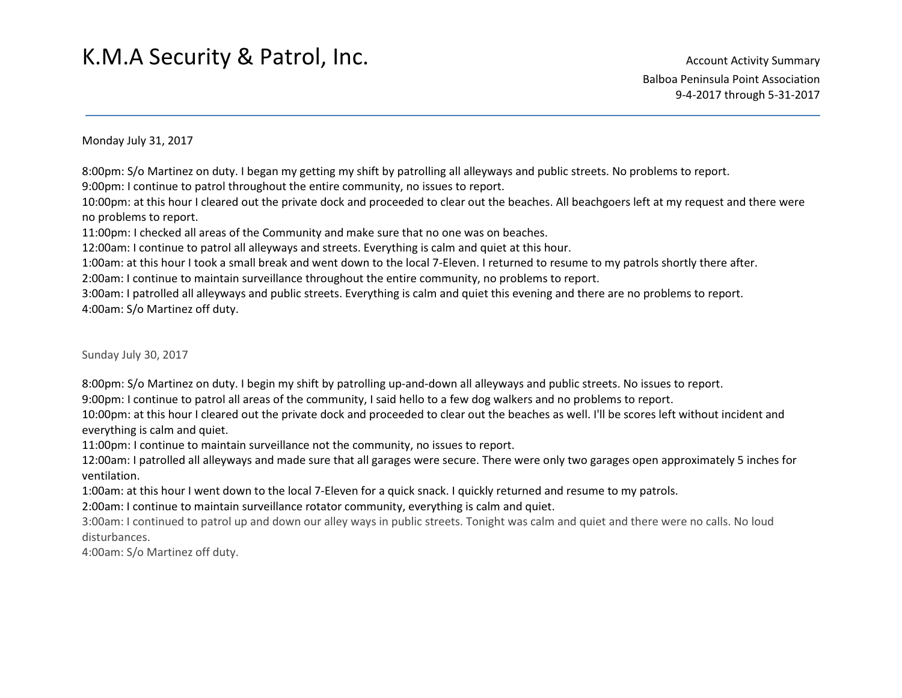Monday July 31, 2017

8:00pm: S/o Martinez on duty. I began my getting my shift by patrolling all alleyways and public streets. No problems to report.
9:00pm: I continue to patrol throughout the entire community, no issues to report.
10:00pm: at this hour I cleared out the private dock and proceeded to clear out the beaches. All beachgoers left at my request and there were no problems to report.
11:00pm: I checked all areas of the Community and make sure that no one was on beaches.
12:00am: I continue to patrol all alleyways and streets. Everything is calm and quiet at this hour.
1:00am: at this hour I took a small break and went down to the local 7-Eleven. I returned to resume to my patrols shortly there after.
2:00am: I continue to maintain surveillance throughout the entire community, no problems to report.
3:00am: I patrolled all alleyways and public streets. Everything is calm and quiet this evening and there are no problems to report.
4:00am: S/o Martinez off duty.

Sunday July 30, 2017

8:00pm: S/o Martinez on duty. I begin my shift by patrolling up-and-down all alleyways and public streets. No issues to report.
9:00pm: I continue to patrol all areas of the community, I said hello to a few dog walkers and no problems to report.
10:00pm: at this hour I cleared out the private dock and proceeded to clear out the beaches as well. I'll be scores left without incident and everything is calm and quiet.
11:00pm: I continue to maintain surveillance not the community, no issues to report.
12:00am: I patrolled all alleyways and made sure that all garages were secure. There were only two garages open approximately 5 inches for ventilation.
1:00am: at this hour I went down to the local 7-Eleven for a quick snack. I quickly returned and resume to my patrols.
2:00am: I continue to maintain surveillance rotator community, everything is calm and quiet.
3:00am: I continued to patrol up and down our alley ways in public streets. Tonight was calm and quiet and there were no calls. No loud disturbances.
4:00am: S/o Martinez off duty.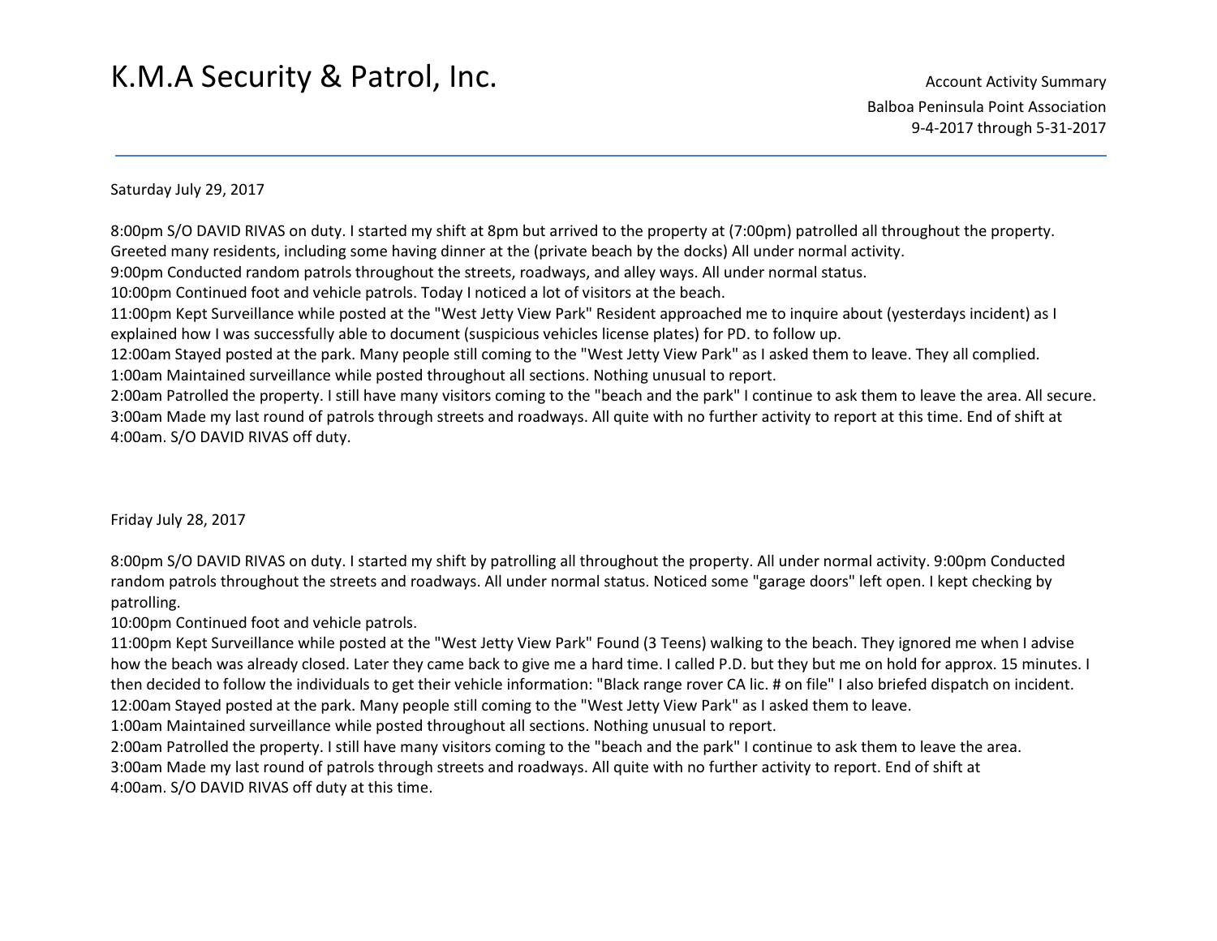Saturday July 29, 2017

8:00pm S/O DAVID RIVAS on duty. I started my shift at 8pm but arrived to the property at (7:00pm) patrolled all throughout the property. Greeted many residents, including some having dinner at the (private beach by the docks) All under normal activity.
9:00pm Conducted random patrols throughout the streets, roadways, and alley ways. All under normal status.
10:00pm Continued foot and vehicle patrols. Today I noticed a lot of visitors at the beach.
11:00pm Kept Surveillance while posted at the "West Jetty View Park" Resident approached me to inquire about (yesterdays incident) as I explained how I was successfully able to document (suspicious vehicles license plates) for PD. to follow up.
12:00am Stayed posted at the park. Many people still coming to the "West Jetty View Park" as I asked them to leave. They all complied.
1:00am Maintained surveillance while posted throughout all sections. Nothing unusual to report.
2:00am Patrolled the property. I still have many visitors coming to the "beach and the park" I continue to ask them to leave the area. All secure.
3:00am Made my last round of patrols through streets and roadways. All quite with no further activity to report at this time. End of shift at 4:00am. S/O DAVID RIVAS off duty.

Friday July 28, 2017

8:00pm S/O DAVID RIVAS on duty. I started my shift by patrolling all throughout the property. All under normal activity. 9:00pm Conducted random patrols throughout the streets and roadways. All under normal status. Noticed some "garage doors" left open. I kept checking by patrolling.
10:00pm Continued foot and vehicle patrols.
11:00pm Kept Surveillance while posted at the "West Jetty View Park" Found (3 Teens) walking to the beach. They ignored me when I advise how the beach was already closed. Later they came back to give me a hard time. I called P.D. but they but me on hold for approx. 15 minutes. I then decided to follow the individuals to get their vehicle information: "Black range rover CA lic. # on file" I also briefed dispatch on incident.
12:00am Stayed posted at the park. Many people still coming to the "West Jetty View Park" as I asked them to leave.
1:00am Maintained surveillance while posted throughout all sections. Nothing unusual to report.
2:00am Patrolled the property. I still have many visitors coming to the "beach and the park" I continue to ask them to leave the area.
3:00am Made my last round of patrols through streets and roadways. All quite with no further activity to report. End of shift at 4:00am. S/O DAVID RIVAS off duty at this time.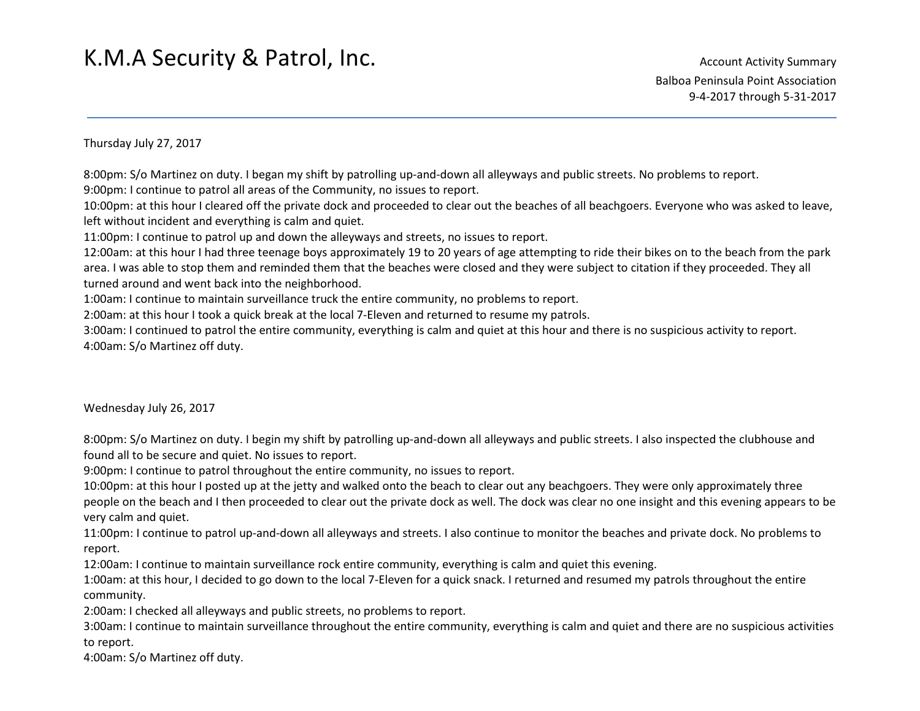# K.M.A Security & Patrol, Inc.

Account Activity Summary
Balboa Peninsula Point Association
9-4-2017 through 5-31-2017

Thursday July 27, 2017

8:00pm: S/o Martinez on duty. I began my shift by patrolling up-and-down all alleyways and public streets. No problems to report.
9:00pm: I continue to patrol all areas of the Community, no issues to report.
10:00pm: at this hour I cleared off the private dock and proceeded to clear out the beaches of all beachgoers. Everyone who was asked to leave, left without incident and everything is calm and quiet.
11:00pm: I continue to patrol up and down the alleyways and streets, no issues to report.
12:00am: at this hour I had three teenage boys approximately 19 to 20 years of age attempting to ride their bikes on to the beach from the park area. I was able to stop them and reminded them that the beaches were closed and they were subject to citation if they proceeded. They all turned around and went back into the neighborhood.
1:00am: I continue to maintain surveillance truck the entire community, no problems to report.
2:00am: at this hour I took a quick break at the local 7-Eleven and returned to resume my patrols.
3:00am: I continued to patrol the entire community, everything is calm and quiet at this hour and there is no suspicious activity to report.
4:00am: S/o Martinez off duty.

Wednesday July 26, 2017

8:00pm: S/o Martinez on duty. I begin my shift by patrolling up-and-down all alleyways and public streets. I also inspected the clubhouse and found all to be secure and quiet. No issues to report.
9:00pm: I continue to patrol throughout the entire community, no issues to report.
10:00pm: at this hour I posted up at the jetty and walked onto the beach to clear out any beachgoers. They were only approximately three people on the beach and I then proceeded to clear out the private dock as well. The dock was clear no one insight and this evening appears to be very calm and quiet.
11:00pm: I continue to patrol up-and-down all alleyways and streets. I also continue to monitor the beaches and private dock. No problems to report.
12:00am: I continue to maintain surveillance rock entire community, everything is calm and quiet this evening.
1:00am: at this hour, I decided to go down to the local 7-Eleven for a quick snack. I returned and resumed my patrols throughout the entire community.
2:00am: I checked all alleyways and public streets, no problems to report.
3:00am: I continue to maintain surveillance throughout the entire community, everything is calm and quiet and there are no suspicious activities to report.
4:00am: S/o Martinez off duty.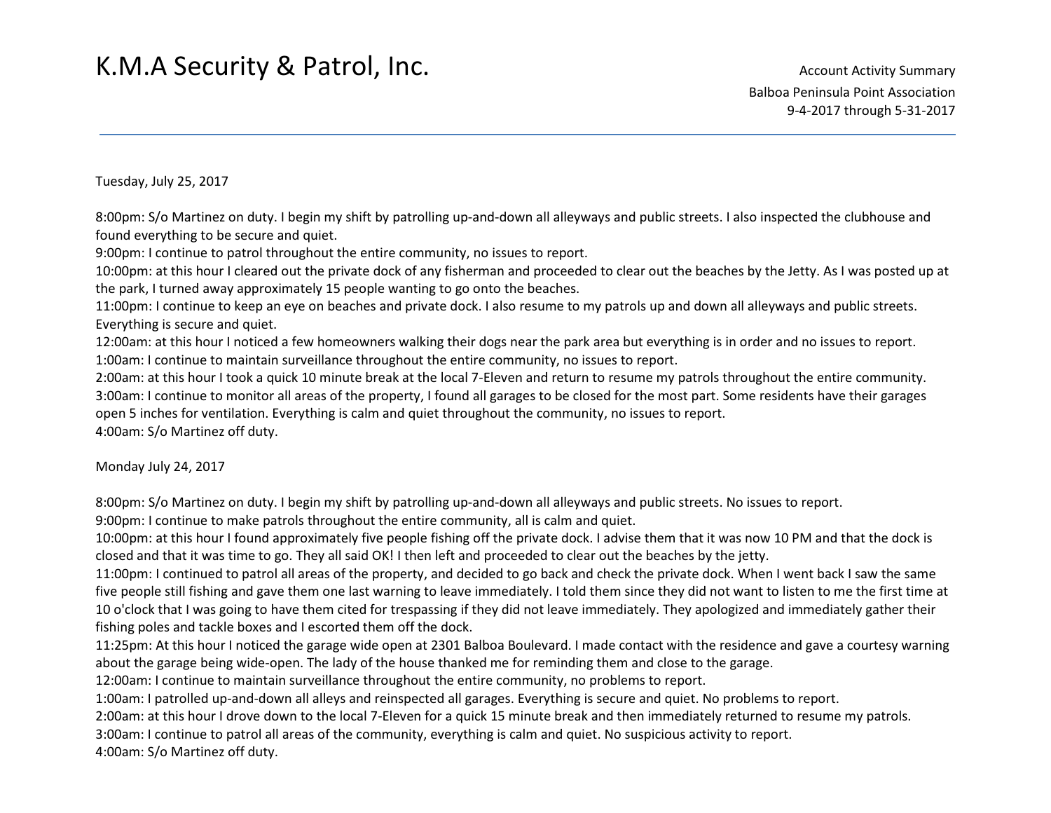# K.M.A Security & Patrol, Inc.

Account Activity Summary
Balboa Peninsula Point Association
9-4-2017 through 5-31-2017

Tuesday, July 25, 2017

8:00pm: S/o Martinez on duty. I begin my shift by patrolling up-and-down all alleyways and public streets. I also inspected the clubhouse and found everything to be secure and quiet.
9:00pm: I continue to patrol throughout the entire community, no issues to report.
10:00pm: at this hour I cleared out the private dock of any fisherman and proceeded to clear out the beaches by the Jetty. As I was posted up at the park, I turned away approximately 15 people wanting to go onto the beaches.
11:00pm: I continue to keep an eye on beaches and private dock. I also resume to my patrols up and down all alleyways and public streets. Everything is secure and quiet.
12:00am: at this hour I noticed a few homeowners walking their dogs near the park area but everything is in order and no issues to report.
1:00am: I continue to maintain surveillance throughout the entire community, no issues to report.
2:00am: at this hour I took a quick 10 minute break at the local 7-Eleven and return to resume my patrols throughout the entire community.
3:00am: I continue to monitor all areas of the property, I found all garages to be closed for the most part. Some residents have their garages open 5 inches for ventilation. Everything is calm and quiet throughout the community, no issues to report.
4:00am: S/o Martinez off duty.

Monday July 24, 2017

8:00pm: S/o Martinez on duty. I begin my shift by patrolling up-and-down all alleyways and public streets. No issues to report.
9:00pm: I continue to make patrols throughout the entire community, all is calm and quiet.
10:00pm: at this hour I found approximately five people fishing off the private dock. I advise them that it was now 10 PM and that the dock is closed and that it was time to go. They all said OK! I then left and proceeded to clear out the beaches by the jetty.
11:00pm: I continued to patrol all areas of the property, and decided to go back and check the private dock. When I went back I saw the same five people still fishing and gave them one last warning to leave immediately. I told them since they did not want to listen to me the first time at 10 o'clock that I was going to have them cited for trespassing if they did not leave immediately. They apologized and immediately gather their fishing poles and tackle boxes and I escorted them off the dock.
11:25pm: At this hour I noticed the garage wide open at 2301 Balboa Boulevard. I made contact with the residence and gave a courtesy warning about the garage being wide-open. The lady of the house thanked me for reminding them and close to the garage.
12:00am: I continue to maintain surveillance throughout the entire community, no problems to report.
1:00am: I patrolled up-and-down all alleys and reinspected all garages. Everything is secure and quiet. No problems to report.
2:00am: at this hour I drove down to the local 7-Eleven for a quick 15 minute break and then immediately returned to resume my patrols.
3:00am: I continue to patrol all areas of the community, everything is calm and quiet. No suspicious activity to report.
4:00am: S/o Martinez off duty.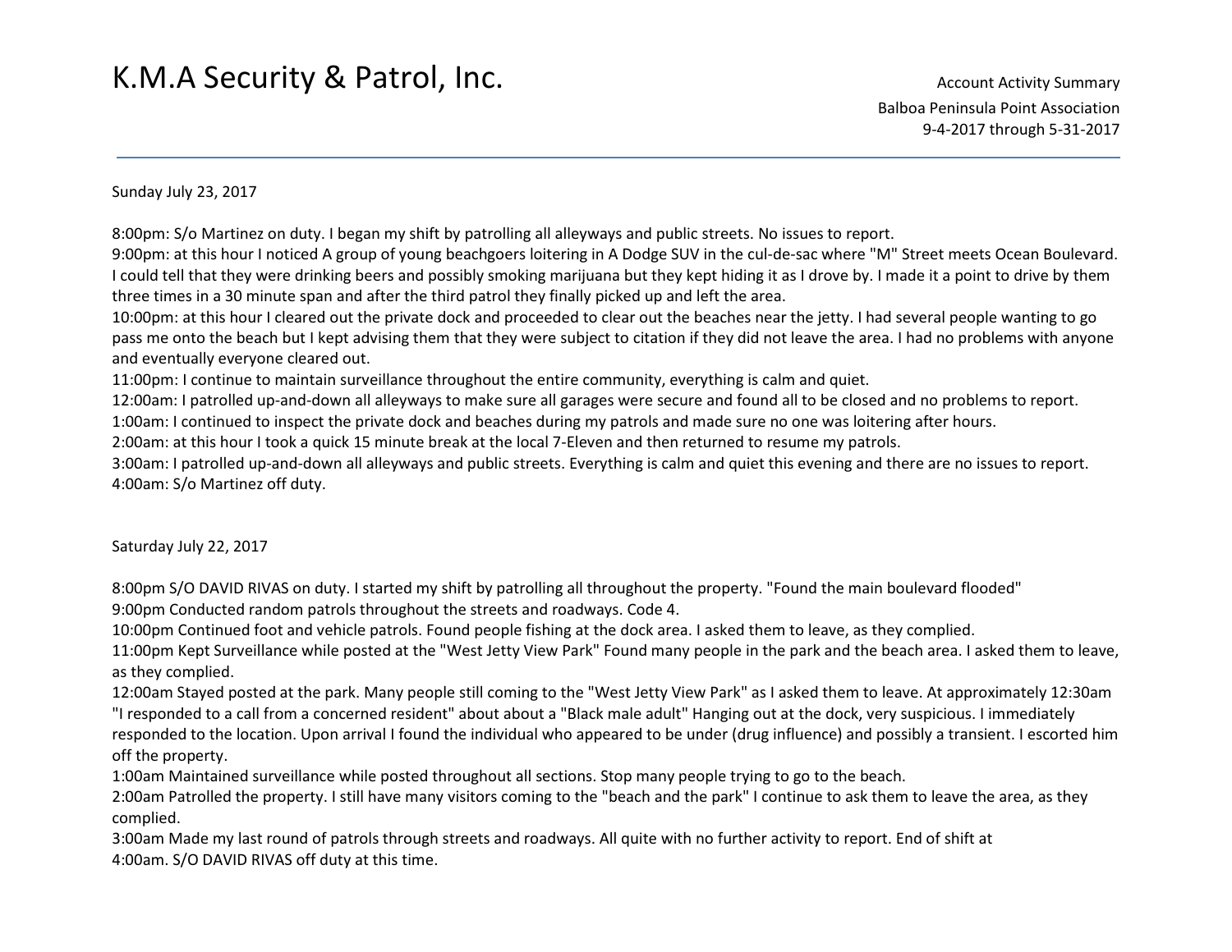# K.M.A Security & Patrol, Inc.

Account Activity Summary
Balboa Peninsula Point Association
9-4-2017 through 5-31-2017

---

Sunday July 23, 2017

8:00pm: S/o Martinez on duty. I began my shift by patrolling all alleyways and public streets. No issues to report.
9:00pm: at this hour I noticed A group of young beachgoers loitering in A Dodge SUV in the cul-de-sac where "M" Street meets Ocean Boulevard. I could tell that they were drinking beers and possibly smoking marijuana but they kept hiding it as I drove by. I made it a point to drive by them three times in a 30 minute span and after the third patrol they finally picked up and left the area.
10:00pm: at this hour I cleared out the private dock and proceeded to clear out the beaches near the jetty. I had several people wanting to go pass me onto the beach but I kept advising them that they were subject to citation if they did not leave the area. I had no problems with anyone and eventually everyone cleared out.
11:00pm: I continue to maintain surveillance throughout the entire community, everything is calm and quiet.
12:00am: I patrolled up-and-down all alleyways to make sure all garages were secure and found all to be closed and no problems to report.
1:00am: I continued to inspect the private dock and beaches during my patrols and made sure no one was loitering after hours.
2:00am: at this hour I took a quick 15 minute break at the local 7-Eleven and then returned to resume my patrols.
3:00am: I patrolled up-and-down all alleyways and public streets. Everything is calm and quiet this evening and there are no issues to report.
4:00am: S/o Martinez off duty.

Saturday July 22, 2017

8:00pm S/O DAVID RIVAS on duty. I started my shift by patrolling all throughout the property. "Found the main boulevard flooded"
9:00pm Conducted random patrols throughout the streets and roadways. Code 4.
10:00pm Continued foot and vehicle patrols. Found people fishing at the dock area. I asked them to leave, as they complied.
11:00pm Kept Surveillance while posted at the "West Jetty View Park" Found many people in the park and the beach area. I asked them to leave, as they complied.
12:00am Stayed posted at the park. Many people still coming to the "West Jetty View Park" as I asked them to leave. At approximately 12:30am "I responded to a call from a concerned resident" about about a "Black male adult" Hanging out at the dock, very suspicious. I immediately responded to the location. Upon arrival I found the individual who appeared to be under (drug influence) and possibly a transient. I escorted him off the property.
1:00am Maintained surveillance while posted throughout all sections. Stop many people trying to go to the beach.
2:00am Patrolled the property. I still have many visitors coming to the "beach and the park" I continue to ask them to leave the area, as they complied.
3:00am Made my last round of patrols through streets and roadways. All quite with no further activity to report. End of shift at
4:00am. S/O DAVID RIVAS off duty at this time.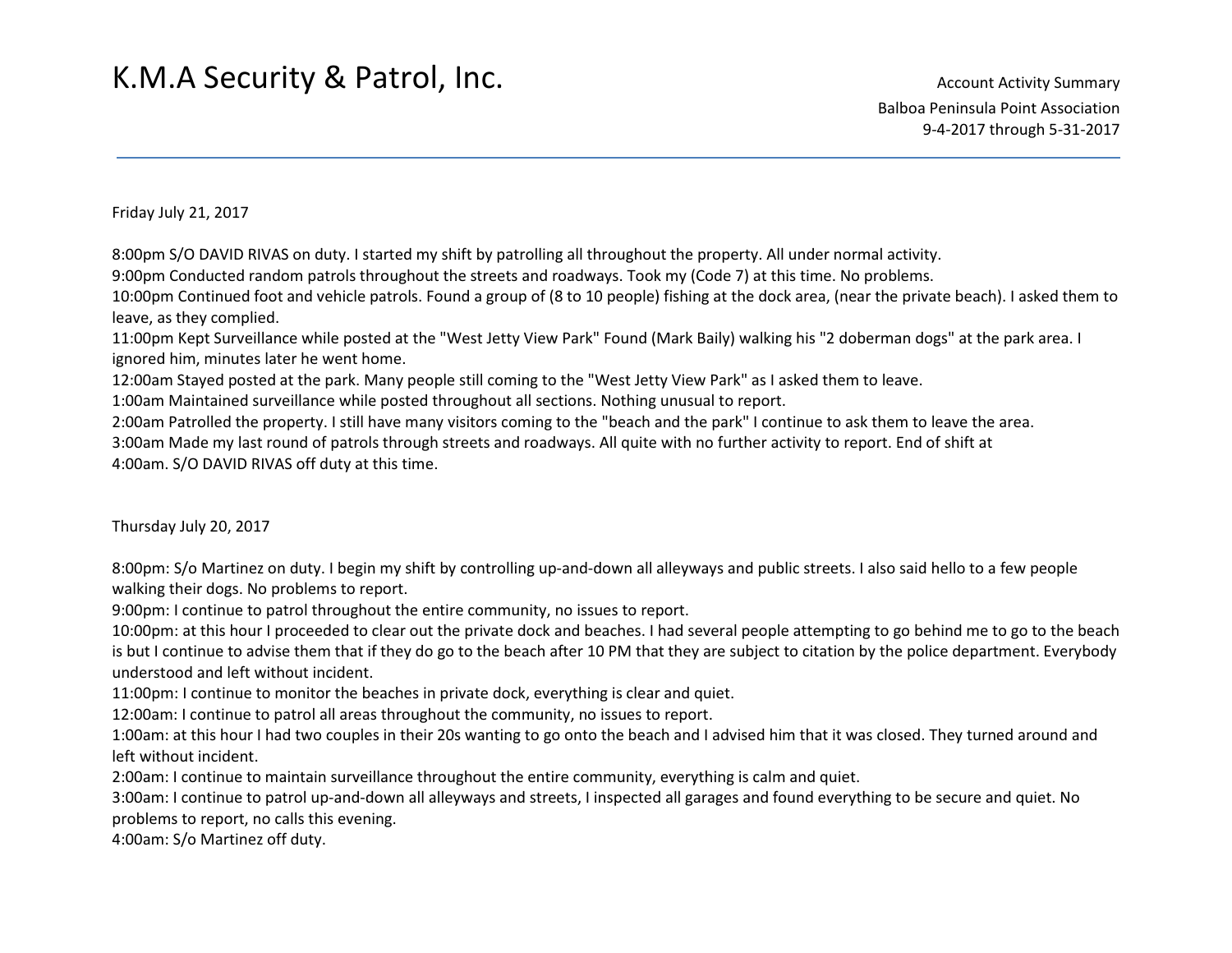Friday July 21, 2017

8:00pm S/O DAVID RIVAS on duty. I started my shift by patrolling all throughout the property. All under normal activity.
9:00pm Conducted random patrols throughout the streets and roadways. Took my (Code 7) at this time. No problems.
10:00pm Continued foot and vehicle patrols. Found a group of (8 to 10 people) fishing at the dock area, (near the private beach). I asked them to leave, as they complied.
11:00pm Kept Surveillance while posted at the "West Jetty View Park" Found (Mark Baily) walking his "2 doberman dogs" at the park area. I ignored him, minutes later he went home.
12:00am Stayed posted at the park. Many people still coming to the "West Jetty View Park" as I asked them to leave.
1:00am Maintained surveillance while posted throughout all sections. Nothing unusual to report.
2:00am Patrolled the property. I still have many visitors coming to the "beach and the park" I continue to ask them to leave the area.
3:00am Made my last round of patrols through streets and roadways. All quite with no further activity to report. End of shift at
4:00am. S/O DAVID RIVAS off duty at this time.

Thursday July 20, 2017

8:00pm: S/o Martinez on duty. I begin my shift by controlling up-and-down all alleyways and public streets. I also said hello to a few people walking their dogs. No problems to report.
9:00pm: I continue to patrol throughout the entire community, no issues to report.
10:00pm: at this hour I proceeded to clear out the private dock and beaches. I had several people attempting to go behind me to go to the beach is but I continue to advise them that if they do go to the beach after 10 PM that they are subject to citation by the police department. Everybody understood and left without incident.
11:00pm: I continue to monitor the beaches in private dock, everything is clear and quiet.
12:00am: I continue to patrol all areas throughout the community, no issues to report.
1:00am: at this hour I had two couples in their 20s wanting to go onto the beach and I advised him that it was closed. They turned around and left without incident.
2:00am: I continue to maintain surveillance throughout the entire community, everything is calm and quiet.
3:00am: I continue to patrol up-and-down all alleyways and streets, I inspected all garages and found everything to be secure and quiet. No problems to report, no calls this evening.
4:00am: S/o Martinez off duty.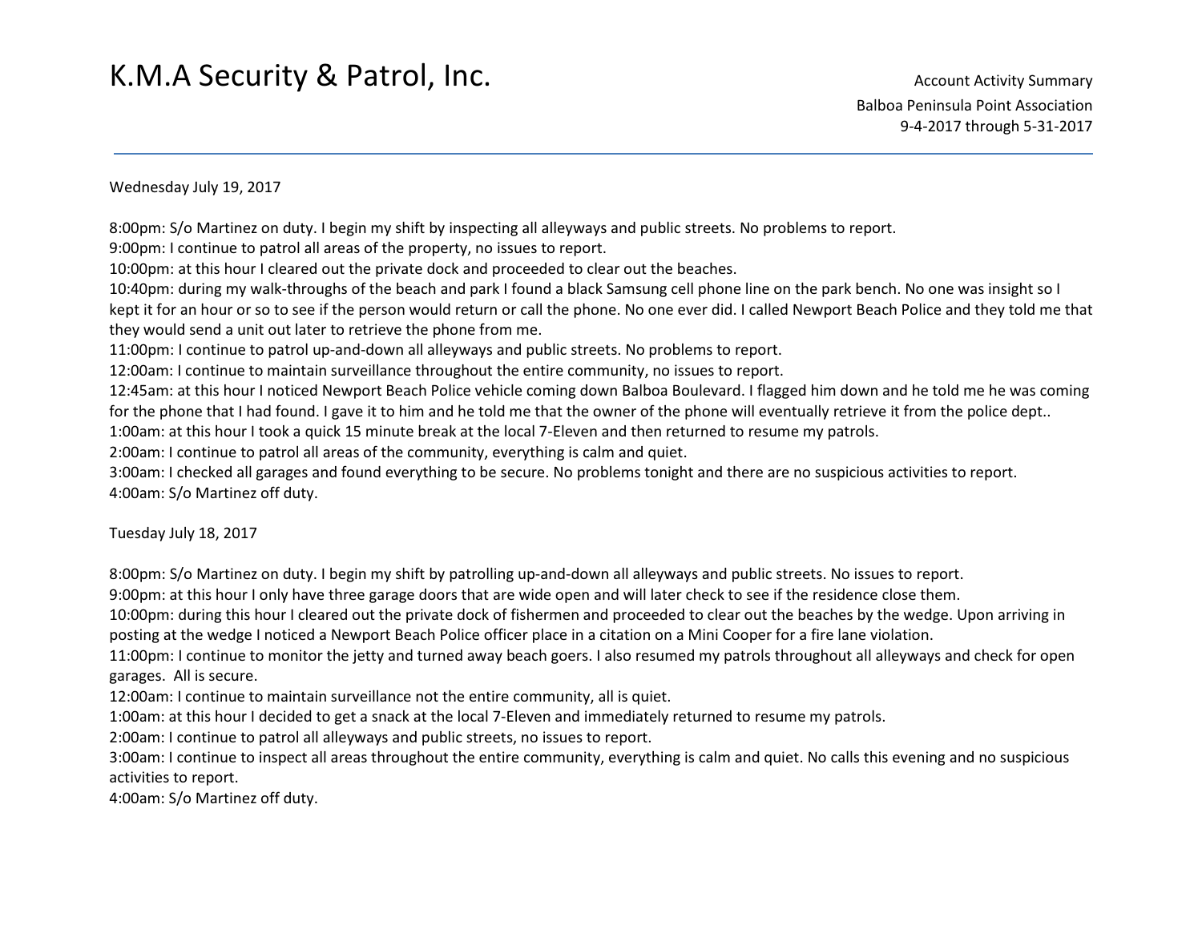Wednesday July 19, 2017

8:00pm: S/o Martinez on duty. I begin my shift by inspecting all alleyways and public streets. No problems to report.
9:00pm: I continue to patrol all areas of the property, no issues to report.
10:00pm: at this hour I cleared out the private dock and proceeded to clear out the beaches.
10:40pm: during my walk-throughs of the beach and park I found a black Samsung cell phone line on the park bench. No one was insight so I kept it for an hour or so to see if the person would return or call the phone. No one ever did. I called Newport Beach Police and they told me that they would send a unit out later to retrieve the phone from me.
11:00pm: I continue to patrol up-and-down all alleyways and public streets. No problems to report.
12:00am: I continue to maintain surveillance throughout the entire community, no issues to report.
12:45am: at this hour I noticed Newport Beach Police vehicle coming down Balboa Boulevard. I flagged him down and he told me he was coming for the phone that I had found. I gave it to him and he told me that the owner of the phone will eventually retrieve it from the police dept..
1:00am: at this hour I took a quick 15 minute break at the local 7-Eleven and then returned to resume my patrols.
2:00am: I continue to patrol all areas of the community, everything is calm and quiet.
3:00am: I checked all garages and found everything to be secure. No problems tonight and there are no suspicious activities to report.
4:00am: S/o Martinez off duty.

Tuesday July 18, 2017

8:00pm: S/o Martinez on duty. I begin my shift by patrolling up-and-down all alleyways and public streets. No issues to report.
9:00pm: at this hour I only have three garage doors that are wide open and will later check to see if the residence close them.
10:00pm: during this hour I cleared out the private dock of fishermen and proceeded to clear out the beaches by the wedge. Upon arriving in posting at the wedge I noticed a Newport Beach Police officer place in a citation on a Mini Cooper for a fire lane violation.
11:00pm: I continue to monitor the jetty and turned away beach goers. I also resumed my patrols throughout all alleyways and check for open garages. All is secure.
12:00am: I continue to maintain surveillance not the entire community, all is quiet.
1:00am: at this hour I decided to get a snack at the local 7-Eleven and immediately returned to resume my patrols.
2:00am: I continue to patrol all alleyways and public streets, no issues to report.
3:00am: I continue to inspect all areas throughout the entire community, everything is calm and quiet. No calls this evening and no suspicious activities to report.
4:00am: S/o Martinez off duty.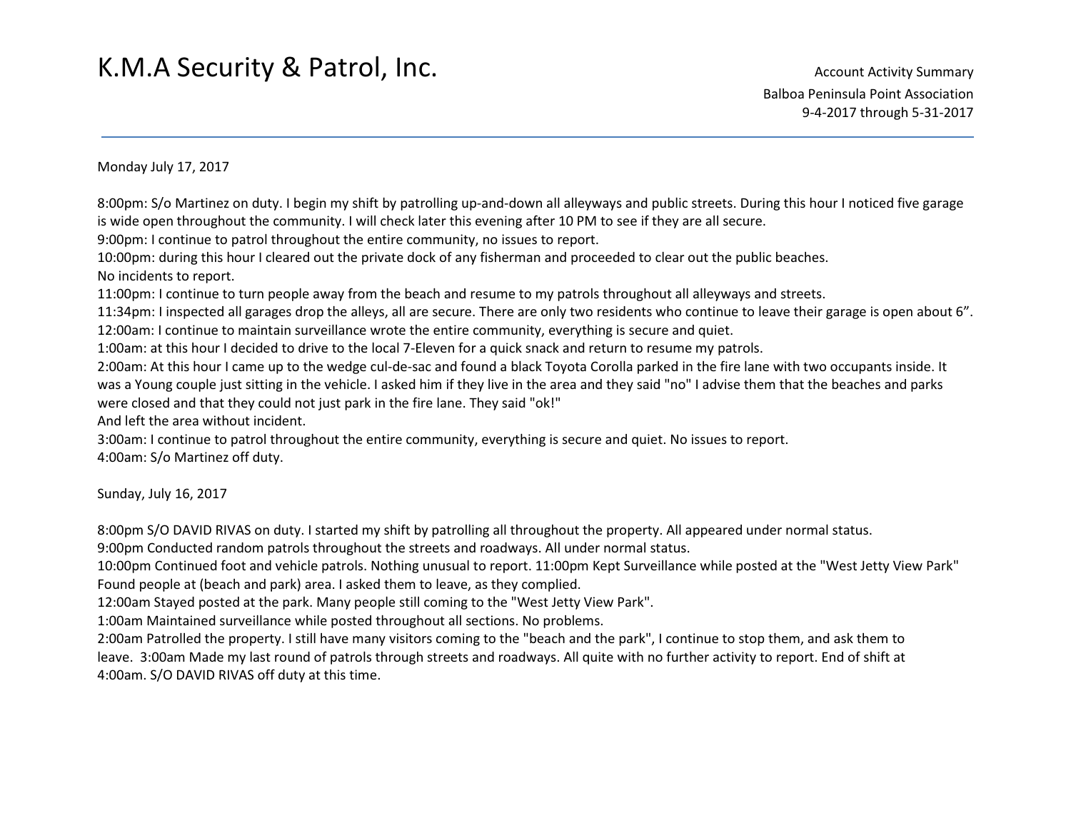Monday July 17, 2017

8:00pm: S/o Martinez on duty. I begin my shift by patrolling up-and-down all alleyways and public streets. During this hour I noticed five garage is wide open throughout the community. I will check later this evening after 10 PM to see if they are all secure.
9:00pm: I continue to patrol throughout the entire community, no issues to report.
10:00pm: during this hour I cleared out the private dock of any fisherman and proceeded to clear out the public beaches.
No incidents to report.
11:00pm: I continue to turn people away from the beach and resume to my patrols throughout all alleyways and streets.
11:34pm: I inspected all garages drop the alleys, all are secure. There are only two residents who continue to leave their garage is open about 6".
12:00am: I continue to maintain surveillance wrote the entire community, everything is secure and quiet.
1:00am: at this hour I decided to drive to the local 7-Eleven for a quick snack and return to resume my patrols.
2:00am: At this hour I came up to the wedge cul-de-sac and found a black Toyota Corolla parked in the fire lane with two occupants inside. It was a Young couple just sitting in the vehicle. I asked him if they live in the area and they said "no" I advise them that the beaches and parks were closed and that they could not just park in the fire lane. They said "ok!"
And left the area without incident.
3:00am: I continue to patrol throughout the entire community, everything is secure and quiet. No issues to report.
4:00am: S/o Martinez off duty.

Sunday, July 16, 2017

8:00pm S/O DAVID RIVAS on duty. I started my shift by patrolling all throughout the property. All appeared under normal status.
9:00pm Conducted random patrols throughout the streets and roadways. All under normal status.
10:00pm Continued foot and vehicle patrols. Nothing unusual to report. 11:00pm Kept Surveillance while posted at the "West Jetty View Park" Found people at (beach and park) area. I asked them to leave, as they complied.
12:00am Stayed posted at the park. Many people still coming to the "West Jetty View Park".
1:00am Maintained surveillance while posted throughout all sections. No problems.
2:00am Patrolled the property. I still have many visitors coming to the "beach and the park", I continue to stop them, and ask them to leave. 3:00am Made my last round of patrols through streets and roadways. All quite with no further activity to report. End of shift at 4:00am. S/O DAVID RIVAS off duty at this time.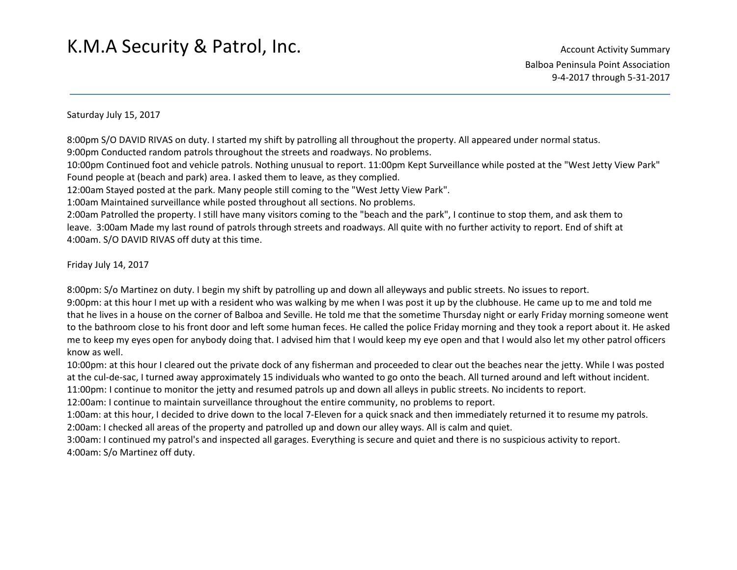# K.M.A Security & Patrol, Inc.

Account Activity Summary
Balboa Peninsula Point Association
9-4-2017 through 5-31-2017

Saturday July 15, 2017

8:00pm S/O DAVID RIVAS on duty. I started my shift by patrolling all throughout the property. All appeared under normal status.
9:00pm Conducted random patrols throughout the streets and roadways. No problems.
10:00pm Continued foot and vehicle patrols. Nothing unusual to report. 11:00pm Kept Surveillance while posted at the "West Jetty View Park" Found people at (beach and park) area. I asked them to leave, as they complied.
12:00am Stayed posted at the park. Many people still coming to the "West Jetty View Park".
1:00am Maintained surveillance while posted throughout all sections. No problems.
2:00am Patrolled the property. I still have many visitors coming to the "beach and the park", I continue to stop them, and ask them to leave. 3:00am Made my last round of patrols through streets and roadways. All quite with no further activity to report. End of shift at 4:00am. S/O DAVID RIVAS off duty at this time.

Friday July 14, 2017

8:00pm: S/o Martinez on duty. I begin my shift by patrolling up and down all alleyways and public streets. No issues to report.
9:00pm: at this hour I met up with a resident who was walking by me when I was post it up by the clubhouse. He came up to me and told me that he lives in a house on the corner of Balboa and Seville. He told me that the sometime Thursday night or early Friday morning someone went to the bathroom close to his front door and left some human feces. He called the police Friday morning and they took a report about it. He asked me to keep my eyes open for anybody doing that. I advised him that I would keep my eye open and that I would also let my other patrol officers know as well.
10:00pm: at this hour I cleared out the private dock of any fisherman and proceeded to clear out the beaches near the jetty. While I was posted at the cul-de-sac, I turned away approximately 15 individuals who wanted to go onto the beach. All turned around and left without incident.
11:00pm: I continue to monitor the jetty and resumed patrols up and down all alleys in public streets. No incidents to report.
12:00am: I continue to maintain surveillance throughout the entire community, no problems to report.
1:00am: at this hour, I decided to drive down to the local 7-Eleven for a quick snack and then immediately returned it to resume my patrols.
2:00am: I checked all areas of the property and patrolled up and down our alley ways. All is calm and quiet.
3:00am: I continued my patrol's and inspected all garages. Everything is secure and quiet and there is no suspicious activity to report.
4:00am: S/o Martinez off duty.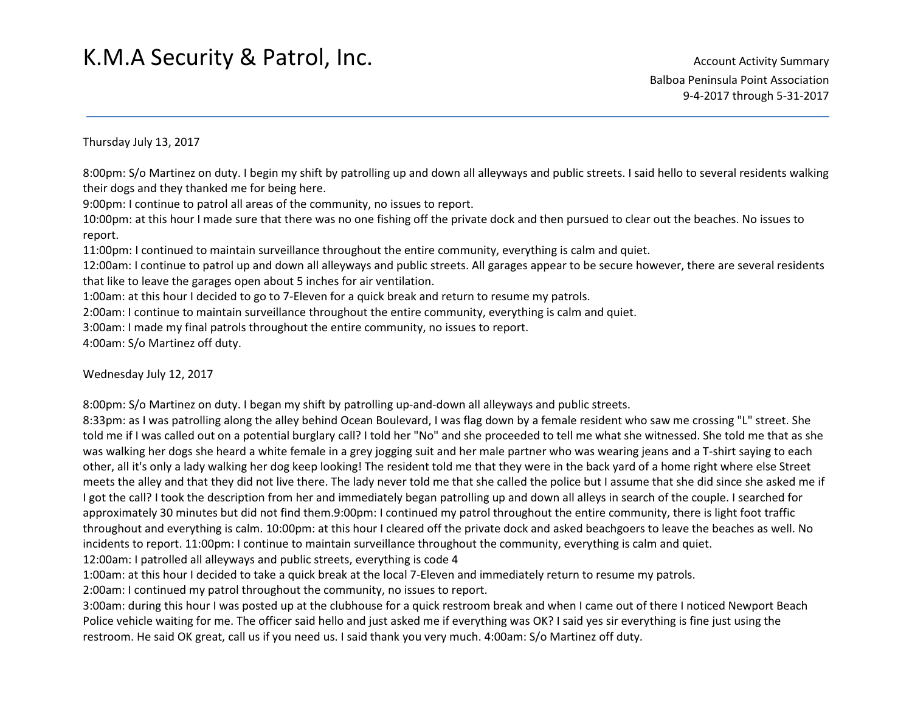Thursday July 13, 2017

8:00pm: S/o Martinez on duty. I begin my shift by patrolling up and down all alleyways and public streets. I said hello to several residents walking their dogs and they thanked me for being here.
9:00pm: I continue to patrol all areas of the community, no issues to report.
10:00pm: at this hour I made sure that there was no one fishing off the private dock and then pursued to clear out the beaches. No issues to report.
11:00pm: I continued to maintain surveillance throughout the entire community, everything is calm and quiet.
12:00am: I continue to patrol up and down all alleyways and public streets. All garages appear to be secure however, there are several residents that like to leave the garages open about 5 inches for air ventilation.
1:00am: at this hour I decided to go to 7-Eleven for a quick break and return to resume my patrols.
2:00am: I continue to maintain surveillance throughout the entire community, everything is calm and quiet.
3:00am: I made my final patrols throughout the entire community, no issues to report.
4:00am: S/o Martinez off duty.

Wednesday July 12, 2017

8:00pm: S/o Martinez on duty. I began my shift by patrolling up-and-down all alleyways and public streets.
8:33pm: as I was patrolling along the alley behind Ocean Boulevard, I was flag down by a female resident who saw me crossing "L" street. She told me if I was called out on a potential burglary call? I told her "No" and she proceeded to tell me what she witnessed. She told me that as she was walking her dogs she heard a white female in a grey jogging suit and her male partner who was wearing jeans and a T-shirt saying to each other, all it's only a lady walking her dog keep looking! The resident told me that they were in the back yard of a home right where else Street meets the alley and that they did not live there. The lady never told me that she called the police but I assume that she did since she asked me if I got the call? I took the description from her and immediately began patrolling up and down all alleys in search of the couple. I searched for approximately 30 minutes but did not find them.9:00pm: I continued my patrol throughout the entire community, there is light foot traffic throughout and everything is calm. 10:00pm: at this hour I cleared off the private dock and asked beachgoers to leave the beaches as well. No incidents to report. 11:00pm: I continue to maintain surveillance throughout the community, everything is calm and quiet.
12:00am: I patrolled all alleyways and public streets, everything is code 4
1:00am: at this hour I decided to take a quick break at the local 7-Eleven and immediately return to resume my patrols.
2:00am: I continued my patrol throughout the community, no issues to report.
3:00am: during this hour I was posted up at the clubhouse for a quick restroom break and when I came out of there I noticed Newport Beach Police vehicle waiting for me. The officer said hello and just asked me if everything was OK? I said yes sir everything is fine just using the restroom. He said OK great, call us if you need us. I said thank you very much. 4:00am: S/o Martinez off duty.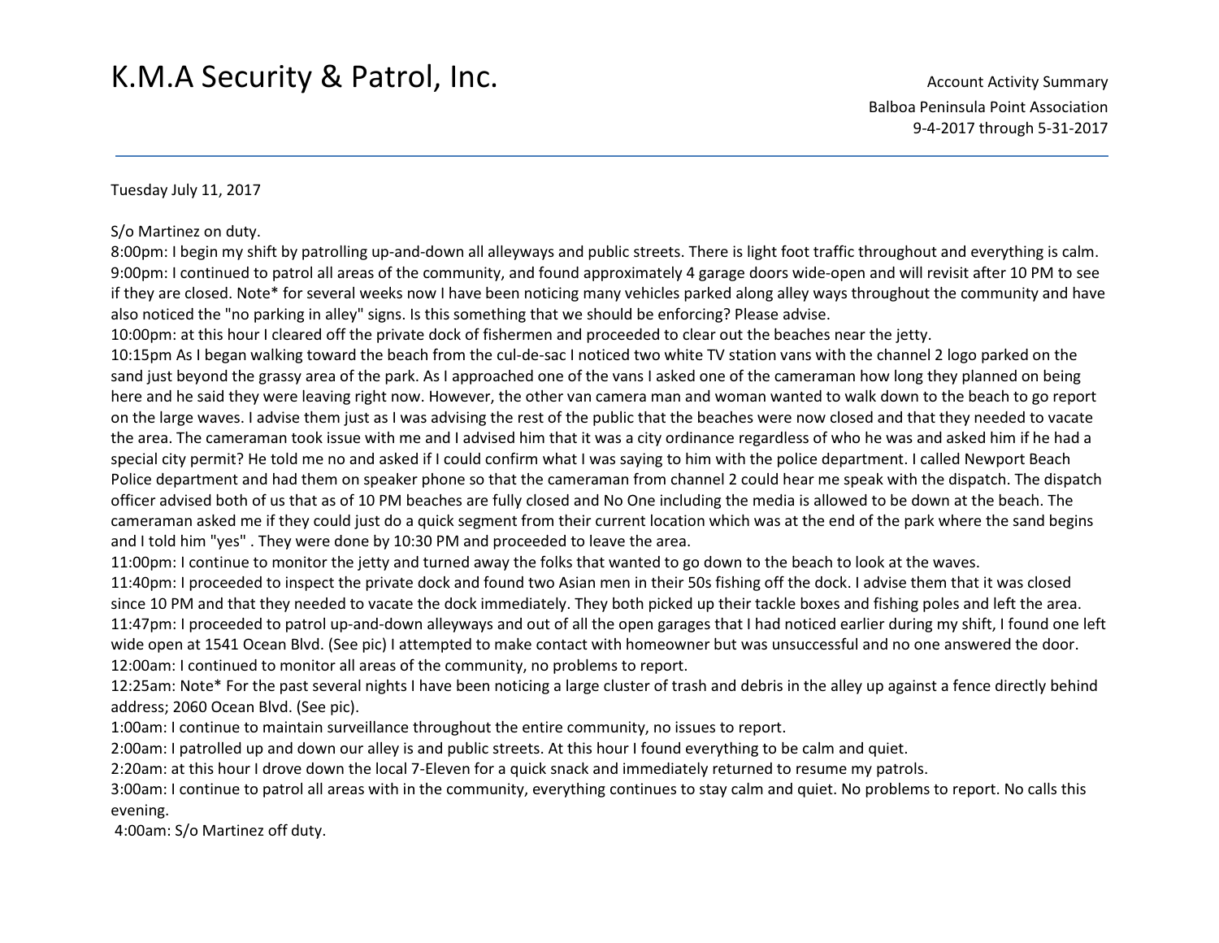Tuesday July 11, 2017

S/o Martinez on duty.
8:00pm: I begin my shift by patrolling up-and-down all alleyways and public streets. There is light foot traffic throughout and everything is calm.
9:00pm: I continued to patrol all areas of the community, and found approximately 4 garage doors wide-open and will revisit after 10 PM to see if they are closed. Note* for several weeks now I have been noticing many vehicles parked along alley ways throughout the community and have also noticed the "no parking in alley" signs. Is this something that we should be enforcing? Please advise.
10:00pm: at this hour I cleared off the private dock of fishermen and proceeded to clear out the beaches near the jetty.
10:15pm As I began walking toward the beach from the cul-de-sac I noticed two white TV station vans with the channel 2 logo parked on the sand just beyond the grassy area of the park. As I approached one of the vans I asked one of the cameraman how long they planned on being here and he said they were leaving right now. However, the other van camera man and woman wanted to walk down to the beach to go report on the large waves. I advise them just as I was advising the rest of the public that the beaches were now closed and that they needed to vacate the area. The cameraman took issue with me and I advised him that it was a city ordinance regardless of who he was and asked him if he had a special city permit? He told me no and asked if I could confirm what I was saying to him with the police department. I called Newport Beach Police department and had them on speaker phone so that the cameraman from channel 2 could hear me speak with the dispatch. The dispatch officer advised both of us that as of 10 PM beaches are fully closed and No One including the media is allowed to be down at the beach. The cameraman asked me if they could just do a quick segment from their current location which was at the end of the park where the sand begins and I told him "yes" . They were done by 10:30 PM and proceeded to leave the area.
11:00pm: I continue to monitor the jetty and turned away the folks that wanted to go down to the beach to look at the waves.
11:40pm: I proceeded to inspect the private dock and found two Asian men in their 50s fishing off the dock. I advise them that it was closed since 10 PM and that they needed to vacate the dock immediately. They both picked up their tackle boxes and fishing poles and left the area.
11:47pm: I proceeded to patrol up-and-down alleyways and out of all the open garages that I had noticed earlier during my shift, I found one left wide open at 1541 Ocean Blvd. (See pic) I attempted to make contact with homeowner but was unsuccessful and no one answered the door.
12:00am: I continued to monitor all areas of the community, no problems to report.
12:25am: Note* For the past several nights I have been noticing a large cluster of trash and debris in the alley up against a fence directly behind address; 2060 Ocean Blvd. (See pic).
1:00am: I continue to maintain surveillance throughout the entire community, no issues to report.
2:00am: I patrolled up and down our alley is and public streets. At this hour I found everything to be calm and quiet.
2:20am: at this hour I drove down the local 7-Eleven for a quick snack and immediately returned to resume my patrols.
3:00am: I continue to patrol all areas with in the community, everything continues to stay calm and quiet. No problems to report. No calls this evening.
4:00am: S/o Martinez off duty.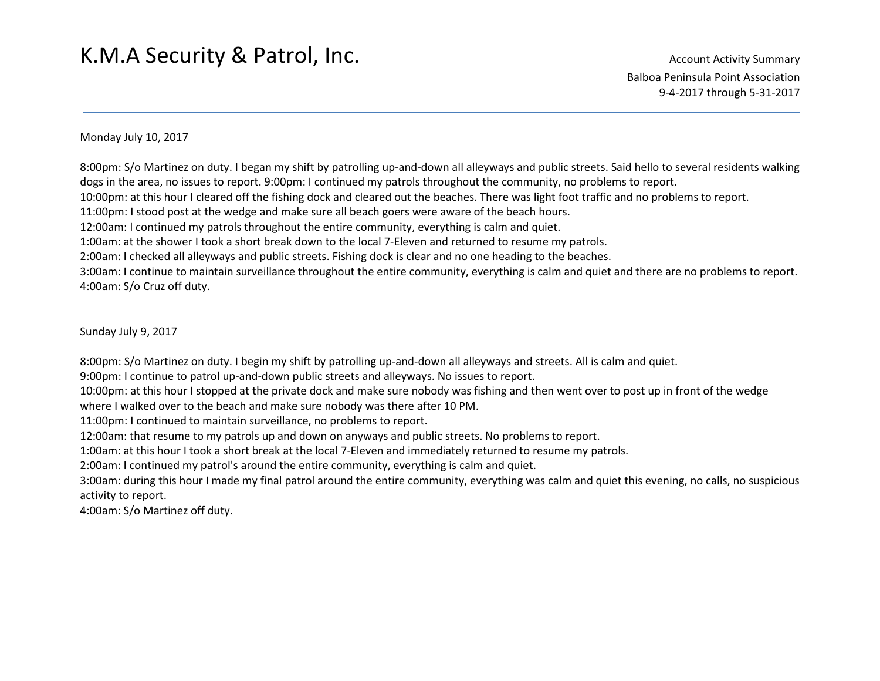# K.M.A Security & Patrol, Inc.

Account Activity Summary
Balboa Peninsula Point Association
9-4-2017 through 5-31-2017

Monday July 10, 2017

8:00pm: S/o Martinez on duty. I began my shift by patrolling up-and-down all alleyways and public streets. Said hello to several residents walking dogs in the area, no issues to report. 9:00pm: I continued my patrols throughout the community, no problems to report.
10:00pm: at this hour I cleared off the fishing dock and cleared out the beaches. There was light foot traffic and no problems to report.
11:00pm: I stood post at the wedge and make sure all beach goers were aware of the beach hours.
12:00am: I continued my patrols throughout the entire community, everything is calm and quiet.
1:00am: at the shower I took a short break down to the local 7-Eleven and returned to resume my patrols.
2:00am: I checked all alleyways and public streets. Fishing dock is clear and no one heading to the beaches.
3:00am: I continue to maintain surveillance throughout the entire community, everything is calm and quiet and there are no problems to report.
4:00am: S/o Cruz off duty.

Sunday July 9, 2017

8:00pm: S/o Martinez on duty. I begin my shift by patrolling up-and-down all alleyways and streets. All is calm and quiet.
9:00pm: I continue to patrol up-and-down public streets and alleyways. No issues to report.
10:00pm: at this hour I stopped at the private dock and make sure nobody was fishing and then went over to post up in front of the wedge where I walked over to the beach and make sure nobody was there after 10 PM.
11:00pm: I continued to maintain surveillance, no problems to report.
12:00am: that resume to my patrols up and down on anyways and public streets. No problems to report.
1:00am: at this hour I took a short break at the local 7-Eleven and immediately returned to resume my patrols.
2:00am: I continued my patrol's around the entire community, everything is calm and quiet.
3:00am: during this hour I made my final patrol around the entire community, everything was calm and quiet this evening, no calls, no suspicious activity to report.
4:00am: S/o Martinez off duty.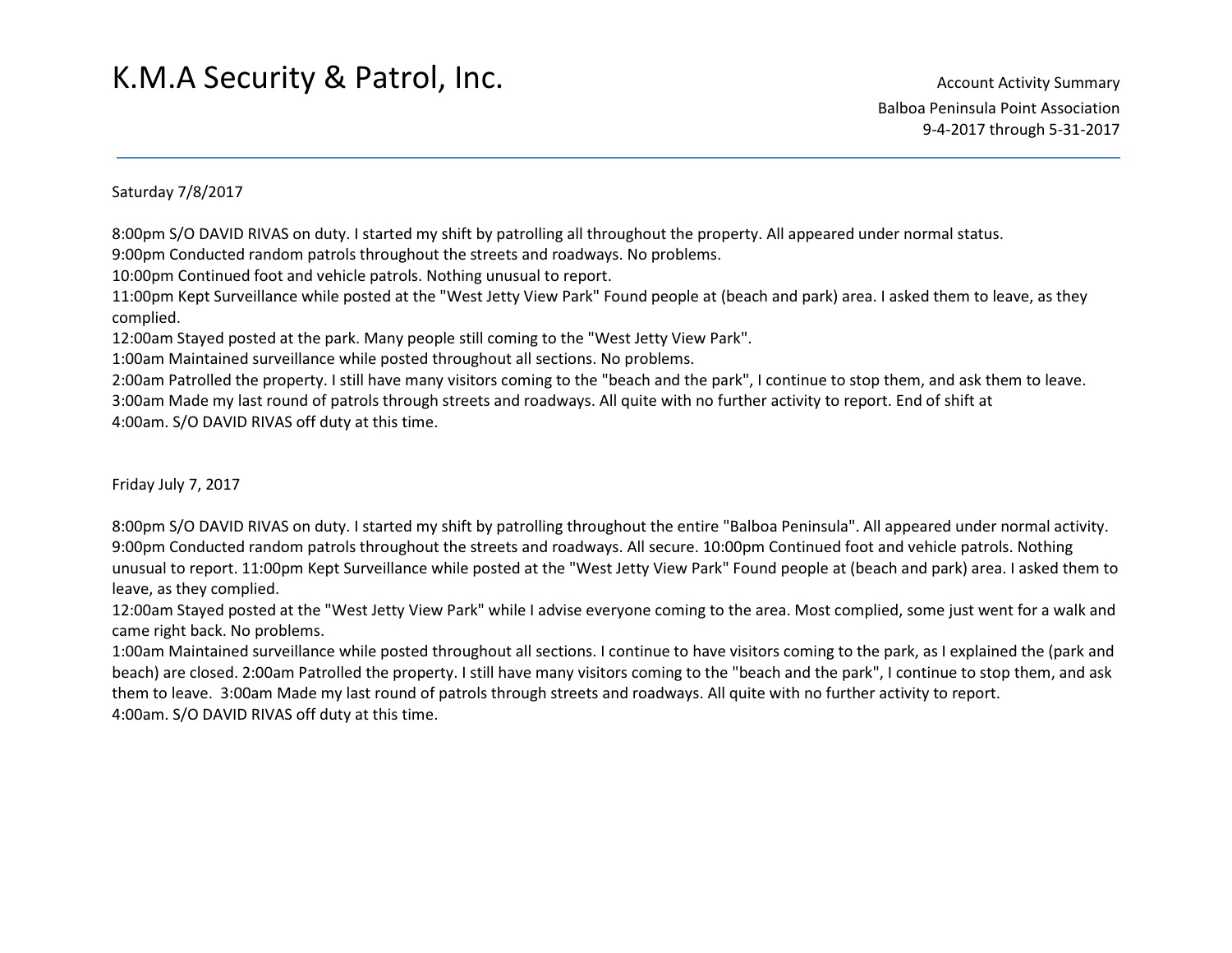# K.M.A Security & Patrol, Inc.

Account Activity Summary
Balboa Peninsula Point Association
9-4-2017 through 5-31-2017

Saturday 7/8/2017

8:00pm S/O DAVID RIVAS on duty. I started my shift by patrolling all throughout the property. All appeared under normal status.
9:00pm Conducted random patrols throughout the streets and roadways. No problems.
10:00pm Continued foot and vehicle patrols. Nothing unusual to report.
11:00pm Kept Surveillance while posted at the "West Jetty View Park" Found people at (beach and park) area. I asked them to leave, as they complied.
12:00am Stayed posted at the park. Many people still coming to the "West Jetty View Park".
1:00am Maintained surveillance while posted throughout all sections. No problems.
2:00am Patrolled the property. I still have many visitors coming to the "beach and the park", I continue to stop them, and ask them to leave.
3:00am Made my last round of patrols through streets and roadways. All quite with no further activity to report. End of shift at
4:00am. S/O DAVID RIVAS off duty at this time.

Friday July 7, 2017

8:00pm S/O DAVID RIVAS on duty. I started my shift by patrolling throughout the entire "Balboa Peninsula". All appeared under normal activity.
9:00pm Conducted random patrols throughout the streets and roadways. All secure. 10:00pm Continued foot and vehicle patrols. Nothing unusual to report. 11:00pm Kept Surveillance while posted at the "West Jetty View Park" Found people at (beach and park) area. I asked them to leave, as they complied.
12:00am Stayed posted at the "West Jetty View Park" while I advise everyone coming to the area. Most complied, some just went for a walk and came right back. No problems.
1:00am Maintained surveillance while posted throughout all sections. I continue to have visitors coming to the park, as I explained the (park and beach) are closed. 2:00am Patrolled the property. I still have many visitors coming to the "beach and the park", I continue to stop them, and ask them to leave. 3:00am Made my last round of patrols through streets and roadways. All quite with no further activity to report.
4:00am. S/O DAVID RIVAS off duty at this time.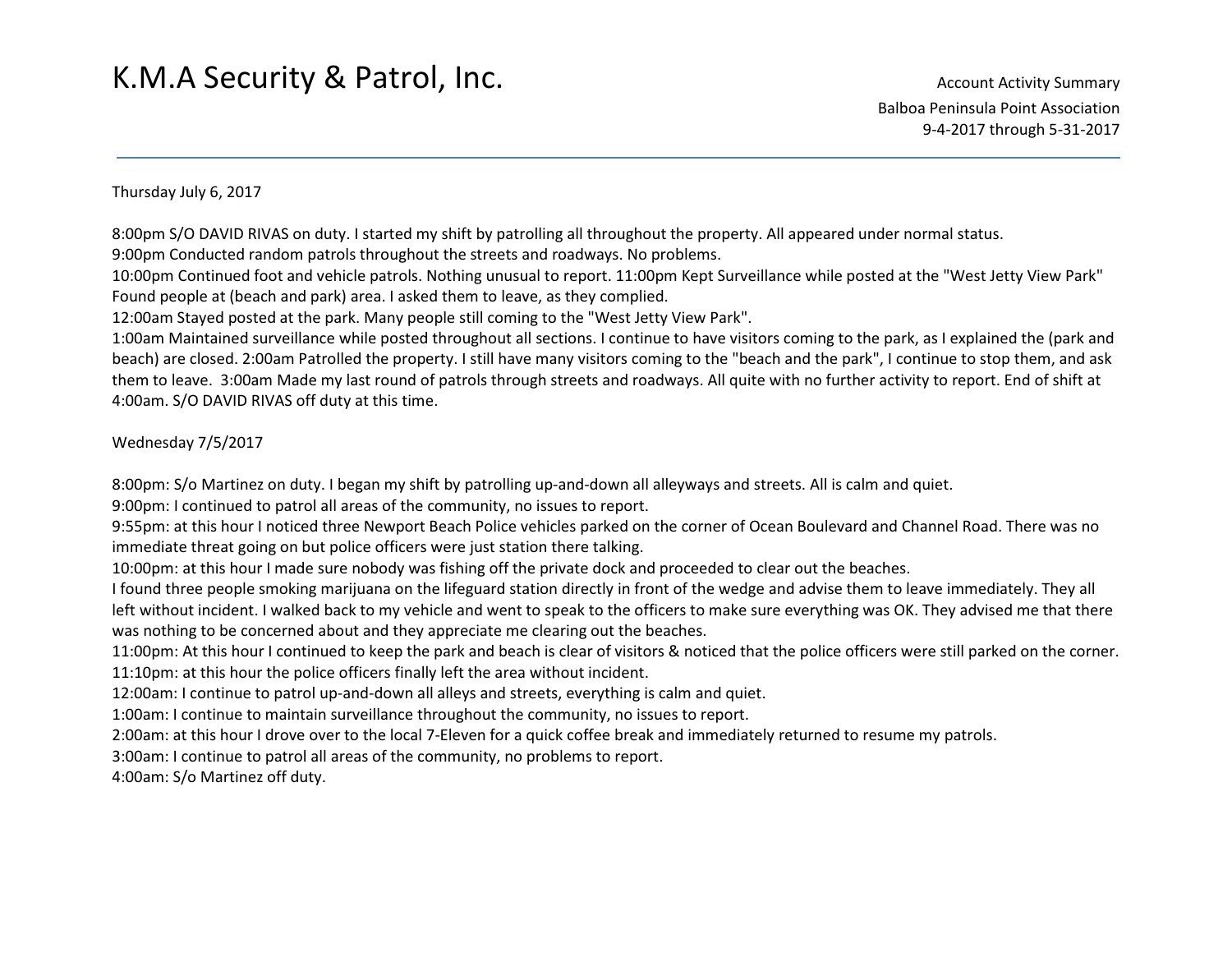Thursday July 6, 2017

8:00pm S/O DAVID RIVAS on duty. I started my shift by patrolling all throughout the property. All appeared under normal status.
9:00pm Conducted random patrols throughout the streets and roadways. No problems.
10:00pm Continued foot and vehicle patrols. Nothing unusual to report. 11:00pm Kept Surveillance while posted at the "West Jetty View Park" Found people at (beach and park) area. I asked them to leave, as they complied.
12:00am Stayed posted at the park. Many people still coming to the "West Jetty View Park".
1:00am Maintained surveillance while posted throughout all sections. I continue to have visitors coming to the park, as I explained the (park and beach) are closed. 2:00am Patrolled the property. I still have many visitors coming to the "beach and the park", I continue to stop them, and ask them to leave. 3:00am Made my last round of patrols through streets and roadways. All quite with no further activity to report. End of shift at 4:00am. S/O DAVID RIVAS off duty at this time.

Wednesday 7/5/2017

8:00pm: S/o Martinez on duty. I began my shift by patrolling up-and-down all alleyways and streets. All is calm and quiet.
9:00pm: I continued to patrol all areas of the community, no issues to report.
9:55pm: at this hour I noticed three Newport Beach Police vehicles parked on the corner of Ocean Boulevard and Channel Road. There was no immediate threat going on but police officers were just station there talking.
10:00pm: at this hour I made sure nobody was fishing off the private dock and proceeded to clear out the beaches.
I found three people smoking marijuana on the lifeguard station directly in front of the wedge and advise them to leave immediately. They all left without incident. I walked back to my vehicle and went to speak to the officers to make sure everything was OK. They advised me that there was nothing to be concerned about and they appreciate me clearing out the beaches.
11:00pm: At this hour I continued to keep the park and beach is clear of visitors & noticed that the police officers were still parked on the corner.
11:10pm: at this hour the police officers finally left the area without incident.
12:00am: I continue to patrol up-and-down all alleys and streets, everything is calm and quiet.
1:00am: I continue to maintain surveillance throughout the community, no issues to report.
2:00am: at this hour I drove over to the local 7-Eleven for a quick coffee break and immediately returned to resume my patrols.
3:00am: I continue to patrol all areas of the community, no problems to report.
4:00am: S/o Martinez off duty.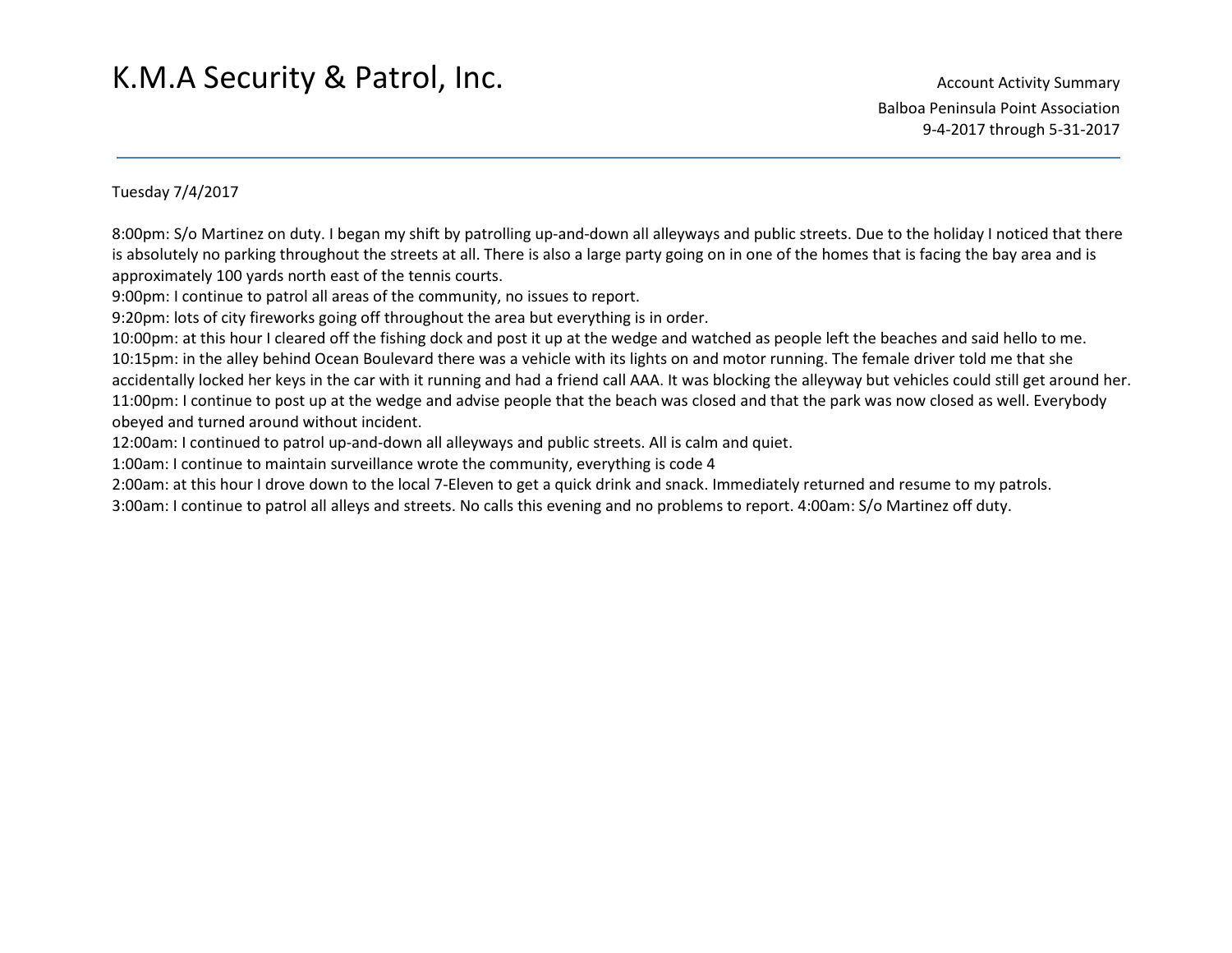Tuesday 7/4/2017

8:00pm: S/o Martinez on duty. I began my shift by patrolling up-and-down all alleyways and public streets. Due to the holiday I noticed that there is absolutely no parking throughout the streets at all. There is also a large party going on in one of the homes that is facing the bay area and is approximately 100 yards north east of the tennis courts.

9:00pm: I continue to patrol all areas of the community, no issues to report.

9:20pm: lots of city fireworks going off throughout the area but everything is in order.

10:00pm: at this hour I cleared off the fishing dock and post it up at the wedge and watched as people left the beaches and said hello to me.

10:15pm: in the alley behind Ocean Boulevard there was a vehicle with its lights on and motor running. The female driver told me that she accidentally locked her keys in the car with it running and had a friend call AAA. It was blocking the alleyway but vehicles could still get around her.

11:00pm: I continue to post up at the wedge and advise people that the beach was closed and that the park was now closed as well. Everybody obeyed and turned around without incident.

12:00am: I continued to patrol up-and-down all alleyways and public streets. All is calm and quiet.

1:00am: I continue to maintain surveillance wrote the community, everything is code 4

2:00am: at this hour I drove down to the local 7-Eleven to get a quick drink and snack. Immediately returned and resume to my patrols.

3:00am: I continue to patrol all alleys and streets. No calls this evening and no problems to report. 4:00am: S/o Martinez off duty.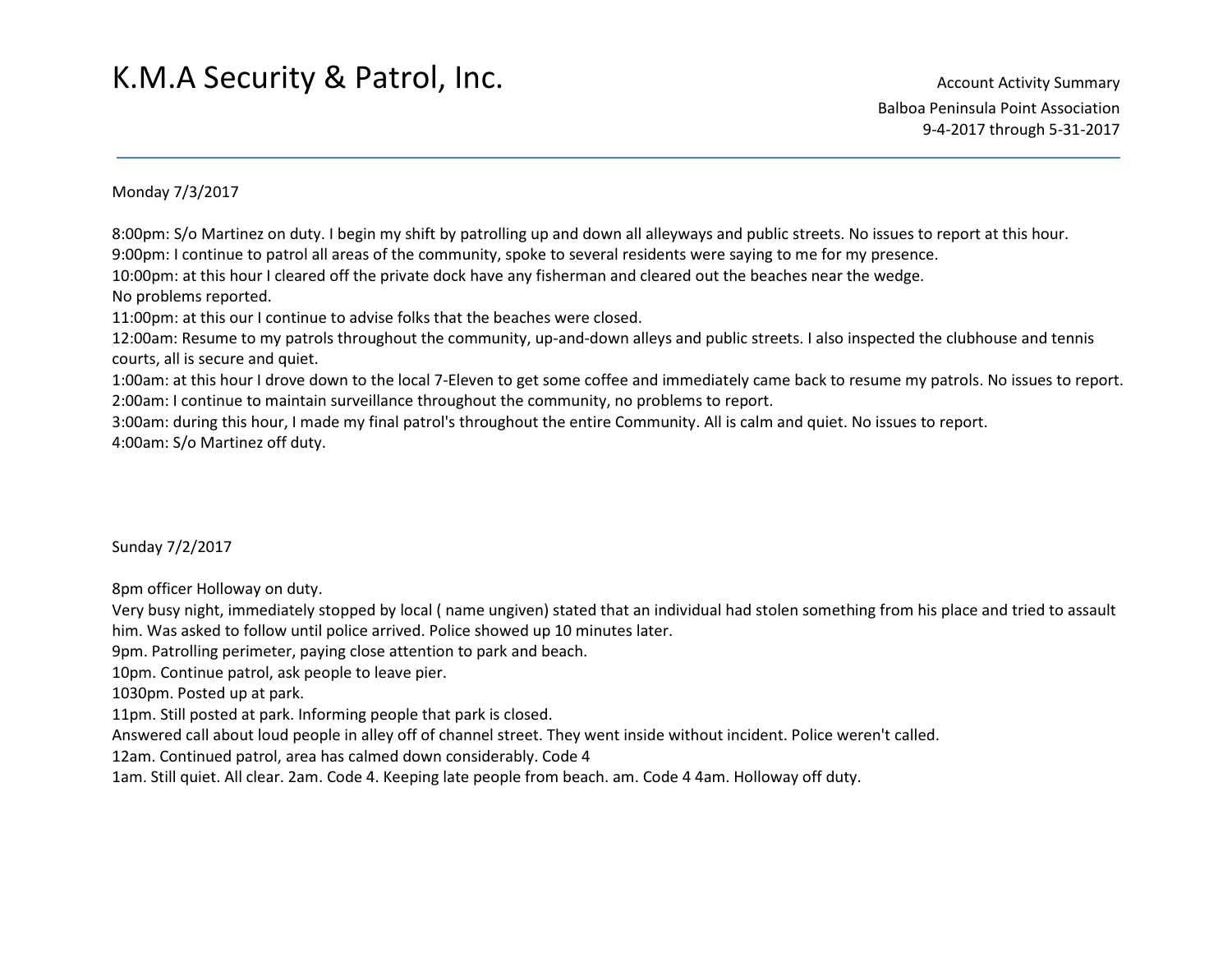# K.M.A Security & Patrol, Inc.

Account Activity Summary
Balboa Peninsula Point Association
9-4-2017 through 5-31-2017

Monday 7/3/2017

8:00pm: S/o Martinez on duty. I begin my shift by patrolling up and down all alleyways and public streets. No issues to report at this hour.
9:00pm: I continue to patrol all areas of the community, spoke to several residents were saying to me for my presence.
10:00pm: at this hour I cleared off the private dock have any fisherman and cleared out the beaches near the wedge.
No problems reported.
11:00pm: at this our I continue to advise folks that the beaches were closed.
12:00am: Resume to my patrols throughout the community, up-and-down alleys and public streets. I also inspected the clubhouse and tennis courts, all is secure and quiet.
1:00am: at this hour I drove down to the local 7-Eleven to get some coffee and immediately came back to resume my patrols. No issues to report.
2:00am: I continue to maintain surveillance throughout the community, no problems to report.
3:00am: during this hour, I made my final patrol's throughout the entire Community. All is calm and quiet. No issues to report.
4:00am: S/o Martinez off duty.

Sunday 7/2/2017

8pm officer Holloway on duty.
Very busy night, immediately stopped by local ( name ungiven) stated that an individual had stolen something from his place and tried to assault him. Was asked to follow until police arrived. Police showed up 10 minutes later.
9pm. Patrolling perimeter, paying close attention to park and beach.
10pm. Continue patrol, ask people to leave pier.
1030pm. Posted up at park.
11pm. Still posted at park. Informing people that park is closed.
Answered call about loud people in alley off of channel street. They went inside without incident. Police weren't called.
12am. Continued patrol, area has calmed down considerably. Code 4
1am. Still quiet. All clear. 2am. Code 4. Keeping late people from beach. am. Code 4 4am. Holloway off duty.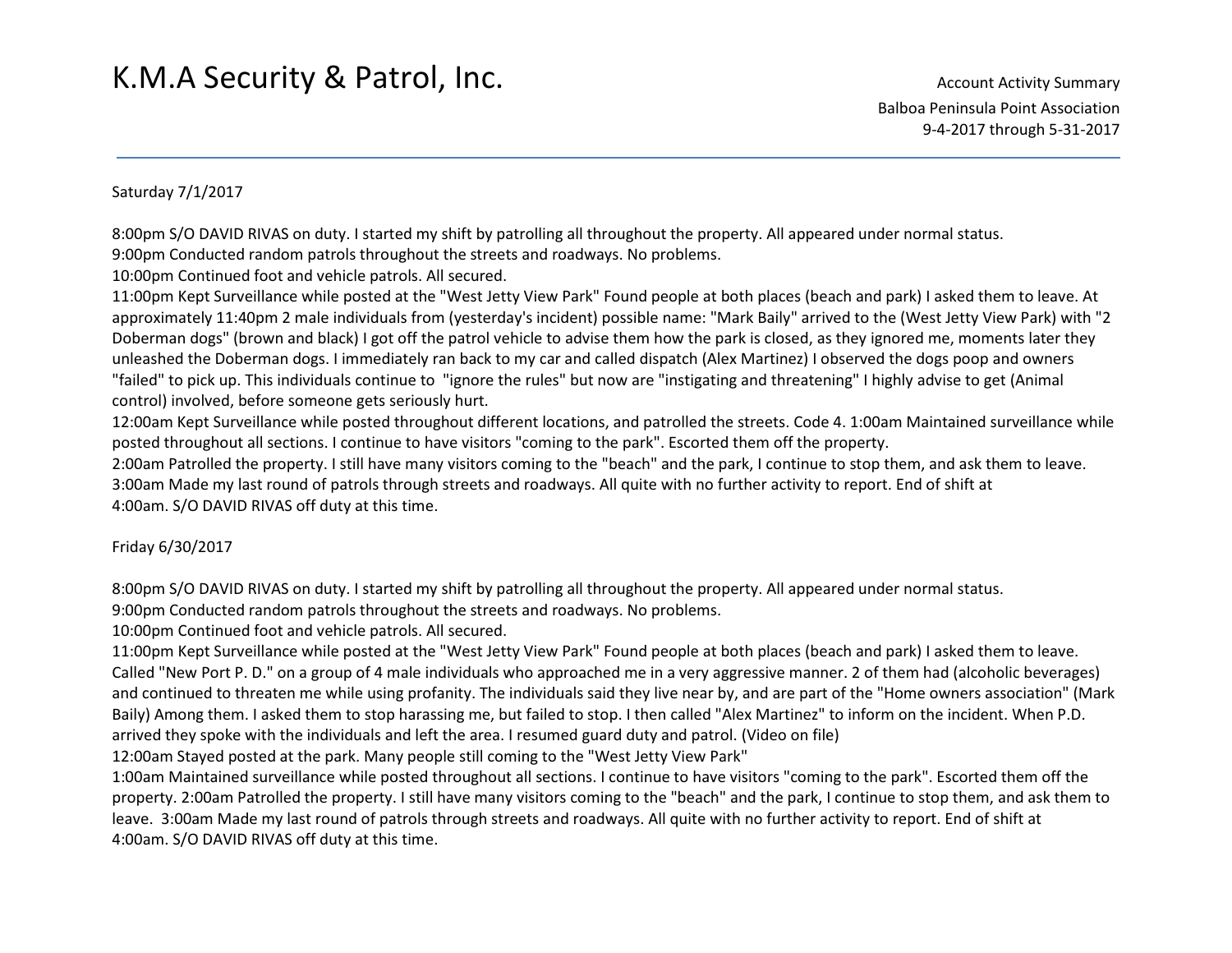# K.M.A Security & Patrol, Inc.

Account Activity Summary
Balboa Peninsula Point Association
9-4-2017 through 5-31-2017

Saturday 7/1/2017

8:00pm S/O DAVID RIVAS on duty. I started my shift by patrolling all throughout the property. All appeared under normal status.
9:00pm Conducted random patrols throughout the streets and roadways. No problems.
10:00pm Continued foot and vehicle patrols. All secured.
11:00pm Kept Surveillance while posted at the "West Jetty View Park" Found people at both places (beach and park) I asked them to leave. At approximately 11:40pm 2 male individuals from (yesterday's incident) possible name: "Mark Baily" arrived to the (West Jetty View Park) with "2 Doberman dogs" (brown and black) I got off the patrol vehicle to advise them how the park is closed, as they ignored me, moments later they unleashed the Doberman dogs. I immediately ran back to my car and called dispatch (Alex Martinez) I observed the dogs poop and owners "failed" to pick up. This individuals continue to "ignore the rules" but now are "instigating and threatening" I highly advise to get (Animal control) involved, before someone gets seriously hurt.
12:00am Kept Surveillance while posted throughout different locations, and patrolled the streets. Code 4. 1:00am Maintained surveillance while posted throughout all sections. I continue to have visitors "coming to the park". Escorted them off the property.
2:00am Patrolled the property. I still have many visitors coming to the "beach" and the park, I continue to stop them, and ask them to leave.
3:00am Made my last round of patrols through streets and roadways. All quite with no further activity to report. End of shift at 4:00am. S/O DAVID RIVAS off duty at this time.

Friday 6/30/2017

8:00pm S/O DAVID RIVAS on duty. I started my shift by patrolling all throughout the property. All appeared under normal status.
9:00pm Conducted random patrols throughout the streets and roadways. No problems.
10:00pm Continued foot and vehicle patrols. All secured.
11:00pm Kept Surveillance while posted at the "West Jetty View Park" Found people at both places (beach and park) I asked them to leave. Called "New Port P. D." on a group of 4 male individuals who approached me in a very aggressive manner. 2 of them had (alcoholic beverages) and continued to threaten me while using profanity. The individuals said they live near by, and are part of the "Home owners association" (Mark Baily) Among them. I asked them to stop harassing me, but failed to stop. I then called "Alex Martinez" to inform on the incident. When P.D. arrived they spoke with the individuals and left the area. I resumed guard duty and patrol. (Video on file)
12:00am Stayed posted at the park. Many people still coming to the "West Jetty View Park"
1:00am Maintained surveillance while posted throughout all sections. I continue to have visitors "coming to the park". Escorted them off the property. 2:00am Patrolled the property. I still have many visitors coming to the "beach" and the park, I continue to stop them, and ask them to leave. 3:00am Made my last round of patrols through streets and roadways. All quite with no further activity to report. End of shift at 4:00am. S/O DAVID RIVAS off duty at this time.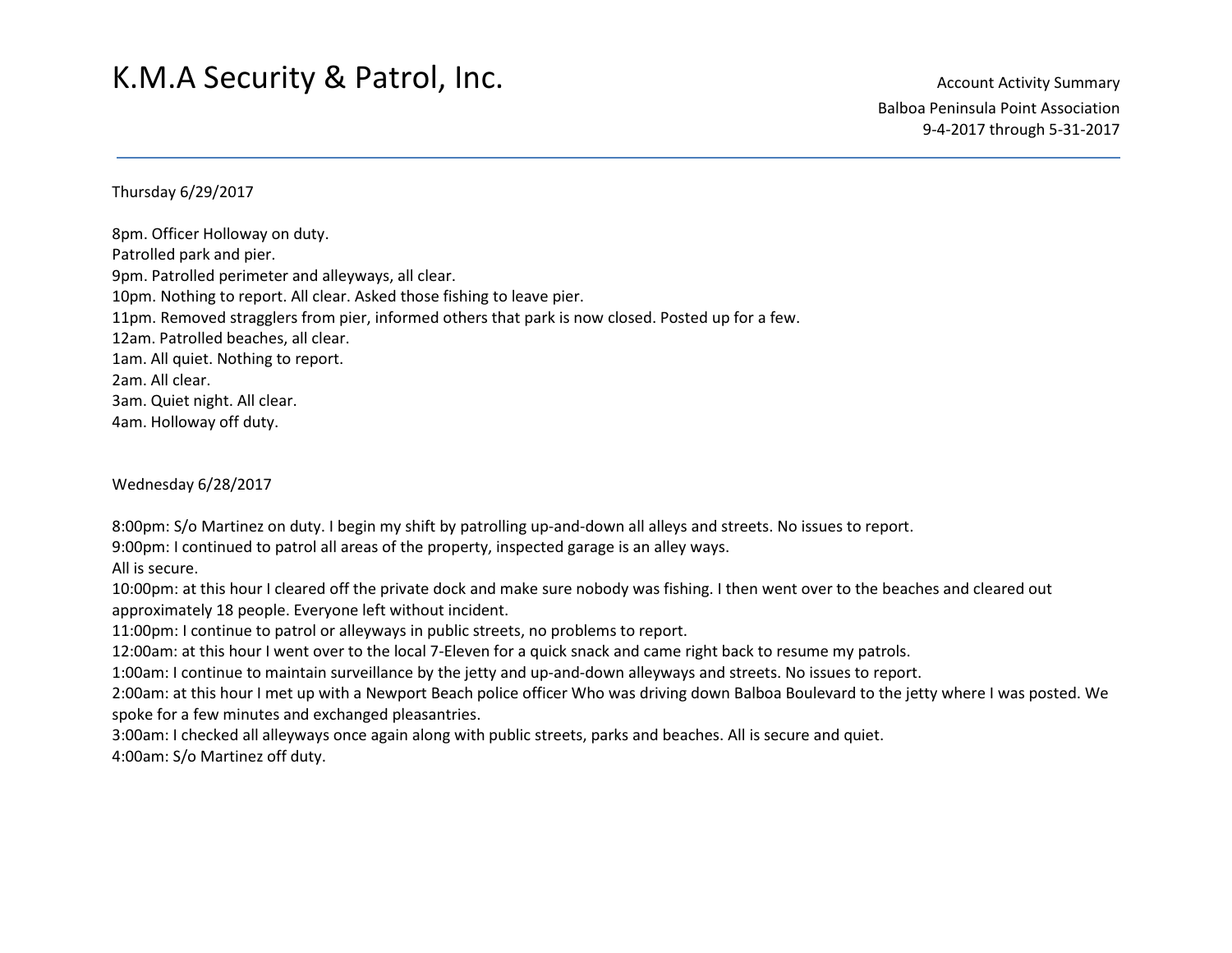# K.M.A Security & Patrol, Inc.

Account Activity Summary
Balboa Peninsula Point Association
9-4-2017 through 5-31-2017

Thursday 6/29/2017

8pm. Officer Holloway on duty.
Patrolled park and pier.
9pm. Patrolled perimeter and alleyways, all clear.
10pm. Nothing to report. All clear. Asked those fishing to leave pier.
11pm. Removed stragglers from pier, informed others that park is now closed. Posted up for a few.
12am. Patrolled beaches, all clear.
1am. All quiet. Nothing to report.
2am. All clear.
3am. Quiet night. All clear.
4am. Holloway off duty.

Wednesday 6/28/2017

8:00pm: S/o Martinez on duty. I begin my shift by patrolling up-and-down all alleys and streets. No issues to report.
9:00pm: I continued to patrol all areas of the property, inspected garage is an alley ways.
All is secure.
10:00pm: at this hour I cleared off the private dock and make sure nobody was fishing. I then went over to the beaches and cleared out approximately 18 people. Everyone left without incident.
11:00pm: I continue to patrol or alleyways in public streets, no problems to report.
12:00am: at this hour I went over to the local 7-Eleven for a quick snack and came right back to resume my patrols.
1:00am: I continue to maintain surveillance by the jetty and up-and-down alleyways and streets. No issues to report.
2:00am: at this hour I met up with a Newport Beach police officer Who was driving down Balboa Boulevard to the jetty where I was posted. We spoke for a few minutes and exchanged pleasantries.
3:00am: I checked all alleyways once again along with public streets, parks and beaches. All is secure and quiet.
4:00am: S/o Martinez off duty.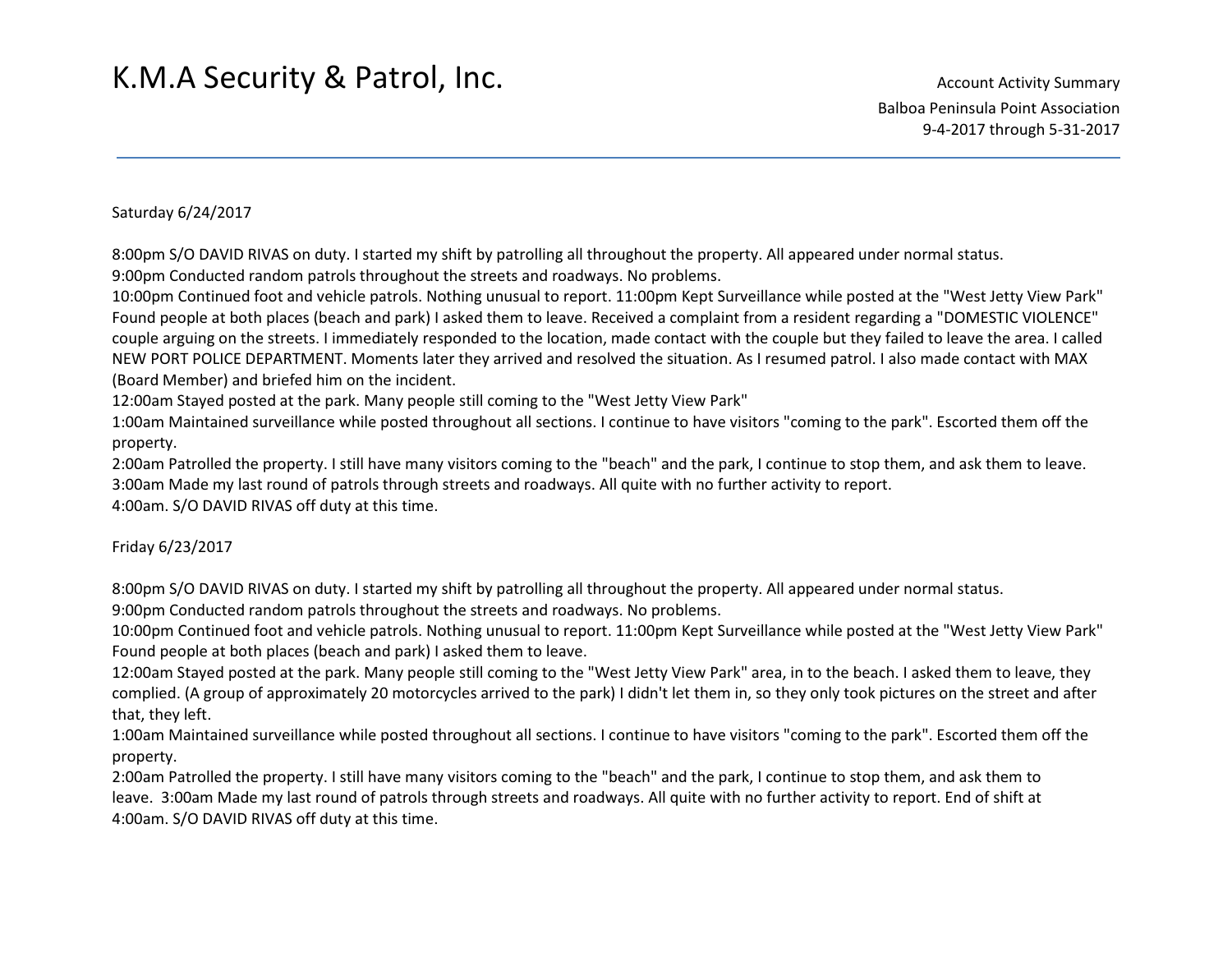Saturday 6/24/2017

8:00pm S/O DAVID RIVAS on duty. I started my shift by patrolling all throughout the property. All appeared under normal status.
9:00pm Conducted random patrols throughout the streets and roadways. No problems.
10:00pm Continued foot and vehicle patrols. Nothing unusual to report. 11:00pm Kept Surveillance while posted at the "West Jetty View Park" Found people at both places (beach and park) I asked them to leave. Received a complaint from a resident regarding a "DOMESTIC VIOLENCE" couple arguing on the streets. I immediately responded to the location, made contact with the couple but they failed to leave the area. I called NEW PORT POLICE DEPARTMENT. Moments later they arrived and resolved the situation. As I resumed patrol. I also made contact with MAX (Board Member) and briefed him on the incident.
12:00am Stayed posted at the park. Many people still coming to the "West Jetty View Park"
1:00am Maintained surveillance while posted throughout all sections. I continue to have visitors "coming to the park". Escorted them off the property.
2:00am Patrolled the property. I still have many visitors coming to the "beach" and the park, I continue to stop them, and ask them to leave.
3:00am Made my last round of patrols through streets and roadways. All quite with no further activity to report.
4:00am. S/O DAVID RIVAS off duty at this time.

Friday 6/23/2017

8:00pm S/O DAVID RIVAS on duty. I started my shift by patrolling all throughout the property. All appeared under normal status.
9:00pm Conducted random patrols throughout the streets and roadways. No problems.
10:00pm Continued foot and vehicle patrols. Nothing unusual to report. 11:00pm Kept Surveillance while posted at the "West Jetty View Park" Found people at both places (beach and park) I asked them to leave.
12:00am Stayed posted at the park. Many people still coming to the "West Jetty View Park" area, in to the beach. I asked them to leave, they complied. (A group of approximately 20 motorcycles arrived to the park) I didn't let them in, so they only took pictures on the street and after that, they left.
1:00am Maintained surveillance while posted throughout all sections. I continue to have visitors "coming to the park". Escorted them off the property.
2:00am Patrolled the property. I still have many visitors coming to the "beach" and the park, I continue to stop them, and ask them to leave. 3:00am Made my last round of patrols through streets and roadways. All quite with no further activity to report. End of shift at 4:00am. S/O DAVID RIVAS off duty at this time.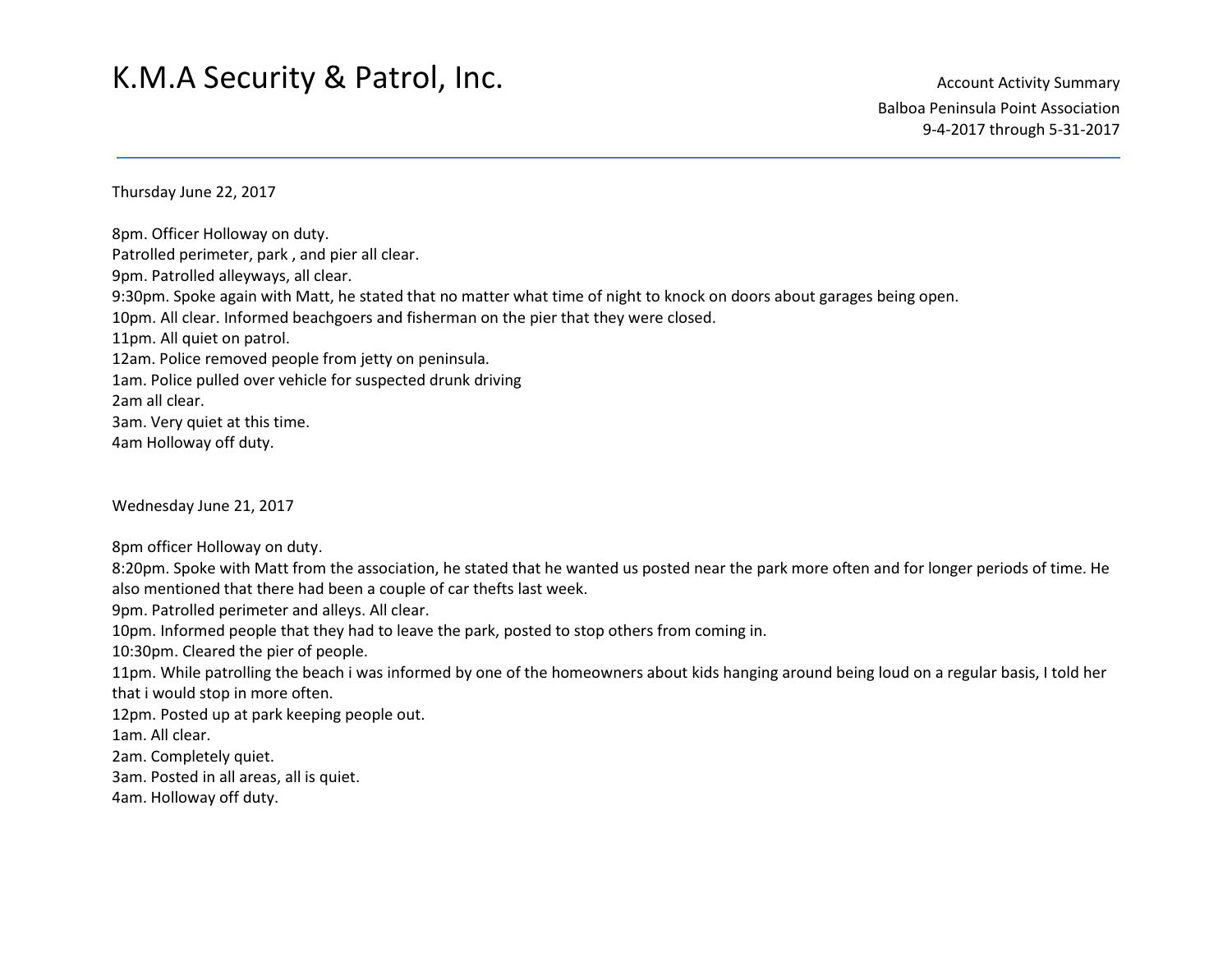# K.M.A Security & Patrol, Inc.

Account Activity Summary
Balboa Peninsula Point Association
9-4-2017 through 5-31-2017

Thursday June 22, 2017

8pm. Officer Holloway on duty.
Patrolled perimeter, park , and pier all clear.
9pm. Patrolled alleyways, all clear.
9:30pm. Spoke again with Matt, he stated that no matter what time of night to knock on doors about garages being open.
10pm. All clear. Informed beachgoers and fisherman on the pier that they were closed.
11pm. All quiet on patrol.
12am. Police removed people from jetty on peninsula.
1am. Police pulled over vehicle for suspected drunk driving
2am all clear.
3am. Very quiet at this time.
4am Holloway off duty.

Wednesday June 21, 2017

8pm officer Holloway on duty.
8:20pm. Spoke with Matt from the association, he stated that he wanted us posted near the park more often and for longer periods of time. He also mentioned that there had been a couple of car thefts last week.
9pm. Patrolled perimeter and alleys. All clear.
10pm. Informed people that they had to leave the park, posted to stop others from coming in.
10:30pm. Cleared the pier of people.
11pm. While patrolling the beach i was informed by one of the homeowners about kids hanging around being loud on a regular basis, I told her that i would stop in more often.
12pm. Posted up at park keeping people out.
1am. All clear.
2am. Completely quiet.
3am. Posted in all areas, all is quiet.
4am. Holloway off duty.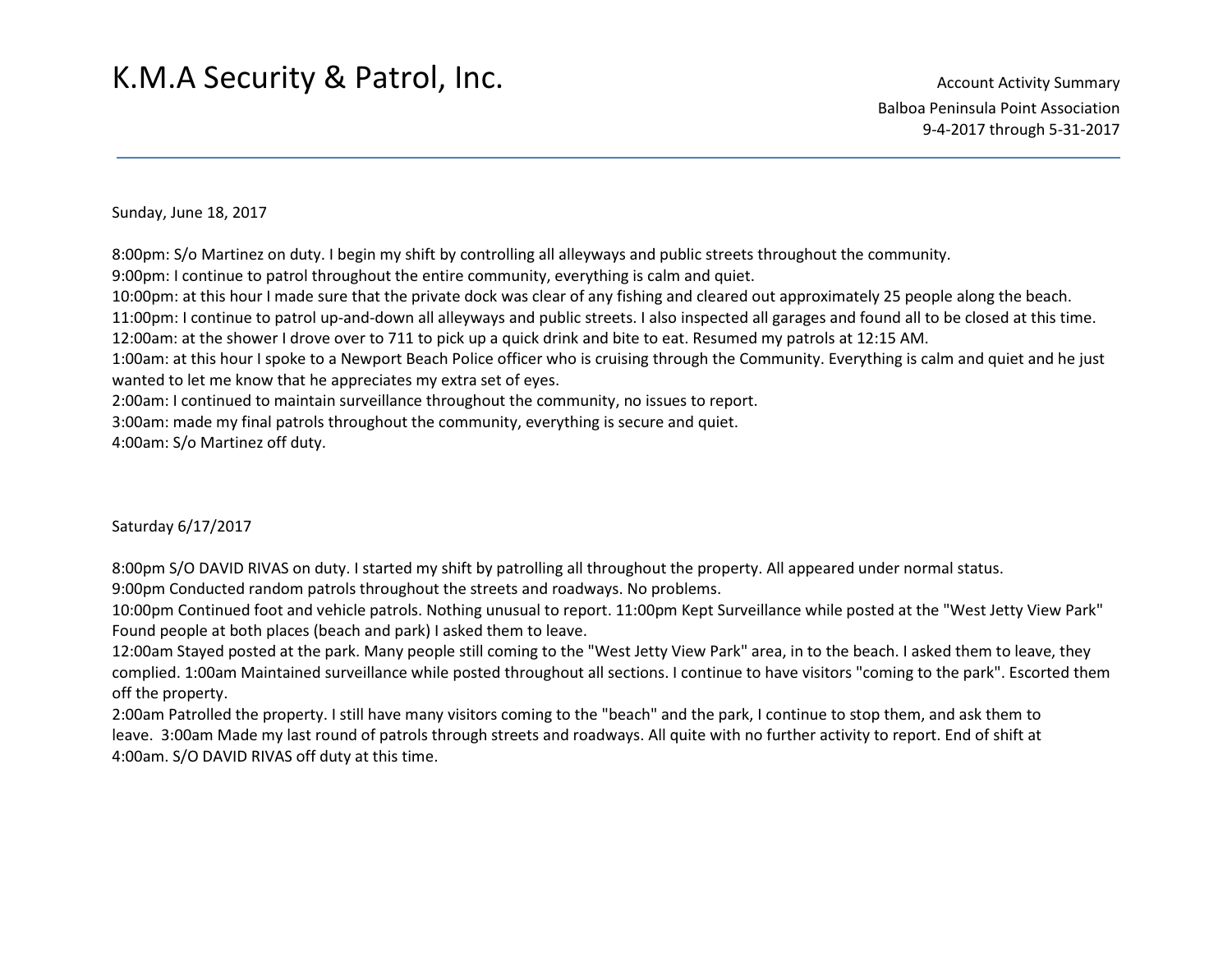# K.M.A Security & Patrol, Inc.

Account Activity Summary

Balboa Peninsula Point Association

9-4-2017 through 5-31-2017

Sunday, June 18, 2017

8:00pm: S/o Martinez on duty. I begin my shift by controlling all alleyways and public streets throughout the community.
9:00pm: I continue to patrol throughout the entire community, everything is calm and quiet.
10:00pm: at this hour I made sure that the private dock was clear of any fishing and cleared out approximately 25 people along the beach.
11:00pm: I continue to patrol up-and-down all alleyways and public streets. I also inspected all garages and found all to be closed at this time.
12:00am: at the shower I drove over to 711 to pick up a quick drink and bite to eat. Resumed my patrols at 12:15 AM.
1:00am: at this hour I spoke to a Newport Beach Police officer who is cruising through the Community. Everything is calm and quiet and he just wanted to let me know that he appreciates my extra set of eyes.
2:00am: I continued to maintain surveillance throughout the community, no issues to report.
3:00am: made my final patrols throughout the community, everything is secure and quiet.
4:00am: S/o Martinez off duty.

Saturday 6/17/2017

8:00pm S/O DAVID RIVAS on duty. I started my shift by patrolling all throughout the property. All appeared under normal status.
9:00pm Conducted random patrols throughout the streets and roadways. No problems.
10:00pm Continued foot and vehicle patrols. Nothing unusual to report. 11:00pm Kept Surveillance while posted at the "West Jetty View Park" Found people at both places (beach and park) I asked them to leave.
12:00am Stayed posted at the park. Many people still coming to the "West Jetty View Park" area, in to the beach. I asked them to leave, they complied. 1:00am Maintained surveillance while posted throughout all sections. I continue to have visitors "coming to the park". Escorted them off the property.
2:00am Patrolled the property. I still have many visitors coming to the "beach" and the park, I continue to stop them, and ask them to leave. 3:00am Made my last round of patrols through streets and roadways. All quite with no further activity to report. End of shift at 4:00am. S/O DAVID RIVAS off duty at this time.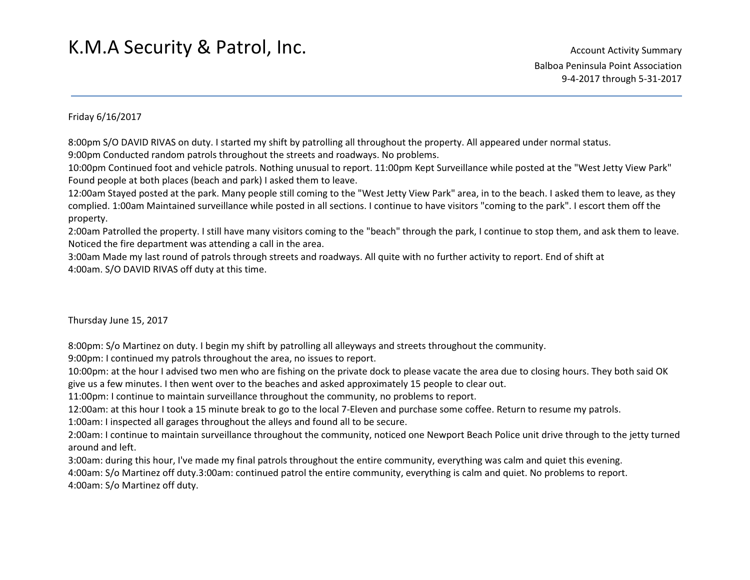# K.M.A Security & Patrol, Inc.

Account Activity Summary
Balboa Peninsula Point Association
9-4-2017 through 5-31-2017

Friday 6/16/2017

8:00pm S/O DAVID RIVAS on duty. I started my shift by patrolling all throughout the property. All appeared under normal status.
9:00pm Conducted random patrols throughout the streets and roadways. No problems.
10:00pm Continued foot and vehicle patrols. Nothing unusual to report. 11:00pm Kept Surveillance while posted at the "West Jetty View Park" Found people at both places (beach and park) I asked them to leave.
12:00am Stayed posted at the park. Many people still coming to the "West Jetty View Park" area, in to the beach. I asked them to leave, as they complied. 1:00am Maintained surveillance while posted in all sections. I continue to have visitors "coming to the park". I escort them off the property.
2:00am Patrolled the property. I still have many visitors coming to the "beach" through the park, I continue to stop them, and ask them to leave. Noticed the fire department was attending a call in the area.
3:00am Made my last round of patrols through streets and roadways. All quite with no further activity to report. End of shift at
4:00am. S/O DAVID RIVAS off duty at this time.

Thursday June 15, 2017

8:00pm: S/o Martinez on duty. I begin my shift by patrolling all alleyways and streets throughout the community.
9:00pm: I continued my patrols throughout the area, no issues to report.
10:00pm: at the hour I advised two men who are fishing on the private dock to please vacate the area due to closing hours. They both said OK give us a few minutes. I then went over to the beaches and asked approximately 15 people to clear out.
11:00pm: I continue to maintain surveillance throughout the community, no problems to report.
12:00am: at this hour I took a 15 minute break to go to the local 7-Eleven and purchase some coffee. Return to resume my patrols.
1:00am: I inspected all garages throughout the alleys and found all to be secure.
2:00am: I continue to maintain surveillance throughout the community, noticed one Newport Beach Police unit drive through to the jetty turned around and left.
3:00am: during this hour, I've made my final patrols throughout the entire community, everything was calm and quiet this evening.
4:00am: S/o Martinez off duty.3:00am: continued patrol the entire community, everything is calm and quiet. No problems to report.
4:00am: S/o Martinez off duty.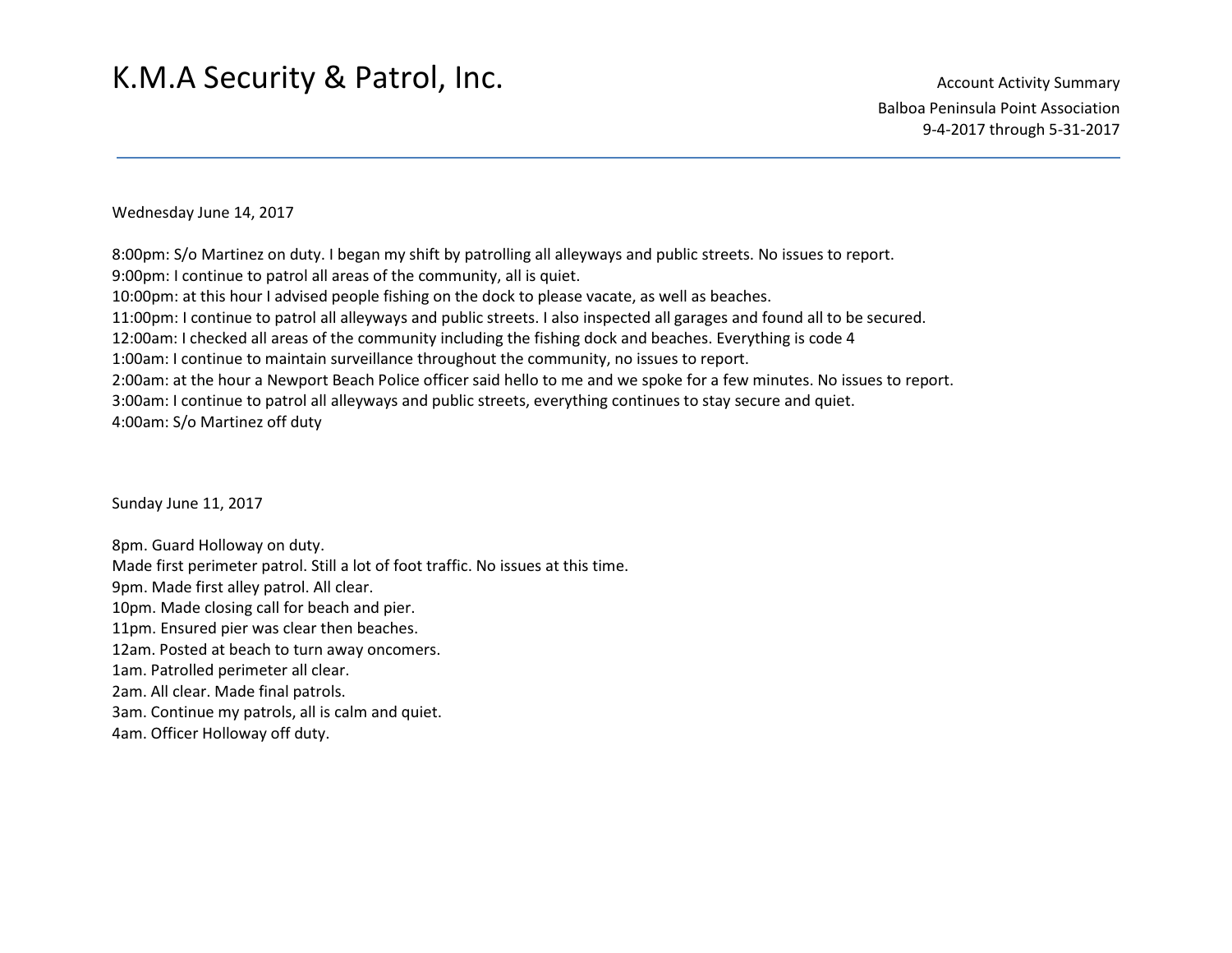# K.M.A Security & Patrol, Inc.

Account Activity Summary
Balboa Peninsula Point Association
9-4-2017 through 5-31-2017

Wednesday June 14, 2017

8:00pm: S/o Martinez on duty. I began my shift by patrolling all alleyways and public streets. No issues to report.
9:00pm: I continue to patrol all areas of the community, all is quiet.
10:00pm: at this hour I advised people fishing on the dock to please vacate, as well as beaches.
11:00pm: I continue to patrol all alleyways and public streets. I also inspected all garages and found all to be secured.
12:00am: I checked all areas of the community including the fishing dock and beaches. Everything is code 4
1:00am: I continue to maintain surveillance throughout the community, no issues to report.
2:00am: at the hour a Newport Beach Police officer said hello to me and we spoke for a few minutes. No issues to report.
3:00am: I continue to patrol all alleyways and public streets, everything continues to stay secure and quiet.
4:00am: S/o Martinez off duty

Sunday June 11, 2017

8pm. Guard Holloway on duty.
Made first perimeter patrol. Still a lot of foot traffic. No issues at this time.
9pm. Made first alley patrol. All clear.
10pm. Made closing call for beach and pier.
11pm. Ensured pier was clear then beaches.
12am. Posted at beach to turn away oncomers.
1am. Patrolled perimeter all clear.
2am. All clear. Made final patrols.
3am. Continue my patrols, all is calm and quiet.
4am. Officer Holloway off duty.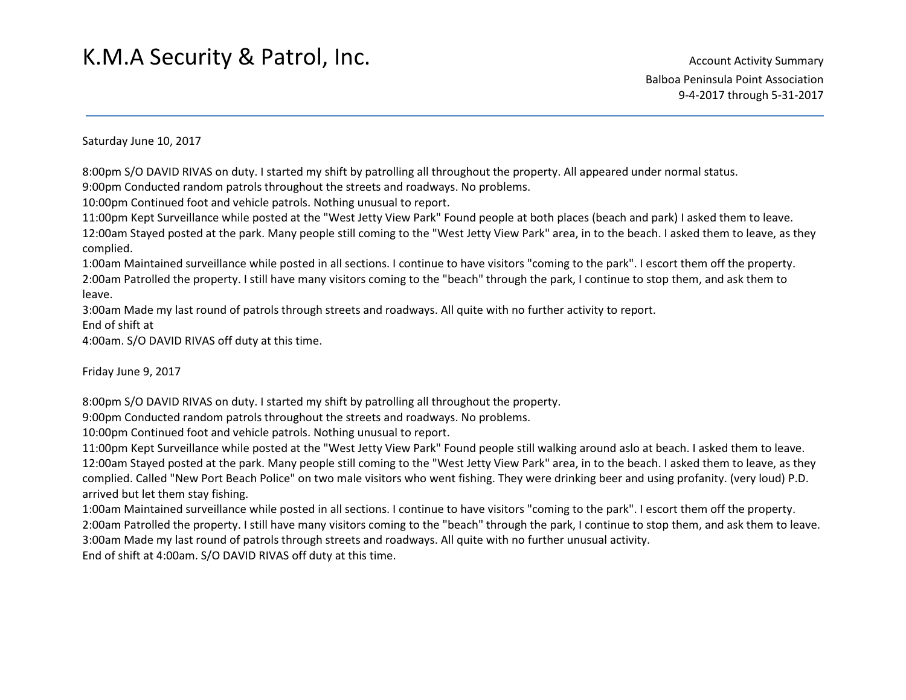# K.M.A Security & Patrol, Inc.

Account Activity Summary
Balboa Peninsula Point Association
9-4-2017 through 5-31-2017

Saturday June 10, 2017

8:00pm S/O DAVID RIVAS on duty. I started my shift by patrolling all throughout the property. All appeared under normal status.
9:00pm Conducted random patrols throughout the streets and roadways. No problems.
10:00pm Continued foot and vehicle patrols. Nothing unusual to report.
11:00pm Kept Surveillance while posted at the "West Jetty View Park" Found people at both places (beach and park) I asked them to leave.
12:00am Stayed posted at the park. Many people still coming to the "West Jetty View Park" area, in to the beach. I asked them to leave, as they complied.
1:00am Maintained surveillance while posted in all sections. I continue to have visitors "coming to the park". I escort them off the property.
2:00am Patrolled the property. I still have many visitors coming to the "beach" through the park, I continue to stop them, and ask them to leave.
3:00am Made my last round of patrols through streets and roadways. All quite with no further activity to report.
End of shift at
4:00am. S/O DAVID RIVAS off duty at this time.

Friday June 9, 2017

8:00pm S/O DAVID RIVAS on duty. I started my shift by patrolling all throughout the property.
9:00pm Conducted random patrols throughout the streets and roadways. No problems.
10:00pm Continued foot and vehicle patrols. Nothing unusual to report.
11:00pm Kept Surveillance while posted at the "West Jetty View Park" Found people still walking around aslo at beach. I asked them to leave.
12:00am Stayed posted at the park. Many people still coming to the "West Jetty View Park" area, in to the beach. I asked them to leave, as they complied. Called "New Port Beach Police" on two male visitors who went fishing. They were drinking beer and using profanity. (very loud) P.D. arrived but let them stay fishing.
1:00am Maintained surveillance while posted in all sections. I continue to have visitors "coming to the park". I escort them off the property.
2:00am Patrolled the property. I still have many visitors coming to the "beach" through the park, I continue to stop them, and ask them to leave.
3:00am Made my last round of patrols through streets and roadways. All quite with no further unusual activity.
End of shift at 4:00am. S/O DAVID RIVAS off duty at this time.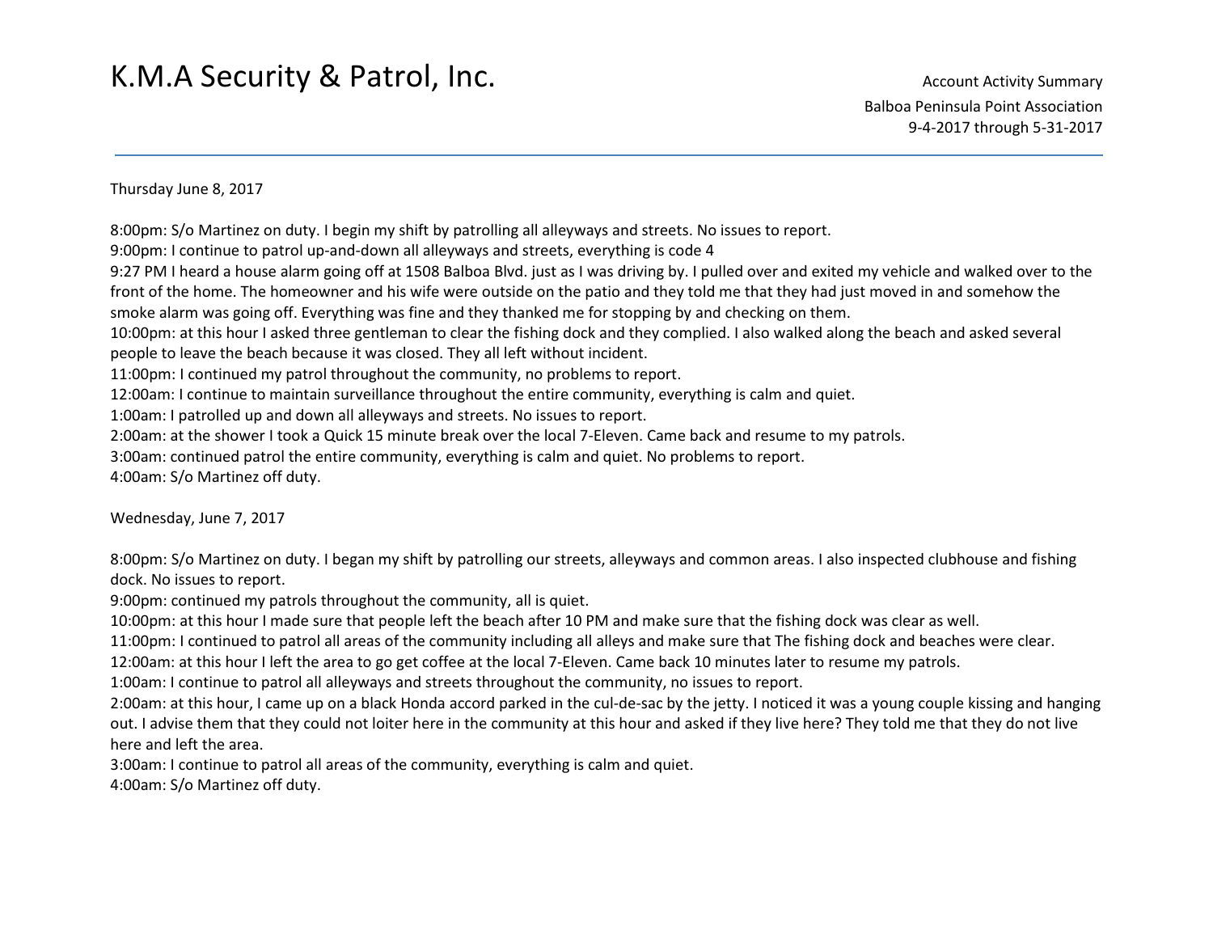# K.M.A Security & Patrol, Inc.

Account Activity Summary
Balboa Peninsula Point Association
9-4-2017 through 5-31-2017

Thursday June 8, 2017

8:00pm: S/o Martinez on duty. I begin my shift by patrolling all alleyways and streets. No issues to report.
9:00pm: I continue to patrol up-and-down all alleyways and streets, everything is code 4
9:27 PM I heard a house alarm going off at 1508 Balboa Blvd. just as I was driving by. I pulled over and exited my vehicle and walked over to the front of the home. The homeowner and his wife were outside on the patio and they told me that they had just moved in and somehow the smoke alarm was going off. Everything was fine and they thanked me for stopping by and checking on them.
10:00pm: at this hour I asked three gentleman to clear the fishing dock and they complied. I also walked along the beach and asked several people to leave the beach because it was closed. They all left without incident.
11:00pm: I continued my patrol throughout the community, no problems to report.
12:00am: I continue to maintain surveillance throughout the entire community, everything is calm and quiet.
1:00am: I patrolled up and down all alleyways and streets. No issues to report.
2:00am: at the shower I took a Quick 15 minute break over the local 7-Eleven. Came back and resume to my patrols.
3:00am: continued patrol the entire community, everything is calm and quiet. No problems to report.
4:00am: S/o Martinez off duty.

Wednesday, June 7, 2017

8:00pm: S/o Martinez on duty. I began my shift by patrolling our streets, alleyways and common areas. I also inspected clubhouse and fishing dock. No issues to report.
9:00pm: continued my patrols throughout the community, all is quiet.
10:00pm: at this hour I made sure that people left the beach after 10 PM and make sure that the fishing dock was clear as well.
11:00pm: I continued to patrol all areas of the community including all alleys and make sure that The fishing dock and beaches were clear.
12:00am: at this hour I left the area to go get coffee at the local 7-Eleven. Came back 10 minutes later to resume my patrols.
1:00am: I continue to patrol all alleyways and streets throughout the community, no issues to report.
2:00am: at this hour, I came up on a black Honda accord parked in the cul-de-sac by the jetty. I noticed it was a young couple kissing and hanging out. I advise them that they could not loiter here in the community at this hour and asked if they live here? They told me that they do not live here and left the area.
3:00am: I continue to patrol all areas of the community, everything is calm and quiet.
4:00am: S/o Martinez off duty.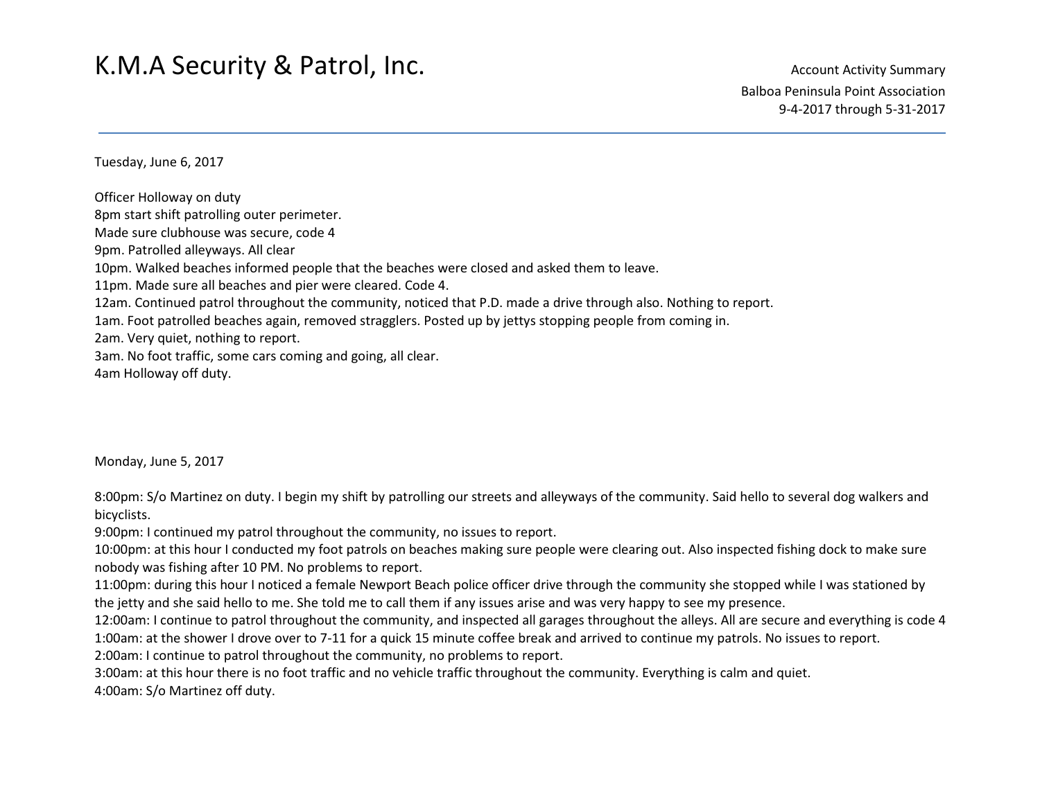# K.M.A Security & Patrol, Inc.

Account Activity Summary
Balboa Peninsula Point Association
9-4-2017 through 5-31-2017

---

Tuesday, June 6, 2017

Officer Holloway on duty
8pm start shift patrolling outer perimeter.
Made sure clubhouse was secure, code 4
9pm. Patrolled alleyways. All clear
10pm. Walked beaches informed people that the beaches were closed and asked them to leave.
11pm. Made sure all beaches and pier were cleared. Code 4.
12am. Continued patrol throughout the community, noticed that P.D. made a drive through also. Nothing to report.
1am. Foot patrolled beaches again, removed stragglers. Posted up by jettys stopping people from coming in.
2am. Very quiet, nothing to report.
3am. No foot traffic, some cars coming and going, all clear.
4am Holloway off duty.

Monday, June 5, 2017

8:00pm: S/o Martinez on duty. I begin my shift by patrolling our streets and alleyways of the community. Said hello to several dog walkers and bicyclists.
9:00pm: I continued my patrol throughout the community, no issues to report.
10:00pm: at this hour I conducted my foot patrols on beaches making sure people were clearing out. Also inspected fishing dock to make sure nobody was fishing after 10 PM. No problems to report.
11:00pm: during this hour I noticed a female Newport Beach police officer drive through the community she stopped while I was stationed by the jetty and she said hello to me. She told me to call them if any issues arise and was very happy to see my presence.
12:00am: I continue to patrol throughout the community, and inspected all garages throughout the alleys. All are secure and everything is code 4
1:00am: at the shower I drove over to 7-11 for a quick 15 minute coffee break and arrived to continue my patrols. No issues to report.
2:00am: I continue to patrol throughout the community, no problems to report.
3:00am: at this hour there is no foot traffic and no vehicle traffic throughout the community. Everything is calm and quiet.
4:00am: S/o Martinez off duty.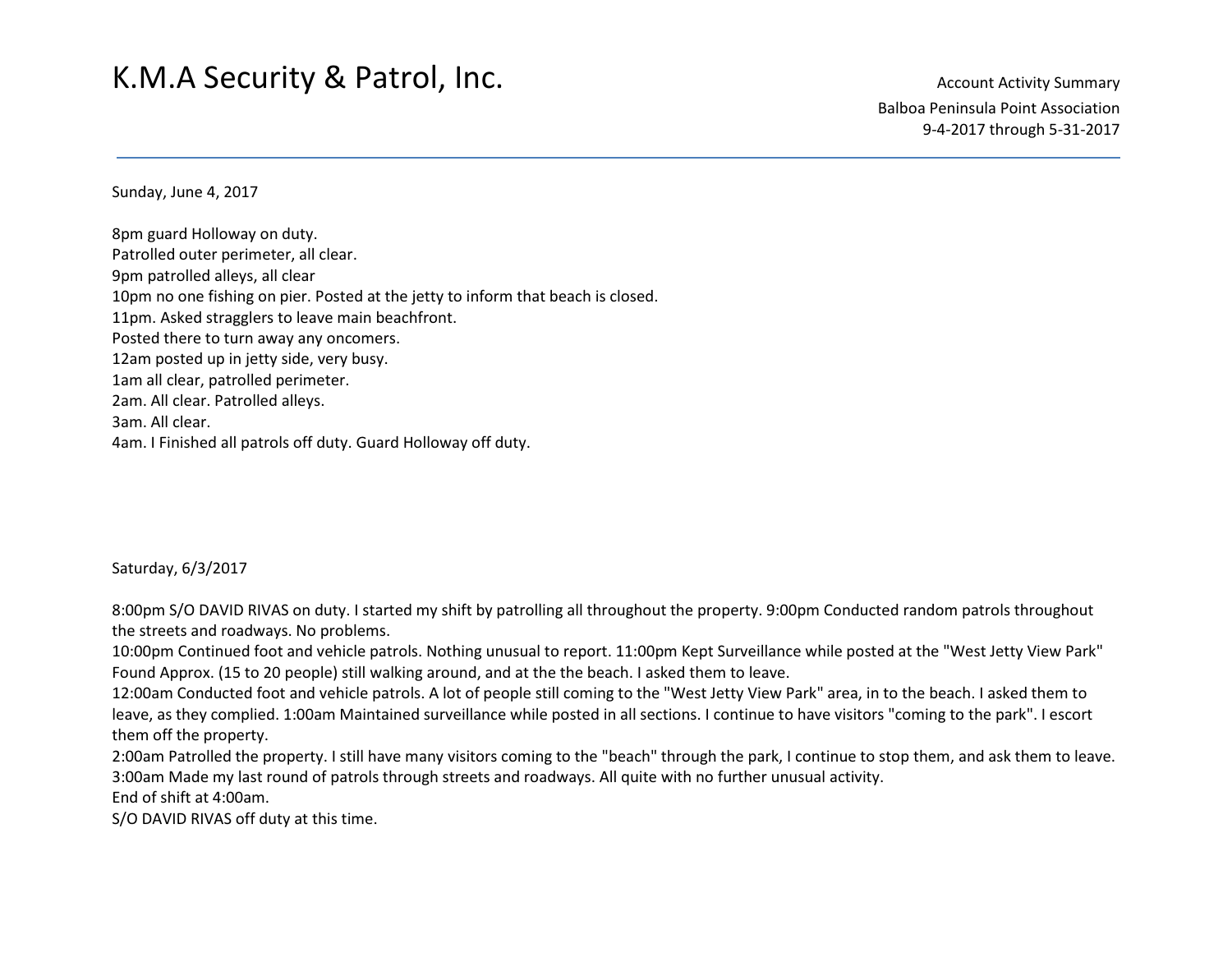# K.M.A Security & Patrol, Inc.

Account Activity Summary
Balboa Peninsula Point Association
9-4-2017 through 5-31-2017

---

Sunday, June 4, 2017

8pm guard Holloway on duty.
Patrolled outer perimeter, all clear.
9pm patrolled alleys, all clear
10pm no one fishing on pier. Posted at the jetty to inform that beach is closed.
11pm. Asked stragglers to leave main beachfront.
Posted there to turn away any oncomers.
12am posted up in jetty side, very busy.
1am all clear, patrolled perimeter.
2am. All clear. Patrolled alleys.
3am. All clear.
4am. I Finished all patrols off duty. Guard Holloway off duty.

Saturday, 6/3/2017

8:00pm S/O DAVID RIVAS on duty. I started my shift by patrolling all throughout the property. 9:00pm Conducted random patrols throughout the streets and roadways. No problems.
10:00pm Continued foot and vehicle patrols. Nothing unusual to report. 11:00pm Kept Surveillance while posted at the "West Jetty View Park" Found Approx. (15 to 20 people) still walking around, and at the the beach. I asked them to leave.
12:00am Conducted foot and vehicle patrols. A lot of people still coming to the "West Jetty View Park" area, in to the beach. I asked them to leave, as they complied. 1:00am Maintained surveillance while posted in all sections. I continue to have visitors "coming to the park". I escort them off the property.
2:00am Patrolled the property. I still have many visitors coming to the "beach" through the park, I continue to stop them, and ask them to leave.
3:00am Made my last round of patrols through streets and roadways. All quite with no further unusual activity.
End of shift at 4:00am.
S/O DAVID RIVAS off duty at this time.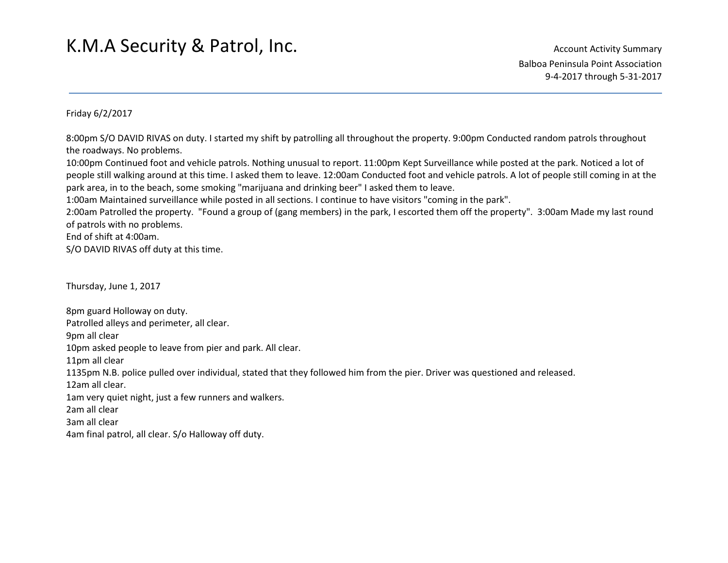# K.M.A Security & Patrol, Inc.

Account Activity Summary
Balboa Peninsula Point Association
9-4-2017 through 5-31-2017

Friday 6/2/2017

8:00pm S/O DAVID RIVAS on duty. I started my shift by patrolling all throughout the property. 9:00pm Conducted random patrols throughout the roadways. No problems.
10:00pm Continued foot and vehicle patrols. Nothing unusual to report. 11:00pm Kept Surveillance while posted at the park. Noticed a lot of people still walking around at this time. I asked them to leave. 12:00am Conducted foot and vehicle patrols. A lot of people still coming in at the park area, in to the beach, some smoking "marijuana and drinking beer" I asked them to leave.
1:00am Maintained surveillance while posted in all sections. I continue to have visitors "coming in the park".
2:00am Patrolled the property. "Found a group of (gang members) in the park, I escorted them off the property". 3:00am Made my last round of patrols with no problems.
End of shift at 4:00am.
S/O DAVID RIVAS off duty at this time.

Thursday, June 1, 2017

8pm guard Holloway on duty.
Patrolled alleys and perimeter, all clear.
9pm all clear
10pm asked people to leave from pier and park. All clear.
11pm all clear
1135pm N.B. police pulled over individual, stated that they followed him from the pier. Driver was questioned and released.
12am all clear.
1am very quiet night, just a few runners and walkers.
2am all clear
3am all clear
4am final patrol, all clear. S/o Halloway off duty.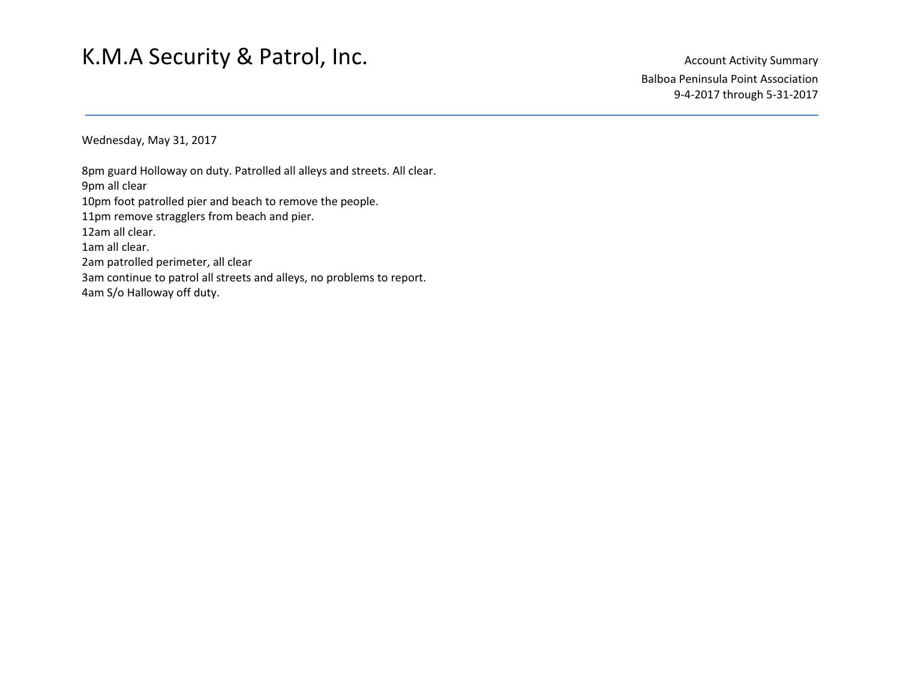Wednesday, May 31, 2017

8pm guard Holloway on duty. Patrolled all alleys and streets. All clear.
9pm all clear
10pm foot patrolled pier and beach to remove the people.
11pm remove stragglers from beach and pier.
12am all clear.
1am all clear.
2am patrolled perimeter, all clear
3am continue to patrol all streets and alleys, no problems to report.
4am S/o Halloway off duty.